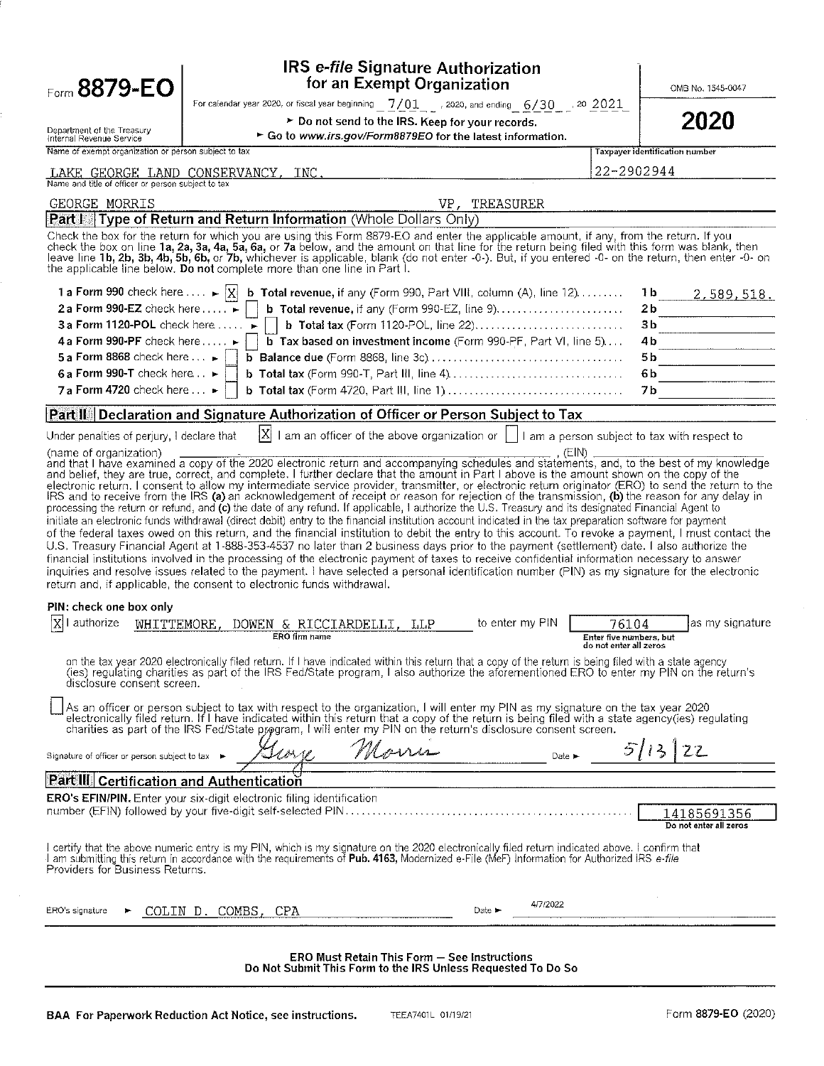Form **8879-EO**

Department of the Treasury
Internal Revenue Service

# IRS *e-file* Signature Authorization for an Exempt Organization

For calendar year 2020, or fiscal year beginning 7/01, 2020, and ending 6/30, 20 2021

► Do not send to the IRS. Keep for your records.

► Go to *www.irs.gov/Form8879EO* for the latest information.

OMB No. 1545-0047

**2020**

Name of exempt organization or person subject to tax: LAKE GEORGE LAND CONSERVANCY, INC.

Taxpayer identification number: 22-2902944

Name and title of officer or person subject to tax: GEORGE MORRIS VP, TREASURER

## Part I Type of Return and Return Information (Whole Dollars Only)

Check the box for the return for which you are using this Form 8879-EO and enter the applicable amount, if any, from the return. If you check the box on line **1a, 2a, 3a, 4a, 5a, 6a,** or **7a** below, and the amount on that line for the return being filed with this form was blank, then leave line **1b, 2b, 3b, 4b, 5b, 6b,** or **7b**, whichever is applicable, blank (do not enter -0-). But, if you entered -0- on the return, then enter -0- on the applicable line below. **Do not** complete more than one line in Part I.

| | | | |
|---|---|---|---|
| **1 a Form 990** check here ► [X] | **b Total revenue,** if any (Form 990, Part VIII, column (A), line 12) | **1b** | 2,589,518. |
| **2 a Form 990-EZ** check here ► [ ] | **b Total revenue,** if any (Form 990-EZ, line 9) | **2b** | |
| **3 a Form 1120-POL** check here ► [ ] | **b Total tax** (Form 1120-POL, line 22) | **3b** | |
| **4 a Form 990-PF** check here ► [ ] | **b Tax based on investment income** (Form 990-PF, Part VI, line 5) | **4b** | |
| **5 a Form 8868** check here ► [ ] | **b Balance due** (Form 8868, line 3c) | **5b** | |
| **6 a Form 990-T** check here ► [ ] | **b Total tax** (Form 990-T, Part III, line 4) | **6b** | |
| **7 a Form 4720** check here ► [ ] | **b Total tax** (Form 4720, Part III, line 1) | **7b** | |

## Part II Declaration and Signature Authorization of Officer or Person Subject to Tax

Under penalties of perjury, I declare that [X] I am an officer of the above organization or [ ] I am a person subject to tax with respect to (name of organization) \_\_\_\_\_\_\_\_\_\_, (EIN) \_\_\_\_\_\_\_\_\_\_ and that I have examined a copy of the 2020 electronic return and accompanying schedules and statements, and, to the best of my knowledge and belief, they are true, correct, and complete. I further declare that the amount in Part I above is the amount shown on the copy of the electronic return. I consent to allow my intermediate service provider, transmitter, or electronic return originator (ERO) to send the return to the IRS and to receive from the IRS **(a)** an acknowledgement of receipt or reason for rejection of the transmission, **(b)** the reason for any delay in processing the return or refund, and **(c)** the date of any refund. If applicable, I authorize the U.S. Treasury and its designated Financial Agent to initiate an electronic funds withdrawal (direct debit) entry to the financial institution account indicated in the tax preparation software for payment of the federal taxes owed on this return, and the financial institution to debit the entry to this account. To revoke a payment, I must contact the U.S. Treasury Financial Agent at 1-888-353-4537 no later than 2 business days prior to the payment (settlement) date. I also authorize the financial institutions involved in the processing of the electronic payment of taxes to receive confidential information necessary to answer inquiries and resolve issues related to the payment. I have selected a personal identification number (PIN) as my signature for the electronic return and, if applicable, the consent to electronic funds withdrawal.

**PIN: check one box only**

[X] I authorize WHITTEMORE, DOWEN & RICCIARDELLI, LLP (ERO firm name) to enter my PIN 76104 (Enter five numbers, but do not enter all zeros) as my signature on the tax year 2020 electronically filed return. If I have indicated within this return that a copy of the return is being filed with a state agency (ies) regulating charities as part of the IRS Fed/State program, I also authorize the aforementioned ERO to enter my PIN on the return's disclosure consent screen.

[ ] As an officer or person subject to tax with respect to the organization, I will enter my PIN as my signature on the tax year 2020 electronically filed return. If I have indicated within this return that a copy of the return is being filed with a state agency(ies) regulating charities as part of the IRS Fed/State program, I will enter my PIN on the return's disclosure consent screen.

Signature of officer or person subject to tax ► George Morris Date ► 5/13/22

## Part III Certification and Authentication

**ERO's EFIN/PIN.** Enter your six-digit electronic filing identification number (EFIN) followed by your five-digit self-selected PIN: 14185691356 (Do not enter all zeros)

I certify that the above numeric entry is my PIN, which is my signature on the 2020 electronically filed return indicated above. I confirm that I am submitting this return in accordance with the requirements of **Pub. 4163,** Modernized e-File (MeF) Information for Authorized IRS *e-file* Providers for Business Returns.

ERO's signature ► COLIN D. COMBS, CPA Date ► 4/7/2022

**ERO Must Retain This Form — See Instructions**
**Do Not Submit This Form to the IRS Unless Requested To Do So**

**BAA For Paperwork Reduction Act Notice, see instructions.** TEEA7401L 01/19/21 Form **8879-EO** (2020)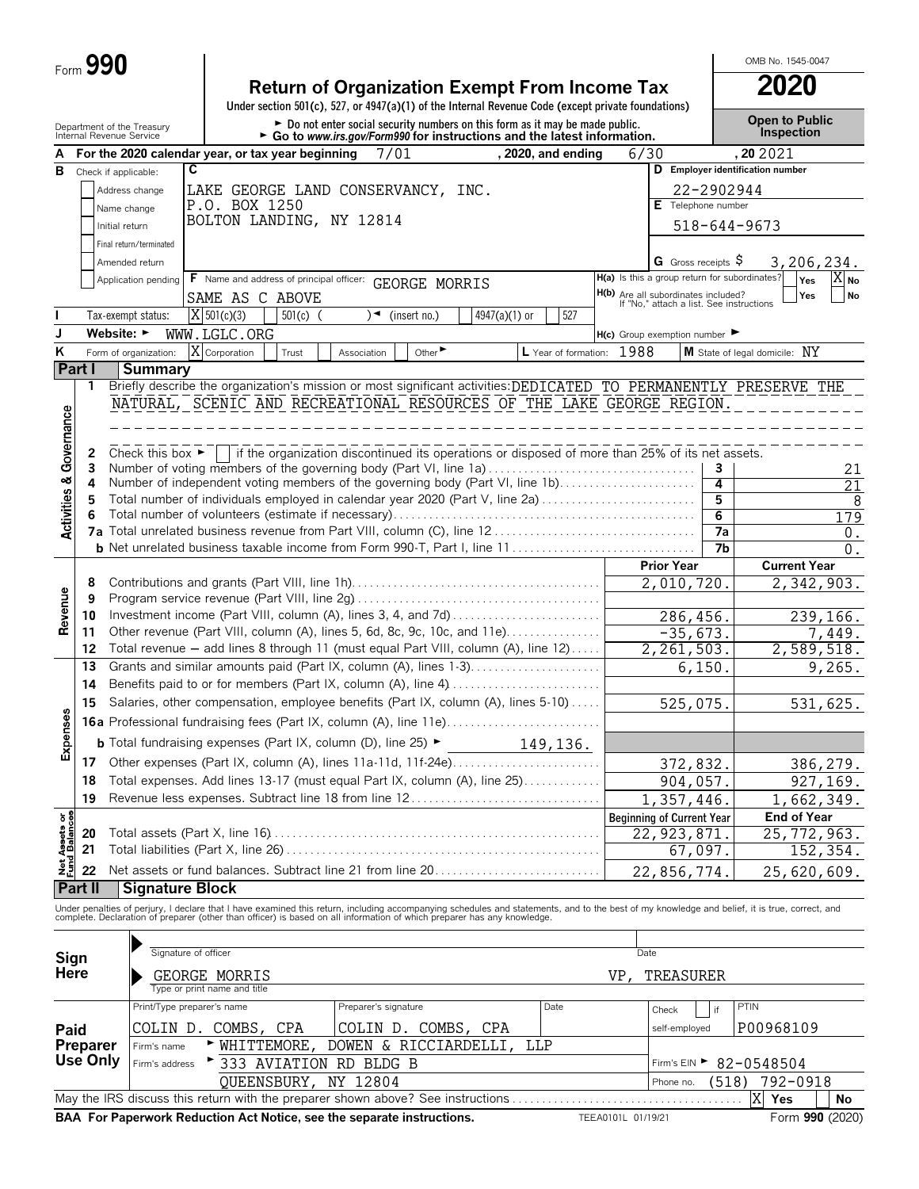Form **990**

# Return of Organization Exempt From Income Tax

OMB No. 1545-0047

**2020**

Under section 501(c), 527, or 4947(a)(1) of the Internal Revenue Code (except private foundations)

► Do not enter social security numbers on this form as it may be made public.
► Go to *www.irs.gov/Form990* for instructions and the latest information.

Department of the Treasury
Internal Revenue Service

**Open to Public Inspection**

**A** For the 2020 calendar year, or tax year beginning 7/01 , 2020, and ending 6/30 , 20 2021

**B** Check if applicable:
- Address change
- Name change
- Initial return
- Final return/terminated
- Amended return
- Application pending

**C** LAKE GEORGE LAND CONSERVANCY, INC.
P.O. BOX 1250
BOLTON LANDING, NY 12814

**D** Employer identification number: 22-2902944

**E** Telephone number: 518-644-9673

**G** Gross receipts $ 3,206,234.

**F** Name and address of principal officer: GEORGE MORRIS
SAME AS C ABOVE

**H(a)** Is this a group return for subordinates? Yes [ ] No [X]

**H(b)** Are all subordinates included? Yes [ ] No [ ]
If "No," attach a list. See instructions

**I** Tax-exempt status: [X] 501(c)(3) [ ] 501(c) ( ) ◄ (insert no.) [ ] 4947(a)(1) or [ ] 527

**J** Website: ► WWW.LGLC.ORG

**H(c)** Group exemption number ►

**K** Form of organization: [X] Corporation [ ] Trust [ ] Association [ ] Other ►

**L** Year of formation: 1988

**M** State of legal domicile: NY

## Part I Summary

**Activities & Governance**

1 Briefly describe the organization's mission or most significant activities: DEDICATED TO PERMANENTLY PRESERVE THE NATURAL, SCENIC AND RECREATIONAL RESOURCES OF THE LAKE GEORGE REGION.

2 Check this box ► [ ] if the organization discontinued its operations or disposed of more than 25% of its net assets.

| | | | |
|---|---|---|---|
| 3 | Number of voting members of the governing body (Part VI, line 1a) | 3 | 21 |
| 4 | Number of independent voting members of the governing body (Part VI, line 1b) | 4 | 21 |
| 5 | Total number of individuals employed in calendar year 2020 (Part V, line 2a) | 5 | 8 |
| 6 | Total number of volunteers (estimate if necessary) | 6 | 179 |
| 7a | Total unrelated business revenue from Part VIII, column (C), line 12 | 7a | 0. |
| b | Net unrelated business taxable income from Form 990-T, Part I, line 11 | 7b | 0. |

| | | | Prior Year | Current Year |
|---|---|---|---|---|
| **Revenue** | 8 | Contributions and grants (Part VIII, line 1h) | 2,010,720. | 2,342,903. |
| | 9 | Program service revenue (Part VIII, line 2g) | | |
| | 10 | Investment income (Part VIII, column (A), lines 3, 4, and 7d) | 286,456. | 239,166. |
| | 11 | Other revenue (Part VIII, column (A), lines 5, 6d, 8c, 9c, 10c, and 11e) | -35,673. | 7,449. |
| | 12 | Total revenue — add lines 8 through 11 (must equal Part VIII, column (A), line 12) | 2,261,503. | 2,589,518. |
| **Expenses** | 13 | Grants and similar amounts paid (Part IX, column (A), lines 1-3) | 6,150. | 9,265. |
| | 14 | Benefits paid to or for members (Part IX, column (A), line 4) | | |
| | 15 | Salaries, other compensation, employee benefits (Part IX, column (A), lines 5-10) | 525,075. | 531,625. |
| | 16a | Professional fundraising fees (Part IX, column (A), line 11e) | | |
| | b | Total fundraising expenses (Part IX, column (D), line 25) ► 149,136. | | |
| | 17 | Other expenses (Part IX, column (A), lines 11a-11d, 11f-24e) | 372,832. | 386,279. |
| | 18 | Total expenses. Add lines 13-17 (must equal Part IX, column (A), line 25) | 904,057. | 927,169. |
| | 19 | Revenue less expenses. Subtract line 18 from line 12 | 1,357,446. | 1,662,349. |
| | | | **Beginning of Current Year** | **End of Year** |
| **Net Assets or Fund Balances** | 20 | Total assets (Part X, line 16) | 22,923,871. | 25,772,963. |
| | 21 | Total liabilities (Part X, line 26) | 67,097. | 152,354. |
| | 22 | Net assets or fund balances. Subtract line 21 from line 20 | 22,856,774. | 25,620,609. |

## Part II Signature Block

Under penalties of perjury, I declare that I have examined this return, including accompanying schedules and statements, and to the best of my knowledge and belief, it is true, correct, and complete. Declaration of preparer (other than officer) is based on all information of which preparer has any knowledge.

**Sign Here**

Signature of officer | Date

GEORGE MORRIS VP, TREASURER
Type or print name and title

**Paid Preparer Use Only**

| Print/Type preparer's name | Preparer's signature | Date | Check [ ] if self-employed | PTIN |
|---|---|---|---|---|
| COLIN D. COMBS, CPA | COLIN D. COMBS, CPA | | | P00968109 |

Firm's name ► WHITTEMORE, DOWEN & RICCIARDELLI, LLP

Firm's address ► 333 AVIATION RD BLDG B
QUEENSBURY, NY 12804

Firm's EIN ► 82-0548504

Phone no. (518) 792-0918

May the IRS discuss this return with the preparer shown above? See instructions [X] Yes [ ] No

**BAA For Paperwork Reduction Act Notice, see the separate instructions.** TEEA0101L 01/19/21 Form **990** (2020)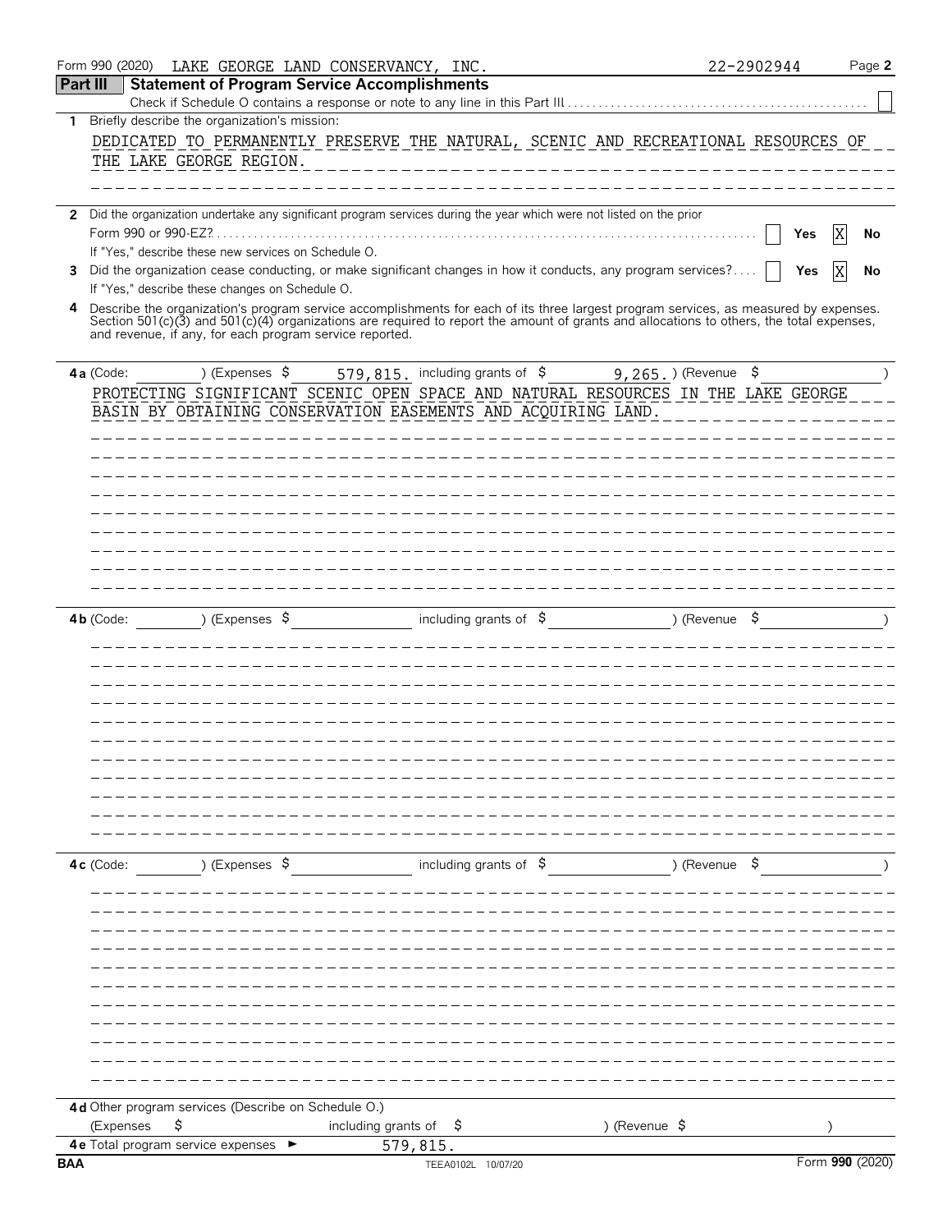Form 990 (2020) LAKE GEORGE LAND CONSERVANCY, INC. 22-2902944 Page **2**

## Part III Statement of Program Service Accomplishments

Check if Schedule O contains a response or note to any line in this Part III . . . . . . ☐

**1** Briefly describe the organization's mission:

DEDICATED TO PERMANENTLY PRESERVE THE NATURAL, SCENIC AND RECREATIONAL RESOURCES OF THE LAKE GEORGE REGION.

**2** Did the organization undertake any significant program services during the year which were not listed on the prior Form 990 or 990-EZ? . . . . ☐ Yes ☒ No

If "Yes," describe these new services on Schedule O.

**3** Did the organization cease conducting, or make significant changes in how it conducts, any program services? . . . . ☐ Yes ☒ No

If "Yes," describe these changes on Schedule O.

**4** Describe the organization's program service accomplishments for each of its three largest program services, as measured by expenses. Section 501(c)(3) and 501(c)(4) organizations are required to report the amount of grants and allocations to others, the total expenses, and revenue, if any, for each program service reported.

**4a** (Code: ) (Expenses $ 579,815. including grants of $ 9,265. ) (Revenue $ )

PROTECTING SIGNIFICANT SCENIC OPEN SPACE AND NATURAL RESOURCES IN THE LAKE GEORGE BASIN BY OBTAINING CONSERVATION EASEMENTS AND ACQUIRING LAND.

**4b** (Code: ) (Expenses $ including grants of $ ) (Revenue $ )

**4c** (Code: ) (Expenses $ including grants of $ ) (Revenue $ )

**4d** Other program services (Describe on Schedule O.)

(Expenses $ including grants of $ ) (Revenue $ )

**4e** Total program service expenses ► 579,815.

BAA TEEA0102L 10/07/20 Form **990** (2020)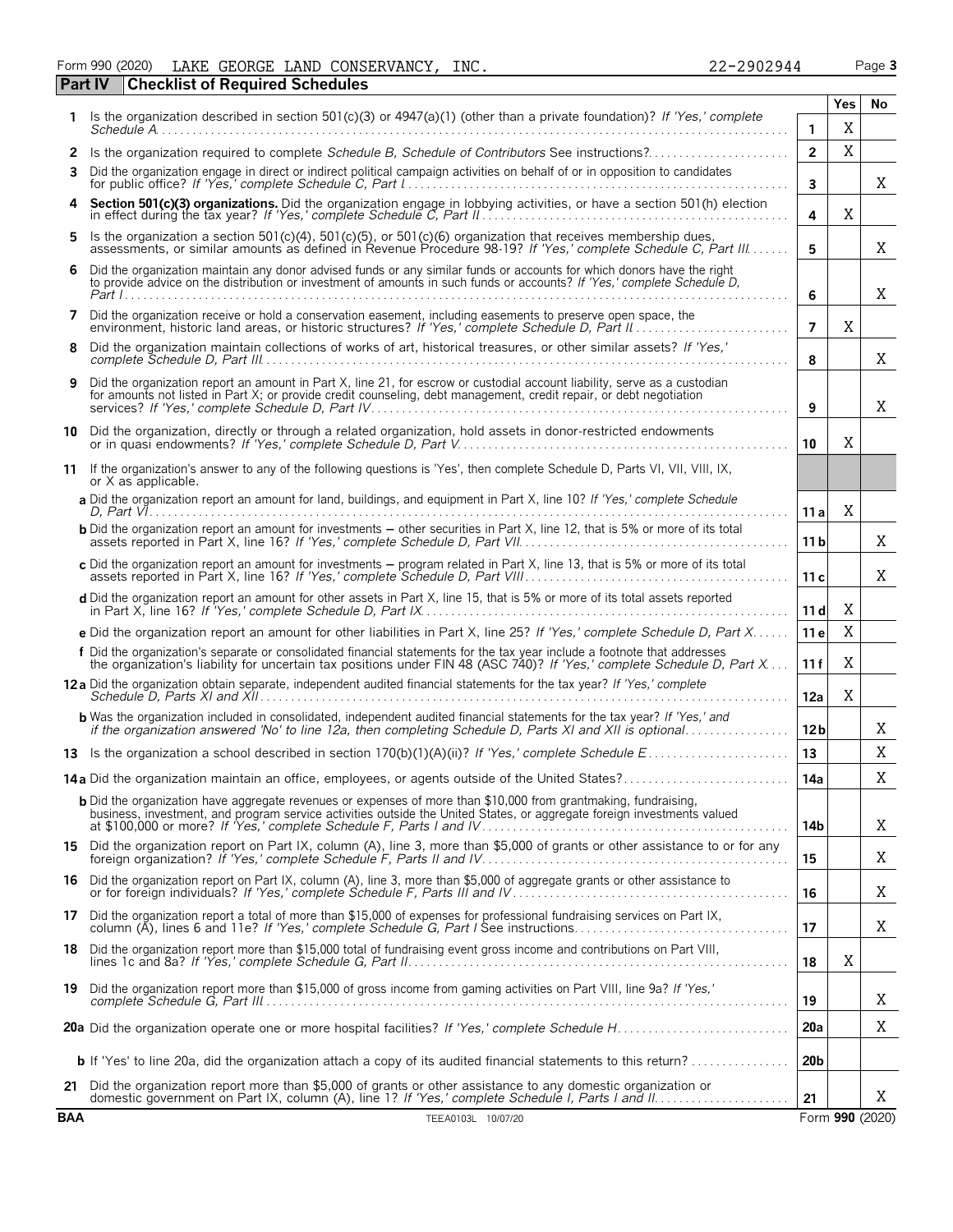Form 990 (2020) LAKE GEORGE LAND CONSERVANCY, INC. 22-2902944 Page 3

**Part IV Checklist of Required Schedules**

| | | | Yes | No |
|---|---|---|---|---|
| 1 | Is the organization described in section 501(c)(3) or 4947(a)(1) (other than a private foundation)? *If 'Yes,' complete Schedule A* | 1 | X | |
| 2 | Is the organization required to complete *Schedule B, Schedule of Contributors* See instructions? | 2 | X | |
| 3 | Did the organization engage in direct or indirect political campaign activities on behalf of or in opposition to candidates for public office? *If 'Yes,' complete Schedule C, Part I* | 3 | | X |
| 4 | **Section 501(c)(3) organizations.** Did the organization engage in lobbying activities, or have a section 501(h) election in effect during the tax year? *If 'Yes,' complete Schedule C, Part II* | 4 | X | |
| 5 | Is the organization a section 501(c)(4), 501(c)(5), or 501(c)(6) organization that receives membership dues, assessments, or similar amounts as defined in Revenue Procedure 98-19? *If 'Yes,' complete Schedule C, Part III* | 5 | | X |
| 6 | Did the organization maintain any donor advised funds or any similar funds or accounts for which donors have the right to provide advice on the distribution or investment of amounts in such funds or accounts? *If 'Yes,' complete Schedule D, Part I* | 6 | | X |
| 7 | Did the organization receive or hold a conservation easement, including easements to preserve open space, the environment, historic land areas, or historic structures? *If 'Yes,' complete Schedule D, Part II* | 7 | X | |
| 8 | Did the organization maintain collections of works of art, historical treasures, or other similar assets? *If 'Yes,' complete Schedule D, Part III* | 8 | | X |
| 9 | Did the organization report an amount in Part X, line 21, for escrow or custodial account liability, serve as a custodian for amounts not listed in Part X; or provide credit counseling, debt management, credit repair, or debt negotiation services? *If 'Yes,' complete Schedule D, Part IV* | 9 | | X |
| 10 | Did the organization, directly or through a related organization, hold assets in donor-restricted endowments or in quasi endowments? *If 'Yes,' complete Schedule D, Part V* | 10 | X | |
| 11 | If the organization's answer to any of the following questions is 'Yes', then complete Schedule D, Parts VI, VII, VIII, IX, or X as applicable. | | | |
| | **a** Did the organization report an amount for land, buildings, and equipment in Part X, line 10? *If 'Yes,' complete Schedule D, Part VI* | 11 a | X | |
| | **b** Did the organization report an amount for investments – other securities in Part X, line 12, that is 5% or more of its total assets reported in Part X, line 16? *If 'Yes,' complete Schedule D, Part VII* | 11 b | | X |
| | **c** Did the organization report an amount for investments – program related in Part X, line 13, that is 5% or more of its total assets reported in Part X, line 16? *If 'Yes,' complete Schedule D, Part VIII* | 11 c | | X |
| | **d** Did the organization report an amount for other assets in Part X, line 15, that is 5% or more of its total assets reported in Part X, line 16? *If 'Yes,' complete Schedule D, Part IX* | 11 d | X | |
| | **e** Did the organization report an amount for other liabilities in Part X, line 25? *If 'Yes,' complete Schedule D, Part X* | 11 e | X | |
| | **f** Did the organization's separate or consolidated financial statements for the tax year include a footnote that addresses the organization's liability for uncertain tax positions under FIN 48 (ASC 740)? *If 'Yes,' complete Schedule D, Part X* | 11 f | X | |
| 12 | **a** Did the organization obtain separate, independent audited financial statements for the tax year? *If 'Yes,' complete Schedule D, Parts XI and XII* | 12a | X | |
| | **b** Was the organization included in consolidated, independent audited financial statements for the tax year? *If 'Yes,' and if the organization answered 'No' to line 12a, then completing Schedule D, Parts XI and XII is optional* | 12b | | X |
| 13 | Is the organization a school described in section 170(b)(1)(A)(ii)? *If 'Yes,' complete Schedule E* | 13 | | X |
| 14 | **a** Did the organization maintain an office, employees, or agents outside of the United States? | 14a | | X |
| | **b** Did the organization have aggregate revenues or expenses of more than $10,000 from grantmaking, fundraising, business, investment, and program service activities outside the United States, or aggregate foreign investments valued at $100,000 or more? *If 'Yes,' complete Schedule F, Parts I and IV* | 14b | | X |
| 15 | Did the organization report on Part IX, column (A), line 3, more than $5,000 of grants or other assistance to or for any foreign organization? *If 'Yes,' complete Schedule F, Parts II and IV* | 15 | | X |
| 16 | Did the organization report on Part IX, column (A), line 3, more than $5,000 of aggregate grants or other assistance to or for foreign individuals? *If 'Yes,' complete Schedule F, Parts III and IV* | 16 | | X |
| 17 | Did the organization report a total of more than $15,000 of expenses for professional fundraising services on Part IX, column (A), lines 6 and 11e? *If 'Yes,' complete Schedule G, Part I* See instructions | 17 | | X |
| 18 | Did the organization report more than $15,000 total of fundraising event gross income and contributions on Part VIII, lines 1c and 8a? *If 'Yes,' complete Schedule G, Part II* | 18 | X | |
| 19 | Did the organization report more than $15,000 of gross income from gaming activities on Part VIII, line 9a? *If 'Yes,' complete Schedule G, Part III* | 19 | | X |
| 20 | **a** Did the organization operate one or more hospital facilities? *If 'Yes,' complete Schedule H* | 20a | | X |
| | **b** If 'Yes' to line 20a, did the organization attach a copy of its audited financial statements to this return? | 20b | | |
| 21 | Did the organization report more than $5,000 of grants or other assistance to any domestic organization or domestic government on Part IX, column (A), line 1? *If 'Yes,' complete Schedule I, Parts I and II* | 21 | | X |

BAA TEEA0103L 10/07/20 Form **990** (2020)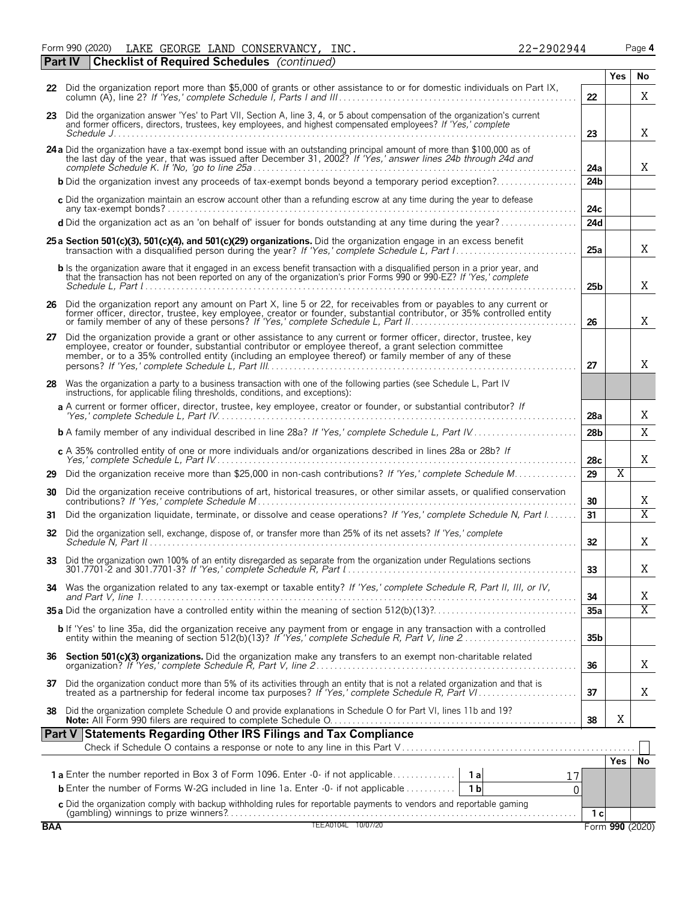Form 990 (2020) LAKE GEORGE LAND CONSERVANCY, INC. 22-2902944 Page 4

## Part IV Checklist of Required Schedules *(continued)*

| | | | Yes | No |
|---|---|---|---|---|
| 22 | Did the organization report more than $5,000 of grants or other assistance to or for domestic individuals on Part IX, column (A), line 2? *If 'Yes,' complete Schedule I, Parts I and III* | 22 | | X |
| 23 | Did the organization answer 'Yes' to Part VII, Section A, line 3, 4, or 5 about compensation of the organization's current and former officers, directors, trustees, key employees, and highest compensated employees? *If 'Yes,' complete Schedule J* | 23 | | X |
| 24a | Did the organization have a tax-exempt bond issue with an outstanding principal amount of more than $100,000 as of the last day of the year, that was issued after December 31, 2002? *If 'Yes,' answer lines 24b through 24d and complete Schedule K. If 'No, go to line 25a* | 24a | | X |
| b | Did the organization invest any proceeds of tax-exempt bonds beyond a temporary period exception? | 24b | | |
| c | Did the organization maintain an escrow account other than a refunding escrow at any time during the year to defease any tax-exempt bonds? | 24c | | |
| d | Did the organization act as an 'on behalf of' issuer for bonds outstanding at any time during the year? | 24d | | |
| 25a | **Section 501(c)(3), 501(c)(4), and 501(c)(29) organizations.** Did the organization engage in an excess benefit transaction with a disqualified person during the year? *If 'Yes,' complete Schedule L, Part I* | 25a | | X |
| b | Is the organization aware that it engaged in an excess benefit transaction with a disqualified person in a prior year, and that the transaction has not been reported on any of the organization's prior Forms 990 or 990-EZ? *If 'Yes,' complete Schedule L, Part I* | 25b | | X |
| 26 | Did the organization report any amount on Part X, line 5 or 22, for receivables from or payables to any current or former officer, director, trustee, key employee, creator or founder, substantial contributor, or 35% controlled entity or family member of any of these persons? *If 'Yes,' complete Schedule L, Part II* | 26 | | X |
| 27 | Did the organization provide a grant or other assistance to any current or former officer, director, trustee, key employee, creator or founder, substantial contributor or employee thereof, a grant selection committee member, or to a 35% controlled entity (including an employee thereof) or family member of any of these persons? *If 'Yes,' complete Schedule L, Part III* | 27 | | X |
| 28 | Was the organization a party to a business transaction with one of the following parties (see Schedule L, Part IV instructions, for applicable filing thresholds, conditions, and exceptions): | | | |
| a | A current or former officer, director, trustee, key employee, creator or founder, or substantial contributor? *If 'Yes,' complete Schedule L, Part IV* | 28a | | X |
| b | A family member of any individual described in line 28a? *If 'Yes,' complete Schedule L, Part IV* | 28b | | X |
| c | A 35% controlled entity of one or more individuals and/or organizations described in lines 28a or 28b? *If Yes,' complete Schedule L, Part IV* | 28c | | X |
| 29 | Did the organization receive more than $25,000 in non-cash contributions? *If 'Yes,' complete Schedule M* | 29 | X | |
| 30 | Did the organization receive contributions of art, historical treasures, or other similar assets, or qualified conservation contributions? *If 'Yes,' complete Schedule M* | 30 | | X |
| 31 | Did the organization liquidate, terminate, or dissolve and cease operations? *If 'Yes,' complete Schedule N, Part I* | 31 | | X |
| 32 | Did the organization sell, exchange, dispose of, or transfer more than 25% of its net assets? *If 'Yes,' complete Schedule N, Part II* | 32 | | X |
| 33 | Did the organization own 100% of an entity disregarded as separate from the organization under Regulations sections 301.7701-2 and 301.7701-3? *If 'Yes,' complete Schedule R, Part I* | 33 | | X |
| 34 | Was the organization related to any tax-exempt or taxable entity? *If 'Yes,' complete Schedule R, Part II, III, or IV, and Part V, line 1* | 34 | | X |
| 35a | Did the organization have a controlled entity within the meaning of section 512(b)(13)? | 35a | | X |
| b | If 'Yes' to line 35a, did the organization receive any payment from or engage in any transaction with a controlled entity within the meaning of section 512(b)(13)? *If 'Yes,' complete Schedule R, Part V, line 2* | 35b | | |
| 36 | **Section 501(c)(3) organizations.** Did the organization make any transfers to an exempt non-charitable related organization? *If 'Yes,' complete Schedule R, Part V, line 2* | 36 | | X |
| 37 | Did the organization conduct more than 5% of its activities through an entity that is not a related organization and that is treated as a partnership for federal income tax purposes? *If 'Yes,' complete Schedule R, Part VI* | 37 | | X |
| 38 | Did the organization complete Schedule O and provide explanations in Schedule O for Part VI, lines 11b and 19? **Note:** All Form 990 filers are required to complete Schedule O. | 38 | X | |

## Part V Statements Regarding Other IRS Filings and Tax Compliance

Check if Schedule O contains a response or note to any line in this Part V ☐

| | | | | | Yes | No |
|---|---|---|---|---|---|---|
| 1a | Enter the number reported in Box 3 of Form 1096. Enter -0- if not applicable | 1a | 17 | | | |
| b | Enter the number of Forms W-2G included in line 1a. Enter -0- if not applicable | 1b | 0 | | | |
| c | Did the organization comply with backup withholding rules for reportable payments to vendors and reportable gaming (gambling) winnings to prize winners? | | | 1c | | |

BAA TEEA0104L 10/07/20 Form **990** (2020)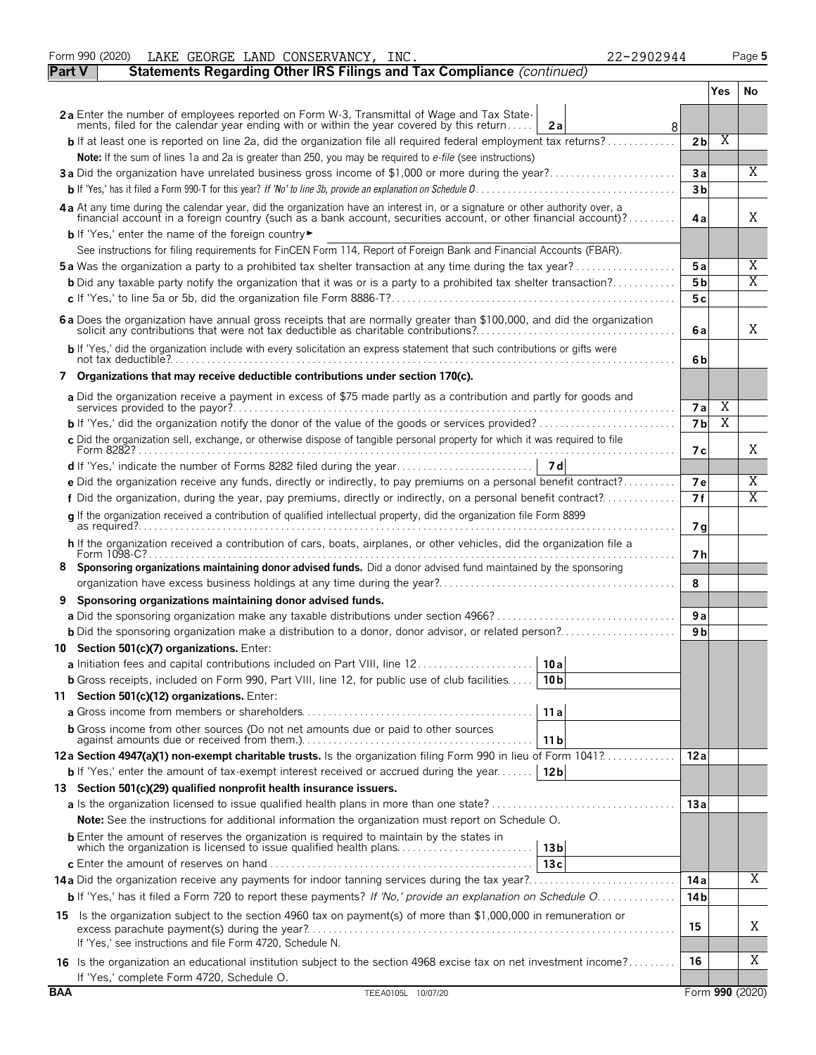Form 990 (2020) LAKE GEORGE LAND CONSERVANCY, INC. 22-2902944 Page 5

## Part V — Statements Regarding Other IRS Filings and Tax Compliance *(continued)*

| | | | Yes | No |
|---|---|---|---|---|
| **2a** | Enter the number of employees reported on Form W-3, Transmittal of Wage and Tax Statements, filed for the calendar year ending with or within the year covered by this return — 2a: 8 | | | |
| **b** | If at least one is reported on line 2a, did the organization file all required federal employment tax returns? | 2b | X | |
| | **Note:** If the sum of lines 1a and 2a is greater than 250, you may be required to *e-file* (see instructions) | | | |
| **3a** | Did the organization have unrelated business gross income of $1,000 or more during the year? | 3a | | X |
| **b** | If 'Yes,' has it filed a Form 990-T for this year? *If 'No' to line 3b, provide an explanation on Schedule O* | 3b | | |
| **4a** | At any time during the calendar year, did the organization have an interest in, or a signature or other authority over, a financial account in a foreign country (such as a bank account, securities account, or other financial account)? | 4a | | X |
| **b** | If 'Yes,' enter the name of the foreign country ► | | | |
| | See instructions for filing requirements for FinCEN Form 114, Report of Foreign Bank and Financial Accounts (FBAR). | | | |
| **5a** | Was the organization a party to a prohibited tax shelter transaction at any time during the tax year? | 5a | | X |
| **b** | Did any taxable party notify the organization that it was or is a party to a prohibited tax shelter transaction? | 5b | | X |
| **c** | If 'Yes,' to line 5a or 5b, did the organization file Form 8886-T? | 5c | | |
| **6a** | Does the organization have annual gross receipts that are normally greater than $100,000, and did the organization solicit any contributions that were not tax deductible as charitable contributions? | 6a | | X |
| **b** | If 'Yes,' did the organization include with every solicitation an express statement that such contributions or gifts were not tax deductible? | 6b | | |
| **7** | **Organizations that may receive deductible contributions under section 170(c).** | | | |
| **a** | Did the organization receive a payment in excess of $75 made partly as a contribution and partly for goods and services provided to the payor? | 7a | X | |
| **b** | If 'Yes,' did the organization notify the donor of the value of the goods or services provided? | 7b | X | |
| **c** | Did the organization sell, exchange, or otherwise dispose of tangible personal property for which it was required to file Form 8282? | 7c | | X |
| **d** | If 'Yes,' indicate the number of Forms 8282 filed during the year — 7d | | | |
| **e** | Did the organization receive any funds, directly or indirectly, to pay premiums on a personal benefit contract? | 7e | | X |
| **f** | Did the organization, during the year, pay premiums, directly or indirectly, on a personal benefit contract? | 7f | | X |
| **g** | If the organization received a contribution of qualified intellectual property, did the organization file Form 8899 as required? | 7g | | |
| **h** | If the organization received a contribution of cars, boats, airplanes, or other vehicles, did the organization file a Form 1098-C? | 7h | | |
| **8** | **Sponsoring organizations maintaining donor advised funds.** Did a donor advised fund maintained by the sponsoring organization have excess business holdings at any time during the year? | 8 | | |
| **9** | **Sponsoring organizations maintaining donor advised funds.** | | | |
| **a** | Did the sponsoring organization make any taxable distributions under section 4966? | 9a | | |
| **b** | Did the sponsoring organization make a distribution to a donor, donor advisor, or related person? | 9b | | |
| **10** | **Section 501(c)(7) organizations.** Enter: | | | |
| **a** | Initiation fees and capital contributions included on Part VIII, line 12 — 10a | | | |
| **b** | Gross receipts, included on Form 990, Part VIII, line 12, for public use of club facilities — 10b | | | |
| **11** | **Section 501(c)(12) organizations.** Enter: | | | |
| **a** | Gross income from members or shareholders — 11a | | | |
| **b** | Gross income from other sources (Do not net amounts due or paid to other sources against amounts due or received from them.) — 11b | | | |
| **12a** | **Section 4947(a)(1) non-exempt charitable trusts.** Is the organization filing Form 990 in lieu of Form 1041? | 12a | | |
| **b** | If 'Yes,' enter the amount of tax-exempt interest received or accrued during the year — 12b | | | |
| **13** | **Section 501(c)(29) qualified nonprofit health insurance issuers.** | | | |
| **a** | Is the organization licensed to issue qualified health plans in more than one state? | 13a | | |
| | **Note:** See the instructions for additional information the organization must report on Schedule O. | | | |
| **b** | Enter the amount of reserves the organization is required to maintain by the states in which the organization is licensed to issue qualified health plans — 13b | | | |
| **c** | Enter the amount of reserves on hand — 13c | | | |
| **14a** | Did the organization receive any payments for indoor tanning services during the tax year? | 14a | | X |
| **b** | If 'Yes,' has it filed a Form 720 to report these payments? *If 'No,' provide an explanation on Schedule O* | 14b | | |
| **15** | Is the organization subject to the section 4960 tax on payment(s) of more than $1,000,000 in remuneration or excess parachute payment(s) during the year? If 'Yes,' see instructions and file Form 4720, Schedule N. | 15 | | X |
| **16** | Is the organization an educational institution subject to the section 4968 excise tax on net investment income? If 'Yes,' complete Form 4720, Schedule O. | 16 | | X |

BAA TEEA0105L 10/07/20 Form **990** (2020)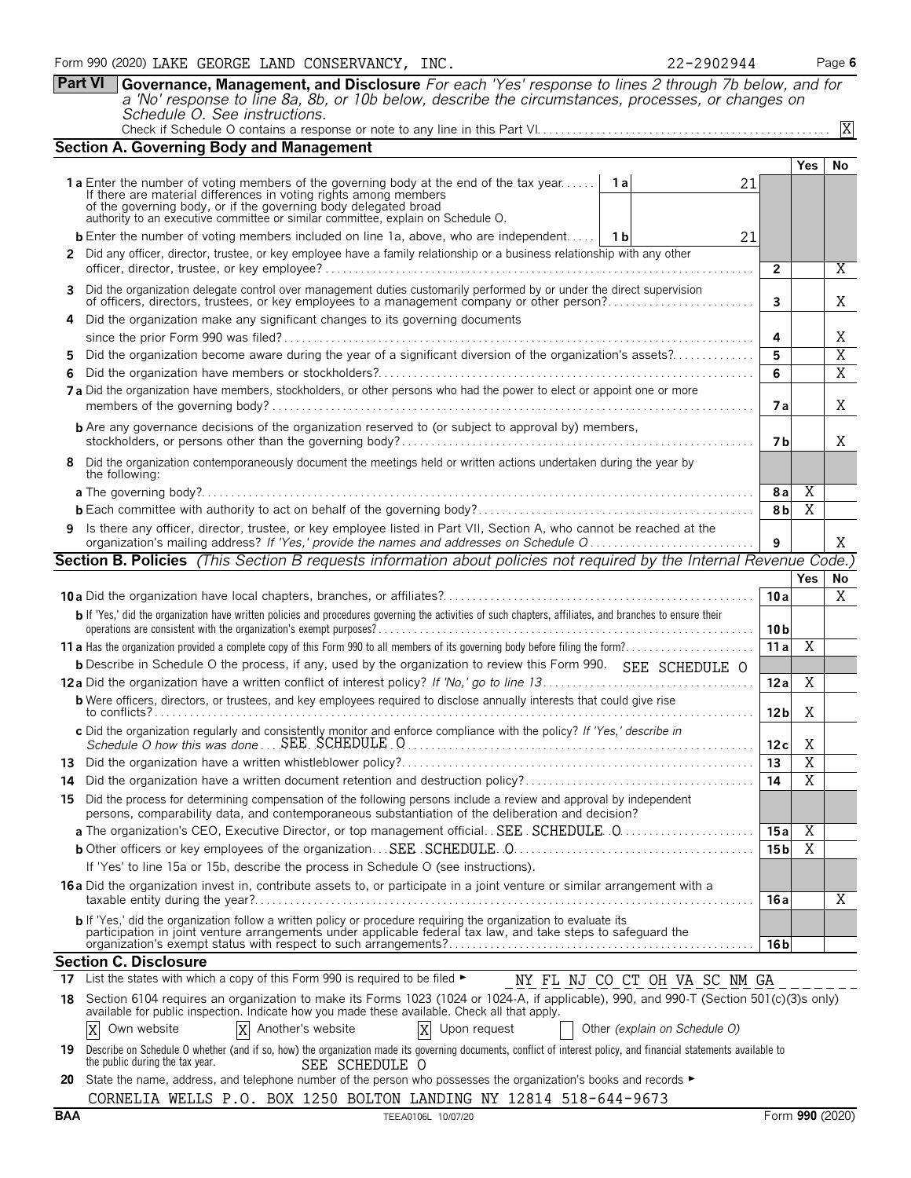Form 990 (2020) LAKE GEORGE LAND CONSERVANCY, INC. 22-2902944 Page 6

**Part VI Governance, Management, and Disclosure** *For each 'Yes' response to lines 2 through 7b below, and for a 'No' response to line 8a, 8b, or 10b below, describe the circumstances, processes, or changes on Schedule O. See instructions.*

Check if Schedule O contains a response or note to any line in this Part VI. X

## Section A. Governing Body and Management

| | | | Yes | No |
|---|---|---|---|---|
| **1a** Enter the number of voting members of the governing body at the end of the tax year. If there are material differences in voting rights among members of the governing body, or if the governing body delegated broad authority to an executive committee or similar committee, explain on Schedule O. | 1a 21 | | | |
| **b** Enter the number of voting members included on line 1a, above, who are independent. | 1b 21 | | | |
| **2** Did any officer, director, trustee, or key employee have a family relationship or a business relationship with any other officer, director, trustee, or key employee? | | 2 | | X |
| **3** Did the organization delegate control over management duties customarily performed by or under the direct supervision of officers, directors, trustees, or key employees to a management company or other person? | | 3 | | X |
| **4** Did the organization make any significant changes to its governing documents since the prior Form 990 was filed? | | 4 | | X |
| **5** Did the organization become aware during the year of a significant diversion of the organization's assets? | | 5 | | X |
| **6** Did the organization have members or stockholders? | | 6 | | X |
| **7a** Did the organization have members, stockholders, or other persons who had the power to elect or appoint one or more members of the governing body? | | 7a | | X |
| **b** Are any governance decisions of the organization reserved to (or subject to approval by) members, stockholders, or persons other than the governing body? | | 7b | | X |
| **8** Did the organization contemporaneously document the meetings held or written actions undertaken during the year by the following: | | | | |
| **a** The governing body? | | 8a | X | |
| **b** Each committee with authority to act on behalf of the governing body? | | 8b | X | |
| **9** Is there any officer, director, trustee, or key employee listed in Part VII, Section A, who cannot be reached at the organization's mailing address? *If 'Yes,' provide the names and addresses on Schedule O* | | 9 | | X |

## Section B. Policies *(This Section B requests information about policies not required by the Internal Revenue Code.)*

| | | Yes | No |
|---|---|---|---|
| **10a** Did the organization have local chapters, branches, or affiliates? | 10a | | X |
| **b** If 'Yes,' did the organization have written policies and procedures governing the activities of such chapters, affiliates, and branches to ensure their operations are consistent with the organization's exempt purposes? | 10b | | |
| **11a** Has the organization provided a complete copy of this Form 990 to all members of its governing body before filing the form? | 11a | X | |
| **b** Describe in Schedule O the process, if any, used by the organization to review this Form 990. SEE SCHEDULE O | | | |
| **12a** Did the organization have a written conflict of interest policy? *If 'No,' go to line 13* | 12a | X | |
| **b** Were officers, directors, or trustees, and key employees required to disclose annually interests that could give rise to conflicts? | 12b | X | |
| **c** Did the organization regularly and consistently monitor and enforce compliance with the policy? *If 'Yes,' describe in Schedule O how this was done* SEE SCHEDULE O | 12c | X | |
| **13** Did the organization have a written whistleblower policy? | 13 | X | |
| **14** Did the organization have a written document retention and destruction policy? | 14 | X | |
| **15** Did the process for determining compensation of the following persons include a review and approval by independent persons, comparability data, and contemporaneous substantiation of the deliberation and decision? | | | |
| **a** The organization's CEO, Executive Director, or top management official SEE SCHEDULE O | 15a | X | |
| **b** Other officers or key employees of the organization SEE SCHEDULE O | 15b | X | |
| If 'Yes' to line 15a or 15b, describe the process in Schedule O (see instructions). | | | |
| **16a** Did the organization invest in, contribute assets to, or participate in a joint venture or similar arrangement with a taxable entity during the year? | 16a | | X |
| **b** If 'Yes,' did the organization follow a written policy or procedure requiring the organization to evaluate its participation in joint venture arrangements under applicable federal tax law, and take steps to safeguard the organization's exempt status with respect to such arrangements? | 16b | | |

## Section C. Disclosure

**17** List the states with which a copy of this Form 990 is required to be filed ► NY FL NJ CO CT OH VA SC NM GA

**18** Section 6104 requires an organization to make its Forms 1023 (1024 or 1024-A, if applicable), 990, and 990-T (Section 501(c)(3)s only) available for public inspection. Indicate how you made these available. Check all that apply.

[X] Own website [X] Another's website [X] Upon request [ ] Other *(explain on Schedule O)*

**19** Describe on Schedule O whether (and if so, how) the organization made its governing documents, conflict of interest policy, and financial statements available to the public during the tax year. SEE SCHEDULE O

**20** State the name, address, and telephone number of the person who possesses the organization's books and records ►

CORNELIA WELLS P.O. BOX 1250 BOLTON LANDING NY 12814 518-644-9673

BAA TEEA0106L 10/07/20 Form 990 (2020)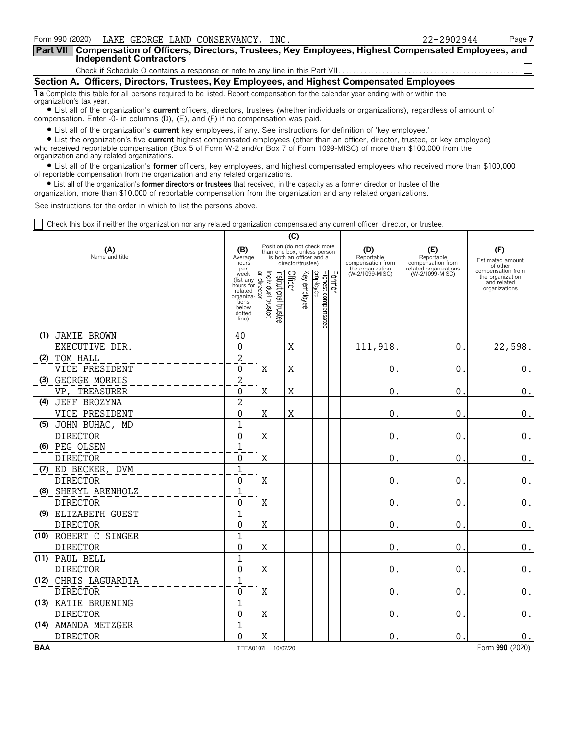Form 990 (2020) LAKE GEORGE LAND CONSERVANCY, INC. 22-2902944 Page **7**

## Part VII Compensation of Officers, Directors, Trustees, Key Employees, Highest Compensated Employees, and Independent Contractors

Check if Schedule O contains a response or note to any line in this Part VII. ☐

### Section A. Officers, Directors, Trustees, Key Employees, and Highest Compensated Employees

**1 a** Complete this table for all persons required to be listed. Report compensation for the calendar year ending with or within the organization's tax year.

• List all of the organization's **current** officers, directors, trustees (whether individuals or organizations), regardless of amount of compensation. Enter -0- in columns (D), (E), and (F) if no compensation was paid.

• List all of the organization's **current** key employees, if any. See instructions for definition of 'key employee.'

• List the organization's five **current** highest compensated employees (other than an officer, director, trustee, or key employee) who received reportable compensation (Box 5 of Form W-2 and/or Box 7 of Form 1099-MISC) of more than $100,000 from the organization and any related organizations.

• List all of the organization's **former** officers, key employees, and highest compensated employees who received more than $100,000 of reportable compensation from the organization and any related organizations.

• List all of the organization's **former directors or trustees** that received, in the capacity as a former director or trustee of the organization, more than $10,000 of reportable compensation from the organization and any related organizations.

See instructions for the order in which to list the persons above.

☐ Check this box if neither the organization nor any related organization compensated any current officer, director, or trustee.

| (A) Name and title | (B) Average hours per week (list any hours for related organizations below dotted line) | (C) Position (do not check more than one box, unless person is both an officer and a director/trustee) | | | | | | (D) Reportable compensation from the organization (W-2/1099-MISC) | (E) Reportable compensation from related organizations (W-2/1099-MISC) | (F) Estimated amount of other compensation from the organization and related organizations |
|---|---|---|---|---|---|---|---|---|---|---|
| | | Individual trustee or director | Institutional trustee | Officer | Key employee | Highest compensated employee | Former | | | |
| (1) JAMIE BROWN<br>EXECUTIVE DIR. | 40<br>0 | | | X | | | | 111,918. | 0. | 22,598. |
| (2) TOM HALL<br>VICE PRESIDENT | 2<br>0 | X | | X | | | | 0. | 0. | 0. |
| (3) GEORGE MORRIS<br>VP, TREASURER | 2<br>0 | X | | X | | | | 0. | 0. | 0. |
| (4) JEFF BROZYNA<br>VICE PRESIDENT | 2<br>0 | X | | X | | | | 0. | 0. | 0. |
| (5) JOHN BUHAC, MD<br>DIRECTOR | 1<br>0 | X | | | | | | 0. | 0. | 0. |
| (6) PEG OLSEN<br>DIRECTOR | 1<br>0 | X | | | | | | 0. | 0. | 0. |
| (7) ED BECKER, DVM<br>DIRECTOR | 1<br>0 | X | | | | | | 0. | 0. | 0. |
| (8) SHERYL ARENHOLZ<br>DIRECTOR | 1<br>0 | X | | | | | | 0. | 0. | 0. |
| (9) ELIZABETH GUEST<br>DIRECTOR | 1<br>0 | X | | | | | | 0. | 0. | 0. |
| (10) ROBERT C SINGER<br>DIRECTOR | 1<br>0 | X | | | | | | 0. | 0. | 0. |
| (11) PAUL BELL<br>DIRECTOR | 1<br>0 | X | | | | | | 0. | 0. | 0. |
| (12) CHRIS LAGUARDIA<br>DIRECTOR | 1<br>0 | X | | | | | | 0. | 0. | 0. |
| (13) KATIE BRUENING<br>DIRECTOR | 1<br>0 | X | | | | | | 0. | 0. | 0. |
| (14) AMANDA METZGER<br>DIRECTOR | 1<br>0 | X | | | | | | 0. | 0. | 0. |

BAA TEEA0107L 10/07/20 Form **990** (2020)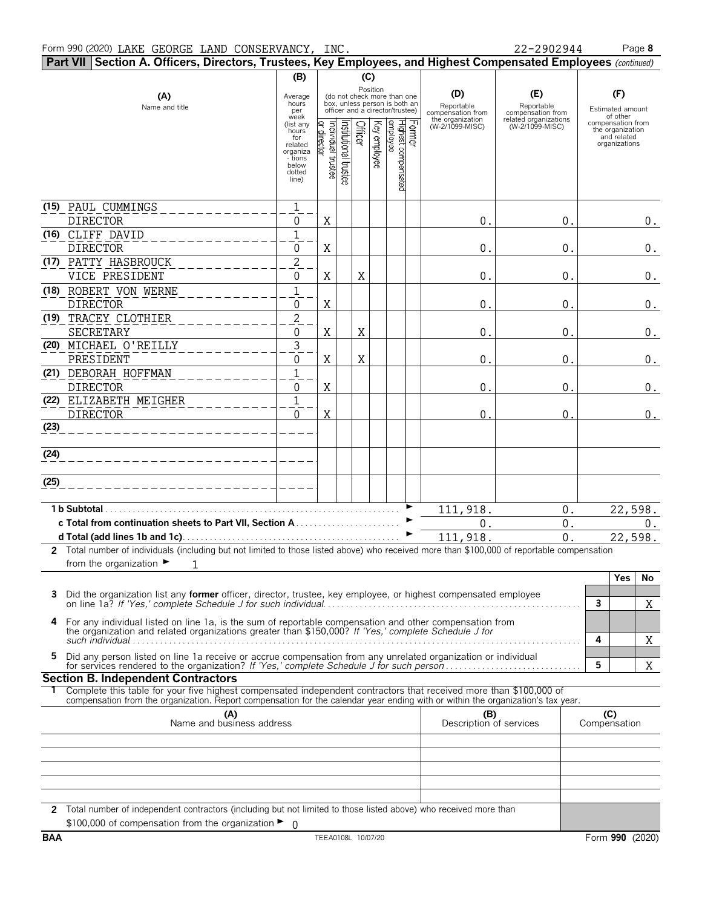Form 990 (2020) LAKE GEORGE LAND CONSERVANCY, INC. 22-2902944 Page 8

**Part VII Section A. Officers, Directors, Trustees, Key Employees, and Highest Compensated Employees** *(continued)*

| (A) Name and title | (B) Average hours per week (list any hours for related organizations below dotted line) | (C) Position: Individual trustee or director | Institutional trustee | Officer | Key employee | Highest compensated employee | Former | (D) Reportable compensation from the organization (W-2/1099-MISC) | (E) Reportable compensation from related organizations (W-2/1099-MISC) | (F) Estimated amount of other compensation from the organization and related organizations |
|---|---|---|---|---|---|---|---|---|---|---|
| (15) PAUL CUMMINGS<br>DIRECTOR | 1<br>0 | X | | | | | | 0. | 0. | 0. |
| (16) CLIFF DAVID<br>DIRECTOR | 1<br>0 | X | | | | | | 0. | 0. | 0. |
| (17) PATTY HASBROUCK<br>VICE PRESIDENT | 2<br>0 | X | | X | | | | 0. | 0. | 0. |
| (18) ROBERT VON WERNE<br>DIRECTOR | 1<br>0 | X | | | | | | 0. | 0. | 0. |
| (19) TRACEY CLOTHIER<br>SECRETARY | 2<br>0 | X | | X | | | | 0. | 0. | 0. |
| (20) MICHAEL O'REILLY<br>PRESIDENT | 3<br>0 | X | | X | | | | 0. | 0. | 0. |
| (21) DEBORAH HOFFMAN<br>DIRECTOR | 1<br>0 | X | | | | | | 0. | 0. | 0. |
| (22) ELIZABETH MEIGHER<br>DIRECTOR | 1<br>0 | X | | | | | | 0. | 0. | 0. |
| (23) | | | | | | | | | | |
| (24) | | | | | | | | | | |
| (25) | | | | | | | | | | |
| **1 b Subtotal** | | | | | | | | 111,918. | 0. | 22,598. |
| **c Total from continuation sheets to Part VII, Section A** | | | | | | | | 0. | 0. | 0. |
| **d Total (add lines 1b and 1c)** | | | | | | | | 111,918. | 0. | 22,598. |

**2** Total number of individuals (including but not limited to those listed above) who received more than $100,000 of reportable compensation from the organization ► 1

| | | Yes | No |
|---|---|---|---|
| **3** Did the organization list any **former** officer, director, trustee, key employee, or highest compensated employee on line 1a? *If 'Yes,' complete Schedule J for such individual* | 3 | | X |
| **4** For any individual listed on line 1a, is the sum of reportable compensation and other compensation from the organization and related organizations greater than $150,000? *If 'Yes,' complete Schedule J for such individual* | 4 | | X |
| **5** Did any person listed on line 1a receive or accrue compensation from any unrelated organization or individual for services rendered to the organization? *If 'Yes,' complete Schedule J for such person* | 5 | | X |

**Section B. Independent Contractors**

**1** Complete this table for your five highest compensated independent contractors that received more than $100,000 of compensation from the organization. Report compensation for the calendar year ending with or within the organization's tax year.

| (A) Name and business address | (B) Description of services | (C) Compensation |
|---|---|---|
| | | |
| | | |
| | | |
| | | |
| | | |

**2** Total number of independent contractors (including but not limited to those listed above) who received more than $100,000 of compensation from the organization ► 0

BAA TEEA0108L 10/07/20 Form **990** (2020)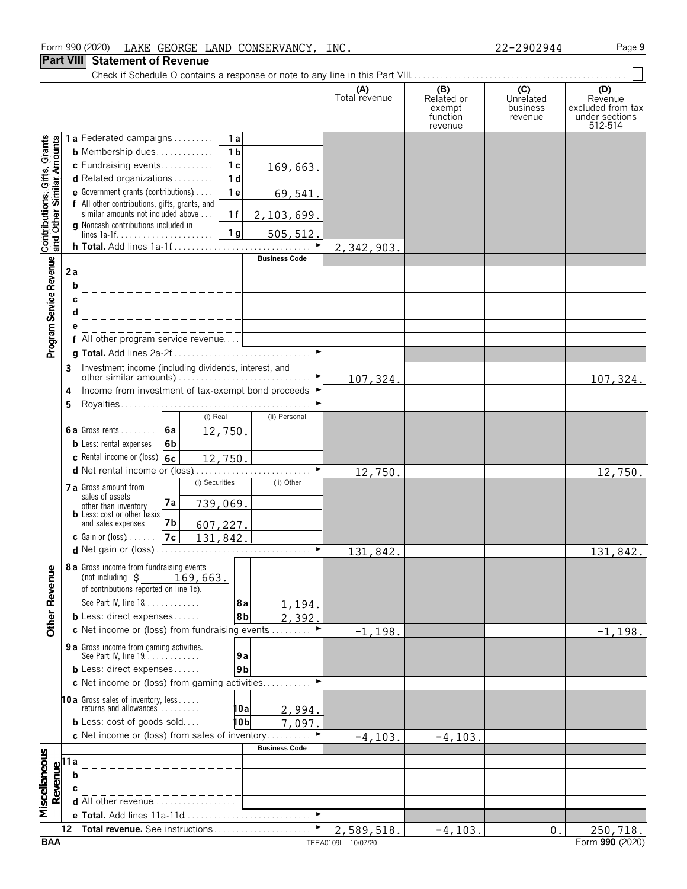Form 990 (2020) LAKE GEORGE LAND CONSERVANCY, INC. 22-2902944 Page 9

## Part VIII Statement of Revenue

Check if Schedule O contains a response or note to any line in this Part VIII . . . . . . ☐

| | | | | (A) Total revenue | (B) Related or exempt function revenue | (C) Unrelated business revenue | (D) Revenue excluded from tax under sections 512-514 |
|---|---|---|---|---|---|---|---|
| **Contributions, Gifts, Grants and Other Similar Amounts** | 1a Federated campaigns | 1a | | | | | |
| | b Membership dues | 1b | | | | | |
| | c Fundraising events | 1c | 169,663. | | | | |
| | d Related organizations | 1d | | | | | |
| | e Government grants (contributions) | 1e | 69,541. | | | | |
| | f All other contributions, gifts, grants, and similar amounts not included above | 1f | 2,103,699. | | | | |
| | g Noncash contributions included in lines 1a-1f | 1g | 505,512. | | | | |
| | h **Total.** Add lines 1a-1f | | | 2,342,903. | | | |
| **Program Service Revenue** | | | **Business Code** | | | | |
| | 2a | | | | | | |
| | b | | | | | | |
| | c | | | | | | |
| | d | | | | | | |
| | e | | | | | | |
| | f All other program service revenue | | | | | | |
| | g **Total.** Add lines 2a-2f | | | | | | |
| **Other Revenue** | 3 Investment income (including dividends, interest, and other similar amounts) | | | 107,324. | | | 107,324. |
| | 4 Income from investment of tax-exempt bond proceeds | | | | | | |
| | 5 Royalties | | | | | | |
| | | (i) Real | (ii) Personal | | | | |
| | 6a Gross rents 6a | 12,750. | | | | | |
| | b Less: rental expenses 6b | | | | | | |
| | c Rental income or (loss) 6c | 12,750. | | | | | |
| | d Net rental income or (loss) | | | 12,750. | | | 12,750. |
| | | (i) Securities | (ii) Other | | | | |
| | 7a Gross amount from sales of assets other than inventory 7a | 739,069. | | | | | |
| | b Less: cost or other basis and sales expenses 7b | 607,227. | | | | | |
| | c Gain or (loss) 7c | 131,842. | | | | | |
| | d Net gain or (loss) | | | 131,842. | | | 131,842. |
| | 8a Gross income from fundraising events (not including $ 169,663. of contributions reported on line 1c). See Part IV, line 18 | 8a | 1,194. | | | | |
| | b Less: direct expenses | 8b | 2,392. | | | | |
| | c Net income or (loss) from fundraising events | | | -1,198. | | | -1,198. |
| | 9a Gross income from gaming activities. See Part IV, line 19 | 9a | | | | | |
| | b Less: direct expenses | 9b | | | | | |
| | c Net income or (loss) from gaming activities | | | | | | |
| | 10a Gross sales of inventory, less returns and allowances | 10a | 2,994. | | | | |
| | b Less: cost of goods sold | 10b | 7,097. | | | | |
| | c Net income or (loss) from sales of inventory | | | -4,103. | -4,103. | | |
| **Miscellaneous Revenue** | | | **Business Code** | | | | |
| | 11a | | | | | | |
| | b | | | | | | |
| | c | | | | | | |
| | d All other revenue | | | | | | |
| | e **Total.** Add lines 11a-11d | | | | | | |
| | 12 **Total revenue.** See instructions | | | 2,589,518. | -4,103. | 0. | 250,718. |

BAA TEEA0109L 10/07/20 Form **990** (2020)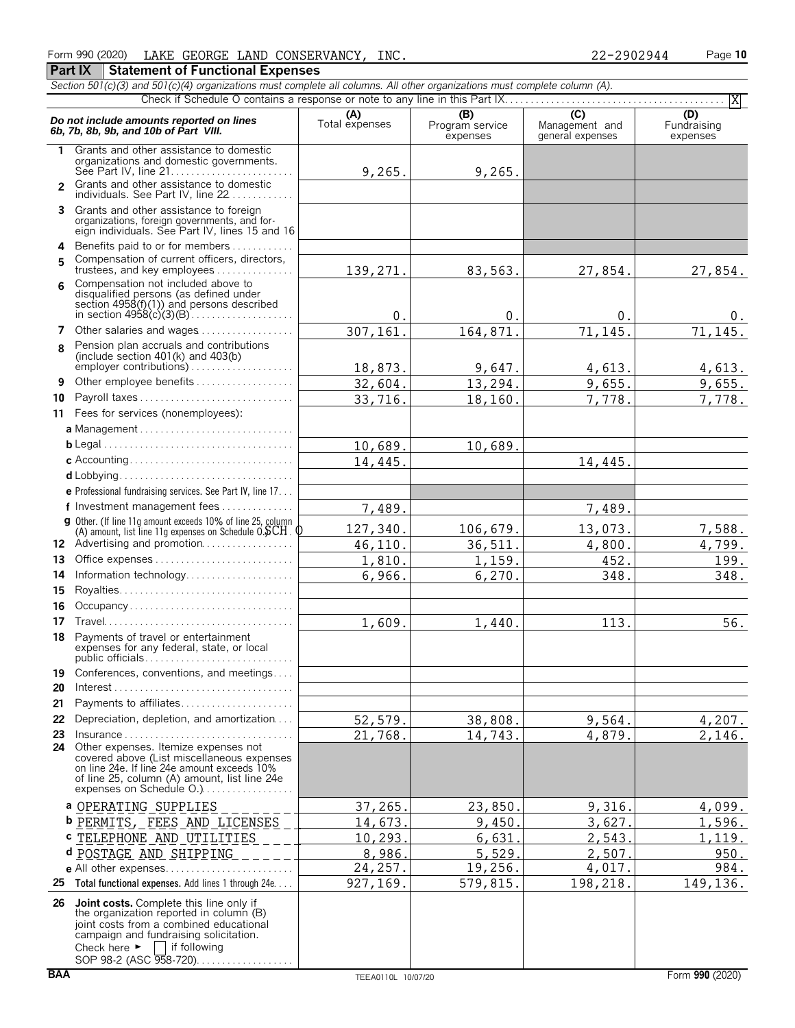Form 990 (2020) LAKE GEORGE LAND CONSERVANCY, INC. 22-2902944 Page 10

## Part IX Statement of Functional Expenses

*Section 501(c)(3) and 501(c)(4) organizations must complete all columns. All other organizations must complete column (A).*

Check if Schedule O contains a response or note to any line in this Part IX . . . . . . . . . . . . [X]

| *Do not include amounts reported on lines 6b, 7b, 8b, 9b, and 10b of Part VIII.* | (A) Total expenses | (B) Program service expenses | (C) Management and general expenses | (D) Fundraising expenses |
|---|---|---|---|---|
| 1 Grants and other assistance to domestic organizations and domestic governments. See Part IV, line 21 | 9,265. | 9,265. | | |
| 2 Grants and other assistance to domestic individuals. See Part IV, line 22 | | | | |
| 3 Grants and other assistance to foreign organizations, foreign governments, and foreign individuals. See Part IV, lines 15 and 16 | | | | |
| 4 Benefits paid to or for members | | | | |
| 5 Compensation of current officers, directors, trustees, and key employees | 139,271. | 83,563. | 27,854. | 27,854. |
| 6 Compensation not included above to disqualified persons (as defined under section 4958(f)(1)) and persons described in section 4958(c)(3)(B) | 0. | 0. | 0. | 0. |
| 7 Other salaries and wages | 307,161. | 164,871. | 71,145. | 71,145. |
| 8 Pension plan accruals and contributions (include section 401(k) and 403(b) employer contributions) | 18,873. | 9,647. | 4,613. | 4,613. |
| 9 Other employee benefits | 32,604. | 13,294. | 9,655. | 9,655. |
| 10 Payroll taxes | 33,716. | 18,160. | 7,778. | 7,778. |
| 11 Fees for services (nonemployees): | | | | |
| a Management | | | | |
| b Legal | 10,689. | 10,689. | | |
| c Accounting | 14,445. | | 14,445. | |
| d Lobbying | | | | |
| e Professional fundraising services. See Part IV, line 17 | | | | |
| f Investment management fees | 7,489. | | 7,489. | |
| g Other. (If line 11g amount exceeds 10% of line 25, column (A) amount, list line 11g expenses on Schedule O.) SCH. O | 127,340. | 106,679. | 13,073. | 7,588. |
| 12 Advertising and promotion | 46,110. | 36,511. | 4,800. | 4,799. |
| 13 Office expenses | 1,810. | 1,159. | 452. | 199. |
| 14 Information technology | 6,966. | 6,270. | 348. | 348. |
| 15 Royalties | | | | |
| 16 Occupancy | | | | |
| 17 Travel | 1,609. | 1,440. | 113. | 56. |
| 18 Payments of travel or entertainment expenses for any federal, state, or local public officials | | | | |
| 19 Conferences, conventions, and meetings | | | | |
| 20 Interest | | | | |
| 21 Payments to affiliates | | | | |
| 22 Depreciation, depletion, and amortization | 52,579. | 38,808. | 9,564. | 4,207. |
| 23 Insurance | 21,768. | 14,743. | 4,879. | 2,146. |
| 24 Other expenses. Itemize expenses not covered above (List miscellaneous expenses on line 24e. If line 24e amount exceeds 10% of line 25, column (A) amount, list line 24e expenses on Schedule O.) | | | | |
| a OPERATING SUPPLIES | 37,265. | 23,850. | 9,316. | 4,099. |
| b PERMITS, FEES AND LICENSES | 14,673. | 9,450. | 3,627. | 1,596. |
| c TELEPHONE AND UTILITIES | 10,293. | 6,631. | 2,543. | 1,119. |
| d POSTAGE AND SHIPPING | 8,986. | 5,529. | 2,507. | 950. |
| e All other expenses | 24,257. | 19,256. | 4,017. | 984. |
| 25 **Total functional expenses.** Add lines 1 through 24e | 927,169. | 579,815. | 198,218. | 149,136. |
| 26 **Joint costs.** Complete this line only if the organization reported in column (B) joint costs from a combined educational campaign and fundraising solicitation. Check here ► [ ] if following SOP 98-2 (ASC 958-720) | | | | |

BAA TEEA0110L 10/07/20 Form **990** (2020)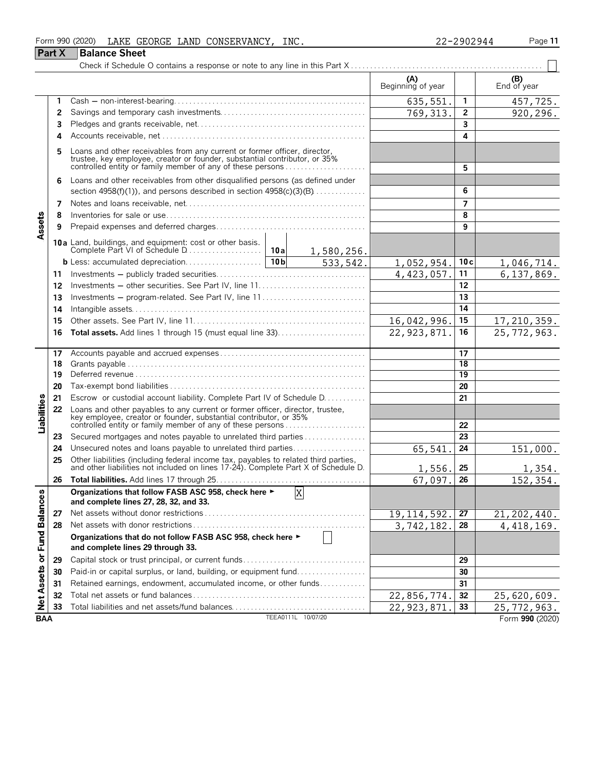Form 990 (2020) LAKE GEORGE LAND CONSERVANCY, INC. 22-2902944 Page 11

## Part X Balance Sheet

Check if Schedule O contains a response or note to any line in this Part X . . . . . . . . . . ☐

| | | | | (A) Beginning of year | | (B) End of year |
|---|---|---|---|---|---|---|
| **Assets** | 1 | Cash — non-interest-bearing | | 635,551. | 1 | 457,725. |
| | 2 | Savings and temporary cash investments | | 769,313. | 2 | 920,296. |
| | 3 | Pledges and grants receivable, net | | | 3 | |
| | 4 | Accounts receivable, net | | | 4 | |
| | 5 | Loans and other receivables from any current or former officer, director, trustee, key employee, creator or founder, substantial contributor, or 35% controlled entity or family member of any of these persons | | | 5 | |
| | 6 | Loans and other receivables from other disqualified persons (as defined under section 4958(f)(1)), and persons described in section 4958(c)(3)(B) | | | 6 | |
| | 7 | Notes and loans receivable, net | | | 7 | |
| | 8 | Inventories for sale or use | | | 8 | |
| | 9 | Prepaid expenses and deferred charges | | | 9 | |
| | 10a | Land, buildings, and equipment: cost or other basis. Complete Part VI of Schedule D | 10a 1,580,256. | | | |
| | b | Less: accumulated depreciation | 10b 533,542. | 1,052,954. | 10c | 1,046,714. |
| | 11 | Investments — publicly traded securities | | 4,423,057. | 11 | 6,137,869. |
| | 12 | Investments — other securities. See Part IV, line 11 | | | 12 | |
| | 13 | Investments — program-related. See Part IV, line 11 | | | 13 | |
| | 14 | Intangible assets | | | 14 | |
| | 15 | Other assets. See Part IV, line 11 | | 16,042,996. | 15 | 17,210,359. |
| | 16 | **Total assets.** Add lines 1 through 15 (must equal line 33) | | 22,923,871. | 16 | 25,772,963. |
| **Liabilities** | 17 | Accounts payable and accrued expenses | | | 17 | |
| | 18 | Grants payable | | | 18 | |
| | 19 | Deferred revenue | | | 19 | |
| | 20 | Tax-exempt bond liabilities | | | 20 | |
| | 21 | Escrow or custodial account liability. Complete Part IV of Schedule D | | | 21 | |
| | 22 | Loans and other payables to any current or former officer, director, trustee, key employee, creator or founder, substantial contributor, or 35% controlled entity or family member of any of these persons | | | 22 | |
| | 23 | Secured mortgages and notes payable to unrelated third parties | | | 23 | |
| | 24 | Unsecured notes and loans payable to unrelated third parties | | 65,541. | 24 | 151,000. |
| | 25 | Other liabilities (including federal income tax, payables to related third parties, and other liabilities not included on lines 17-24). Complete Part X of Schedule D | | 1,556. | 25 | 1,354. |
| | 26 | **Total liabilities.** Add lines 17 through 25 | | 67,097. | 26 | 152,354. |
| **Net Assets or Fund Balances** | | **Organizations that follow FASB ASC 958, check here ► ☒ and complete lines 27, 28, 32, and 33.** | | | | |
| | 27 | Net assets without donor restrictions | | 19,114,592. | 27 | 21,202,440. |
| | 28 | Net assets with donor restrictions | | 3,742,182. | 28 | 4,418,169. |
| | | **Organizations that do not follow FASB ASC 958, check here ► ☐ and complete lines 29 through 33.** | | | | |
| | 29 | Capital stock or trust principal, or current funds | | | 29 | |
| | 30 | Paid-in or capital surplus, or land, building, or equipment fund | | | 30 | |
| | 31 | Retained earnings, endowment, accumulated income, or other funds | | | 31 | |
| | 32 | Total net assets or fund balances | | 22,856,774. | 32 | 25,620,609. |
| | 33 | Total liabilities and net assets/fund balances | | 22,923,871. | 33 | 25,772,963. |

BAA TEEA0111L 10/07/20 Form **990** (2020)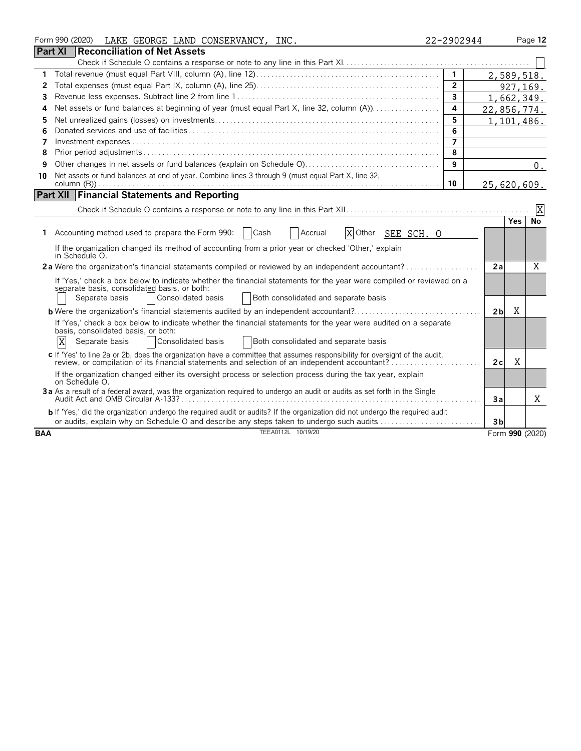Form 990 (2020) LAKE GEORGE LAND CONSERVANCY, INC. 22-2902944 Page 12

## Part XI Reconciliation of Net Assets

Check if Schedule O contains a response or note to any line in this Part XI. [ ]

| | | Line | Amount |
|---|---|---|---|
| 1 | Total revenue (must equal Part VIII, column (A), line 12) | 1 | 2,589,518. |
| 2 | Total expenses (must equal Part IX, column (A), line 25) | 2 | 927,169. |
| 3 | Revenue less expenses. Subtract line 2 from line 1 | 3 | 1,662,349. |
| 4 | Net assets or fund balances at beginning of year (must equal Part X, line 32, column (A)) | 4 | 22,856,774. |
| 5 | Net unrealized gains (losses) on investments | 5 | 1,101,486. |
| 6 | Donated services and use of facilities | 6 | |
| 7 | Investment expenses | 7 | |
| 8 | Prior period adjustments | 8 | |
| 9 | Other changes in net assets or fund balances (explain on Schedule O) | 9 | 0. |
| 10 | Net assets or fund balances at end of year. Combine lines 3 through 9 (must equal Part X, line 32, column (B)) | 10 | 25,620,609. |

## Part XII Financial Statements and Reporting

Check if Schedule O contains a response or note to any line in this Part XII. [X]

| | | | Yes | No |
|---|---|---|---|---|
| 1 | Accounting method used to prepare the Form 990: [ ] Cash [ ] Accrual [X] Other SEE SCH. O<br>If the organization changed its method of accounting from a prior year or checked 'Other,' explain in Schedule O. | | | |
| 2a | Were the organization's financial statements compiled or reviewed by an independent accountant? | 2a | | X |
| | If 'Yes,' check a box below to indicate whether the financial statements for the year were compiled or reviewed on a separate basis, consolidated basis, or both:<br>[ ] Separate basis [ ] Consolidated basis [ ] Both consolidated and separate basis | | | |
| b | Were the organization's financial statements audited by an independent accountant? | 2b | X | |
| | If 'Yes,' check a box below to indicate whether the financial statements for the year were audited on a separate basis, consolidated basis, or both:<br>[X] Separate basis [ ] Consolidated basis [ ] Both consolidated and separate basis | | | |
| c | If 'Yes' to line 2a or 2b, does the organization have a committee that assumes responsibility for oversight of the audit, review, or compilation of its financial statements and selection of an independent accountant? | 2c | X | |
| | If the organization changed either its oversight process or selection process during the tax year, explain on Schedule O. | | | |
| 3a | As a result of a federal award, was the organization required to undergo an audit or audits as set forth in the Single Audit Act and OMB Circular A-133? | 3a | | X |
| b | If 'Yes,' did the organization undergo the required audit or audits? If the organization did not undergo the required audit or audits, explain why on Schedule O and describe any steps taken to undergo such audits | 3b | | |

BAA TEEA0112L 10/19/20 Form 990 (2020)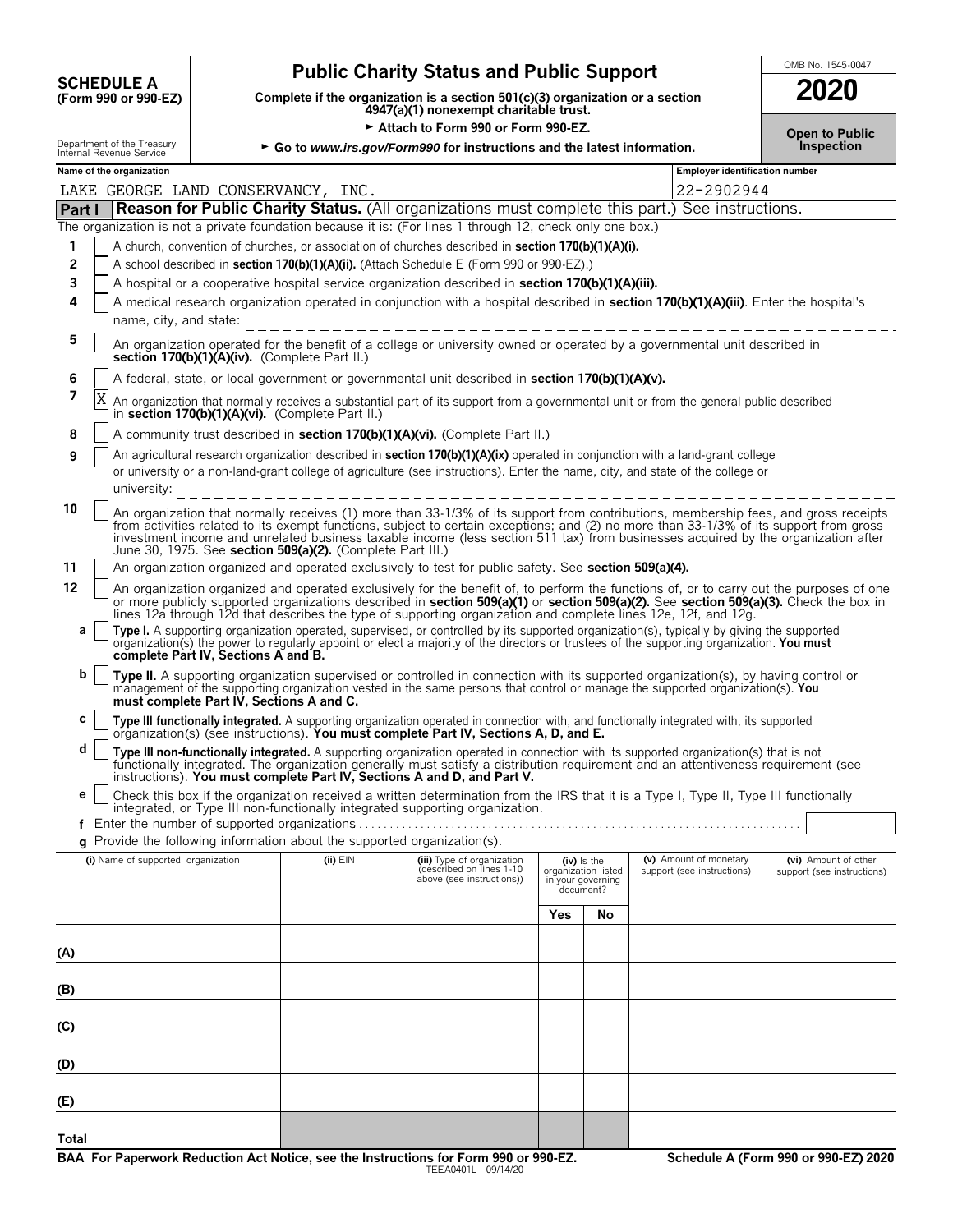**SCHEDULE A**
**(Form 990 or 990-EZ)**

Department of the Treasury
Internal Revenue Service

# Public Charity Status and Public Support

**Complete if the organization is a section 501(c)(3) organization or a section 4947(a)(1) nonexempt charitable trust.**

► **Attach to Form 990 or Form 990-EZ.**

► **Go to** ***www.irs.gov/Form990*** **for instructions and the latest information.**

OMB No. 1545-0047

**2020**

**Open to Public Inspection**

**Name of the organization:** LAKE GEORGE LAND CONSERVANCY, INC.

**Employer identification number:** 22-2902944

## Part I Reason for Public Charity Status. (All organizations must complete this part.) See instructions.

The organization is not a private foundation because it is: (For lines 1 through 12, check only one box.)

1. [ ] A church, convention of churches, or association of churches described in **section 170(b)(1)(A)(i).**
2. [ ] A school described in **section 170(b)(1)(A)(ii).** (Attach Schedule E (Form 990 or 990-EZ).)
3. [ ] A hospital or a cooperative hospital service organization described in **section 170(b)(1)(A)(iii).**
4. [ ] A medical research organization operated in conjunction with a hospital described in **section 170(b)(1)(A)(iii)**. Enter the hospital's name, city, and state:
5. [ ] An organization operated for the benefit of a college or university owned or operated by a governmental unit described in **section 170(b)(1)(A)(iv).** (Complete Part II.)
6. [ ] A federal, state, or local government or governmental unit described in **section 170(b)(1)(A)(v).**
7. [X] An organization that normally receives a substantial part of its support from a governmental unit or from the general public described in **section 170(b)(1)(A)(vi).** (Complete Part II.)
8. [ ] A community trust described in **section 170(b)(1)(A)(vi).** (Complete Part II.)
9. [ ] An agricultural research organization described in **section 170(b)(1)(A)(ix)** operated in conjunction with a land-grant college or university or a non-land-grant college of agriculture (see instructions). Enter the name, city, and state of the college or university:
10. [ ] An organization that normally receives (1) more than 33-1/3% of its support from contributions, membership fees, and gross receipts from activities related to its exempt functions, subject to certain exceptions; and (2) no more than 33-1/3% of its support from gross investment income and unrelated business taxable income (less section 511 tax) from businesses acquired by the organization after June 30, 1975. See **section 509(a)(2).** (Complete Part III.)
11. [ ] An organization organized and operated exclusively to test for public safety. See **section 509(a)(4).**
12. [ ] An organization organized and operated exclusively for the benefit of, to perform the functions of, or to carry out the purposes of one or more publicly supported organizations described in **section 509(a)(1)** or **section 509(a)(2).** See **section 509(a)(3).** Check the box in lines 12a through 12d that describes the type of supporting organization and complete lines 12e, 12f, and 12g.
   - **a** [ ] **Type I.** A supporting organization operated, supervised, or controlled by its supported organization(s), typically by giving the supported organization(s) the power to regularly appoint or elect a majority of the directors or trustees of the supporting organization. **You must complete Part IV, Sections A and B.**
   - **b** [ ] **Type II.** A supporting organization supervised or controlled in connection with its supported organization(s), by having control or management of the supporting organization vested in the same persons that control or manage the supported organization(s). **You must complete Part IV, Sections A and C.**
   - **c** [ ] **Type III functionally integrated.** A supporting organization operated in connection with, and functionally integrated with, its supported organization(s) (see instructions). **You must complete Part IV, Sections A, D, and E.**
   - **d** [ ] **Type III non-functionally integrated.** A supporting organization operated in connection with its supported organization(s) that is not functionally integrated. The organization generally must satisfy a distribution requirement and an attentiveness requirement (see instructions). **You must complete Part IV, Sections A and D, and Part V.**
   - **e** [ ] Check this box if the organization received a written determination from the IRS that it is a Type I, Type II, Type III functionally integrated, or Type III non-functionally integrated supporting organization.
   - **f** Enter the number of supported organizations
   - **g** Provide the following information about the supported organization(s).

| (i) Name of supported organization | (ii) EIN | (iii) Type of organization (described on lines 1-10 above (see instructions)) | (iv) Is the organization listed in your governing document? Yes | No | (v) Amount of monetary support (see instructions) | (vi) Amount of other support (see instructions) |
|---|---|---|---|---|---|---|
| (A) | | | | | | |
| (B) | | | | | | |
| (C) | | | | | | |
| (D) | | | | | | |
| (E) | | | | | | |
| Total | | | | | | |

**BAA For Paperwork Reduction Act Notice, see the Instructions for Form 990 or 990-EZ.** TEEA0401L 09/14/20 **Schedule A (Form 990 or 990-EZ) 2020**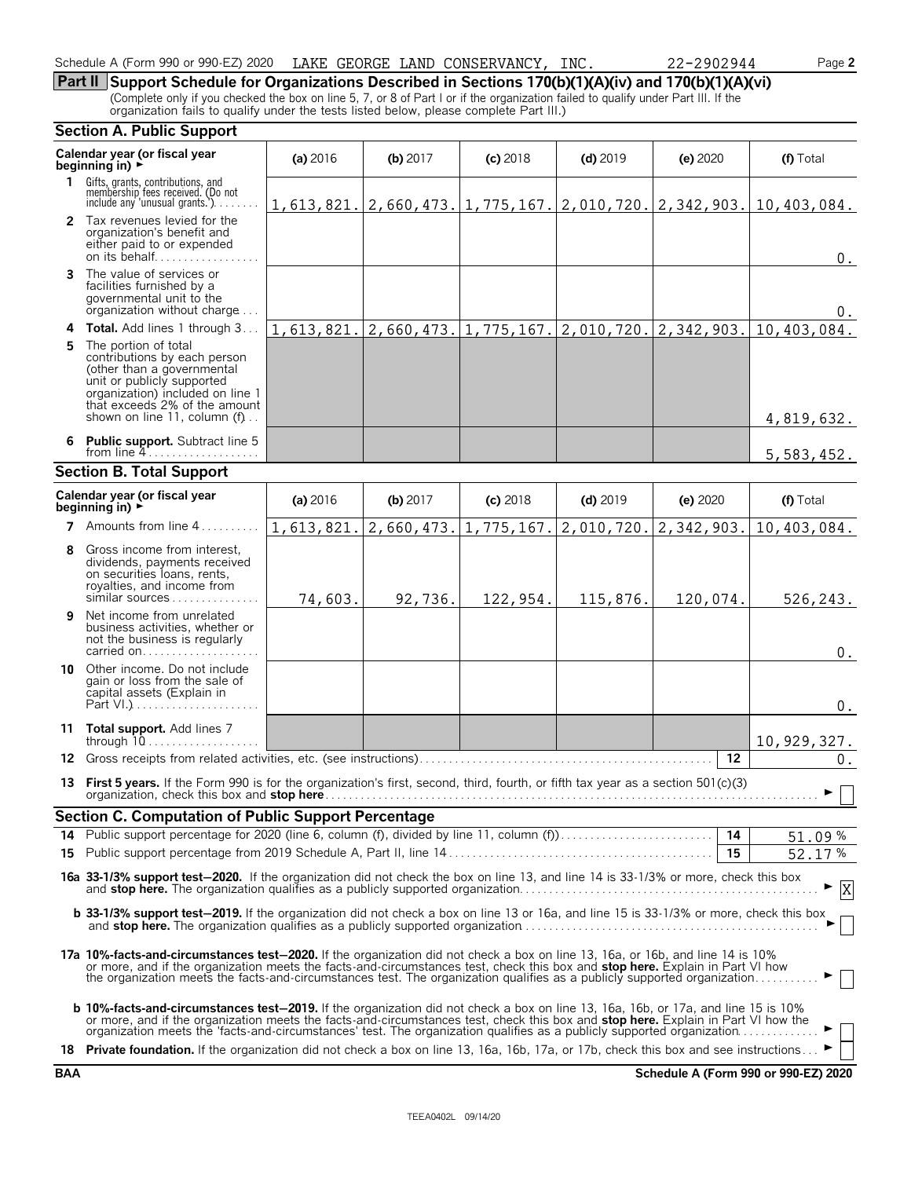Schedule A (Form 990 or 990-EZ) 2020 LAKE GEORGE LAND CONSERVANCY, INC. 22-2902944

## Part II Support Schedule for Organizations Described in Sections 170(b)(1)(A)(iv) and 170(b)(1)(A)(vi)

(Complete only if you checked the box on line 5, 7, or 8 of Part I or if the organization failed to qualify under Part III. If the organization fails to qualify under the tests listed below, please complete Part III.)

### Section A. Public Support

| Calendar year (or fiscal year beginning in) ► | (a) 2016 | (b) 2017 | (c) 2018 | (d) 2019 | (e) 2020 | (f) Total |
|---|---|---|---|---|---|---|
| 1 Gifts, grants, contributions, and membership fees received. (Do not include any 'unusual grants.') | 1,613,821. | 2,660,473. | 1,775,167. | 2,010,720. | 2,342,903. | 10,403,084. |
| 2 Tax revenues levied for the organization's benefit and either paid to or expended on its behalf | | | | | | 0. |
| 3 The value of services or facilities furnished by a governmental unit to the organization without charge | | | | | | 0. |
| 4 **Total.** Add lines 1 through 3 | 1,613,821. | 2,660,473. | 1,775,167. | 2,010,720. | 2,342,903. | 10,403,084. |
| 5 The portion of total contributions by each person (other than a governmental unit or publicly supported organization) included on line 1 that exceeds 2% of the amount shown on line 11, column (f) | | | | | | 4,819,632. |
| 6 **Public support.** Subtract line 5 from line 4 | | | | | | 5,583,452. |

### Section B. Total Support

| Calendar year (or fiscal year beginning in) ► | (a) 2016 | (b) 2017 | (c) 2018 | (d) 2019 | (e) 2020 | (f) Total |
|---|---|---|---|---|---|---|
| 7 Amounts from line 4 | 1,613,821. | 2,660,473. | 1,775,167. | 2,010,720. | 2,342,903. | 10,403,084. |
| 8 Gross income from interest, dividends, payments received on securities loans, rents, royalties, and income from similar sources | 74,603. | 92,736. | 122,954. | 115,876. | 120,074. | 526,243. |
| 9 Net income from unrelated business activities, whether or not the business is regularly carried on | | | | | | 0. |
| 10 Other income. Do not include gain or loss from the sale of capital assets (Explain in Part VI.) | | | | | | 0. |
| 11 **Total support.** Add lines 7 through 10 | | | | | | 10,929,327. |

12 Gross receipts from related activities, etc. (see instructions) — 12 — 0.

13 **First 5 years.** If the Form 990 is for the organization's first, second, third, fourth, or fifth tax year as a section 501(c)(3) organization, check this box and **stop here** ► [ ]

### Section C. Computation of Public Support Percentage

14 Public support percentage for 2020 (line 6, column (f), divided by line 11, column (f)) — 14 — 51.09 %

15 Public support percentage from 2019 Schedule A, Part II, line 14 — 15 — 52.17 %

**16a 33-1/3% support test–2020.** If the organization did not check the box on line 13, and line 14 is 33-1/3% or more, check this box and **stop here.** The organization qualifies as a publicly supported organization ► [X]

**b 33-1/3% support test–2019.** If the organization did not check a box on line 13 or 16a, and line 15 is 33-1/3% or more, check this box and **stop here.** The organization qualifies as a publicly supported organization ► [ ]

**17a 10%-facts-and-circumstances test–2020.** If the organization did not check a box on line 13, 16a, or 16b, and line 14 is 10% or more, and if the organization meets the facts-and-circumstances test, check this box and **stop here.** Explain in Part VI how the organization meets the facts-and-circumstances test. The organization qualifies as a publicly supported organization ► [ ]

**b 10%-facts-and-circumstances test–2019.** If the organization did not check a box on line 13, 16a, 16b, or 17a, and line 15 is 10% or more, and if the organization meets the facts-and-circumstances test, check this box and **stop here.** Explain in Part VI how the organization meets the 'facts-and-circumstances' test. The organization qualifies as a publicly supported organization ► [ ]

18 **Private foundation.** If the organization did not check a box on line 13, 16a, 16b, 17a, or 17b, check this box and see instructions ► [ ]

BAA Schedule A (Form 990 or 990-EZ) 2020

TEEA0402L 09/14/20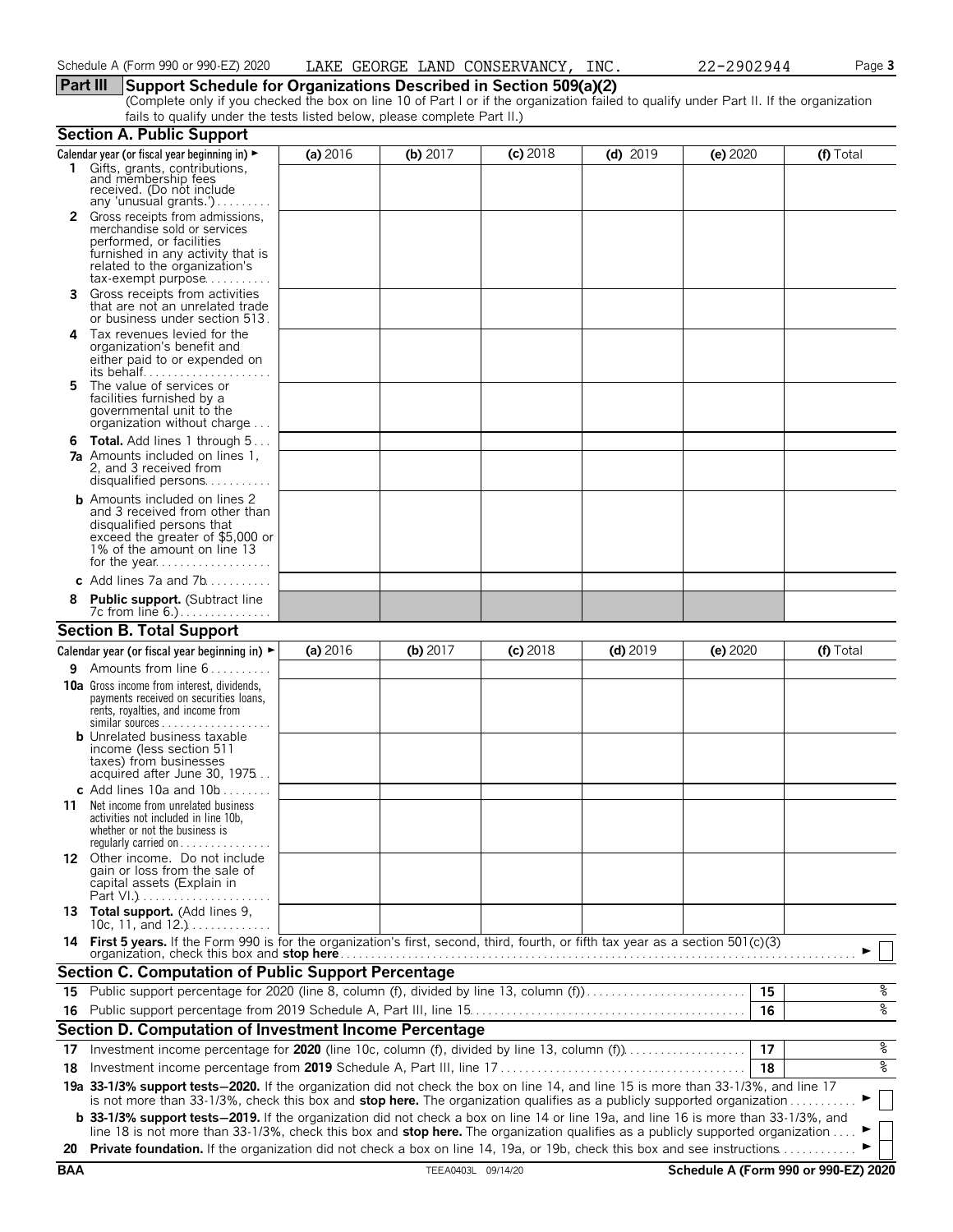Schedule A (Form 990 or 990-EZ) 2020 LAKE GEORGE LAND CONSERVANCY, INC. 22-2902944

## Part III Support Schedule for Organizations Described in Section 509(a)(2)

(Complete only if you checked the box on line 10 of Part I or if the organization failed to qualify under Part II. If the organization fails to qualify under the tests listed below, please complete Part II.)

### Section A. Public Support

| Calendar year (or fiscal year beginning in) ► | (a) 2016 | (b) 2017 | (c) 2018 | (d) 2019 | (e) 2020 | (f) Total |
|---|---|---|---|---|---|---|
| **1** Gifts, grants, contributions, and membership fees received. (Do not include any 'unusual grants.') | | | | | | |
| **2** Gross receipts from admissions, merchandise sold or services performed, or facilities furnished in any activity that is related to the organization's tax-exempt purpose | | | | | | |
| **3** Gross receipts from activities that are not an unrelated trade or business under section 513 | | | | | | |
| **4** Tax revenues levied for the organization's benefit and either paid to or expended on its behalf | | | | | | |
| **5** The value of services or facilities furnished by a governmental unit to the organization without charge | | | | | | |
| **6 Total.** Add lines 1 through 5 | | | | | | |
| **7a** Amounts included on lines 1, 2, and 3 received from disqualified persons | | | | | | |
| **b** Amounts included on lines 2 and 3 received from other than disqualified persons that exceed the greater of $5,000 or 1% of the amount on line 13 for the year | | | | | | |
| **c** Add lines 7a and 7b | | | | | | |
| **8 Public support.** (Subtract line 7c from line 6.) | | | | | | |

### Section B. Total Support

| Calendar year (or fiscal year beginning in) ► | (a) 2016 | (b) 2017 | (c) 2018 | (d) 2019 | (e) 2020 | (f) Total |
|---|---|---|---|---|---|---|
| **9** Amounts from line 6 | | | | | | |
| **10a** Gross income from interest, dividends, payments received on securities loans, rents, royalties, and income from similar sources | | | | | | |
| **b** Unrelated business taxable income (less section 511 taxes) from businesses acquired after June 30, 1975 | | | | | | |
| **c** Add lines 10a and 10b | | | | | | |
| **11** Net income from unrelated business activities not included in line 10b, whether or not the business is regularly carried on | | | | | | |
| **12** Other income. Do not include gain or loss from the sale of capital assets (Explain in Part VI.) | | | | | | |
| **13 Total support.** (Add lines 9, 10c, 11, and 12.) | | | | | | |

**14 First 5 years.** If the Form 990 is for the organization's first, second, third, fourth, or fifth tax year as a section 501(c)(3) organization, check this box and **stop here** ► ☐

### Section C. Computation of Public Support Percentage

| | | | |
|---|---|---|---|
| **15** | Public support percentage for 2020 (line 8, column (f), divided by line 13, column (f)) | **15** | % |
| **16** | Public support percentage from 2019 Schedule A, Part III, line 15 | **16** | % |

### Section D. Computation of Investment Income Percentage

| | | | |
|---|---|---|---|
| **17** | Investment income percentage for **2020** (line 10c, column (f), divided by line 13, column (f)) | **17** | % |
| **18** | Investment income percentage from **2019** Schedule A, Part III, line 17 | **18** | % |

**19a 33-1/3% support tests—2020.** If the organization did not check the box on line 14, and line 15 is more than 33-1/3%, and line 17 is not more than 33-1/3%, check this box and **stop here.** The organization qualifies as a publicly supported organization ► ☐

**b 33-1/3% support tests—2019.** If the organization did not check a box on line 14 or line 19a, and line 16 is more than 33-1/3%, and line 18 is not more than 33-1/3%, check this box and **stop here.** The organization qualifies as a publicly supported organization ► ☐

**20 Private foundation.** If the organization did not check a box on line 14, 19a, or 19b, check this box and see instructions ► ☐

BAA TEEA0403L 09/14/20 Schedule A (Form 990 or 990-EZ) 2020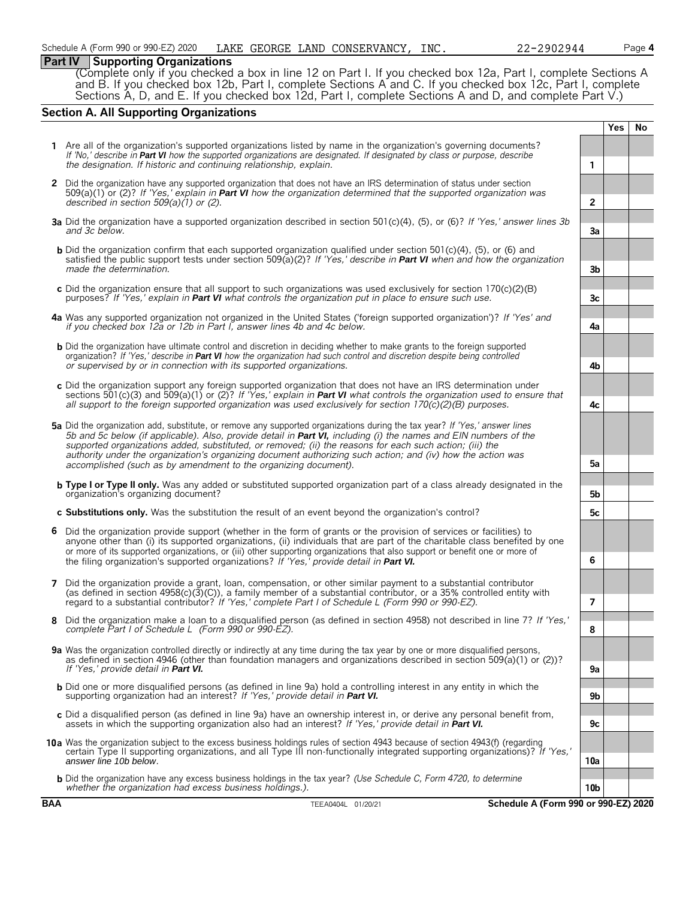Schedule A (Form 990 or 990-EZ) 2020 LAKE GEORGE LAND CONSERVANCY, INC. 22-2902944

## Part IV Supporting Organizations

(Complete only if you checked a box in line 12 on Part I. If you checked box 12a, Part I, complete Sections A and B. If you checked box 12b, Part I, complete Sections A and C. If you checked box 12c, Part I, complete Sections A, D, and E. If you checked box 12d, Part I, complete Sections A and D, and complete Part V.)

### Section A. All Supporting Organizations

| | | | Yes | No |
|---|---|---|---|---|
| **1** | Are all of the organization's supported organizations listed by name in the organization's governing documents? *If 'No,' describe in **Part VI** how the supported organizations are designated. If designated by class or purpose, describe the designation. If historic and continuing relationship, explain.* | 1 | | |
| **2** | Did the organization have any supported organization that does not have an IRS determination of status under section 509(a)(1) or (2)? *If 'Yes,' explain in **Part VI** how the organization determined that the supported organization was described in section 509(a)(1) or (2).* | 2 | | |
| **3a** | Did the organization have a supported organization described in section 501(c)(4), (5), or (6)? *If 'Yes,' answer lines 3b and 3c below.* | 3a | | |
| **b** | Did the organization confirm that each supported organization qualified under section 501(c)(4), (5), or (6) and satisfied the public support tests under section 509(a)(2)? *If 'Yes,' describe in **Part VI** when and how the organization made the determination.* | 3b | | |
| **c** | Did the organization ensure that all support to such organizations was used exclusively for section 170(c)(2)(B) purposes? *If 'Yes,' explain in **Part VI** what controls the organization put in place to ensure such use.* | 3c | | |
| **4a** | Was any supported organization not organized in the United States ('foreign supported organization')? *If 'Yes' and if you checked box 12a or 12b in Part I, answer lines 4b and 4c below.* | 4a | | |
| **b** | Did the organization have ultimate control and discretion in deciding whether to make grants to the foreign supported organization? *If 'Yes,' describe in **Part VI** how the organization had such control and discretion despite being controlled or supervised by or in connection with its supported organizations.* | 4b | | |
| **c** | Did the organization support any foreign supported organization that does not have an IRS determination under sections 501(c)(3) and 509(a)(1) or (2)? *If 'Yes,' explain in **Part VI** what controls the organization used to ensure that all support to the foreign supported organization was used exclusively for section 170(c)(2)(B) purposes.* | 4c | | |
| **5a** | Did the organization add, substitute, or remove any supported organizations during the tax year? *If 'Yes,' answer lines 5b and 5c below (if applicable). Also, provide detail in **Part VI,** including (i) the names and EIN numbers of the supported organizations added, substituted, or removed; (ii) the reasons for each such action; (iii) the authority under the organization's organizing document authorizing such action; and (iv) how the action was accomplished (such as by amendment to the organizing document).* | 5a | | |
| **b** | **Type I or Type II only.** Was any added or substituted supported organization part of a class already designated in the organization's organizing document? | 5b | | |
| **c** | **Substitutions only.** Was the substitution the result of an event beyond the organization's control? | 5c | | |
| **6** | Did the organization provide support (whether in the form of grants or the provision of services or facilities) to anyone other than (i) its supported organizations, (ii) individuals that are part of the charitable class benefited by one or more of its supported organizations, or (iii) other supporting organizations that also support or benefit one or more of the filing organization's supported organizations? *If 'Yes,' provide detail in **Part VI.*** | 6 | | |
| **7** | Did the organization provide a grant, loan, compensation, or other similar payment to a substantial contributor (as defined in section 4958(c)(3)(C)), a family member of a substantial contributor, or a 35% controlled entity with regard to a substantial contributor? *If 'Yes,' complete Part I of Schedule L (Form 990 or 990-EZ).* | 7 | | |
| **8** | Did the organization make a loan to a disqualified person (as defined in section 4958) not described in line 7? *If 'Yes,' complete Part I of Schedule L (Form 990 or 990-EZ).* | 8 | | |
| **9a** | Was the organization controlled directly or indirectly at any time during the tax year by one or more disqualified persons, as defined in section 4946 (other than foundation managers and organizations described in section 509(a)(1) or (2))? *If 'Yes,' provide detail in **Part VI.*** | 9a | | |
| **b** | Did one or more disqualified persons (as defined in line 9a) hold a controlling interest in any entity in which the supporting organization had an interest? *If 'Yes,' provide detail in **Part VI.*** | 9b | | |
| **c** | Did a disqualified person (as defined in line 9a) have an ownership interest in, or derive any personal benefit from, assets in which the supporting organization also had an interest? *If 'Yes,' provide detail in **Part VI.*** | 9c | | |
| **10a** | Was the organization subject to the excess business holdings rules of section 4943 because of section 4943(f) (regarding certain Type II supporting organizations, and all Type III non-functionally integrated supporting organizations)? *If 'Yes,' answer line 10b below.* | 10a | | |
| **b** | Did the organization have any excess business holdings in the tax year? *(Use Schedule C, Form 4720, to determine whether the organization had excess business holdings.).* | 10b | | |

BAA TEEA0404L 01/20/21 Schedule A (Form 990 or 990-EZ) 2020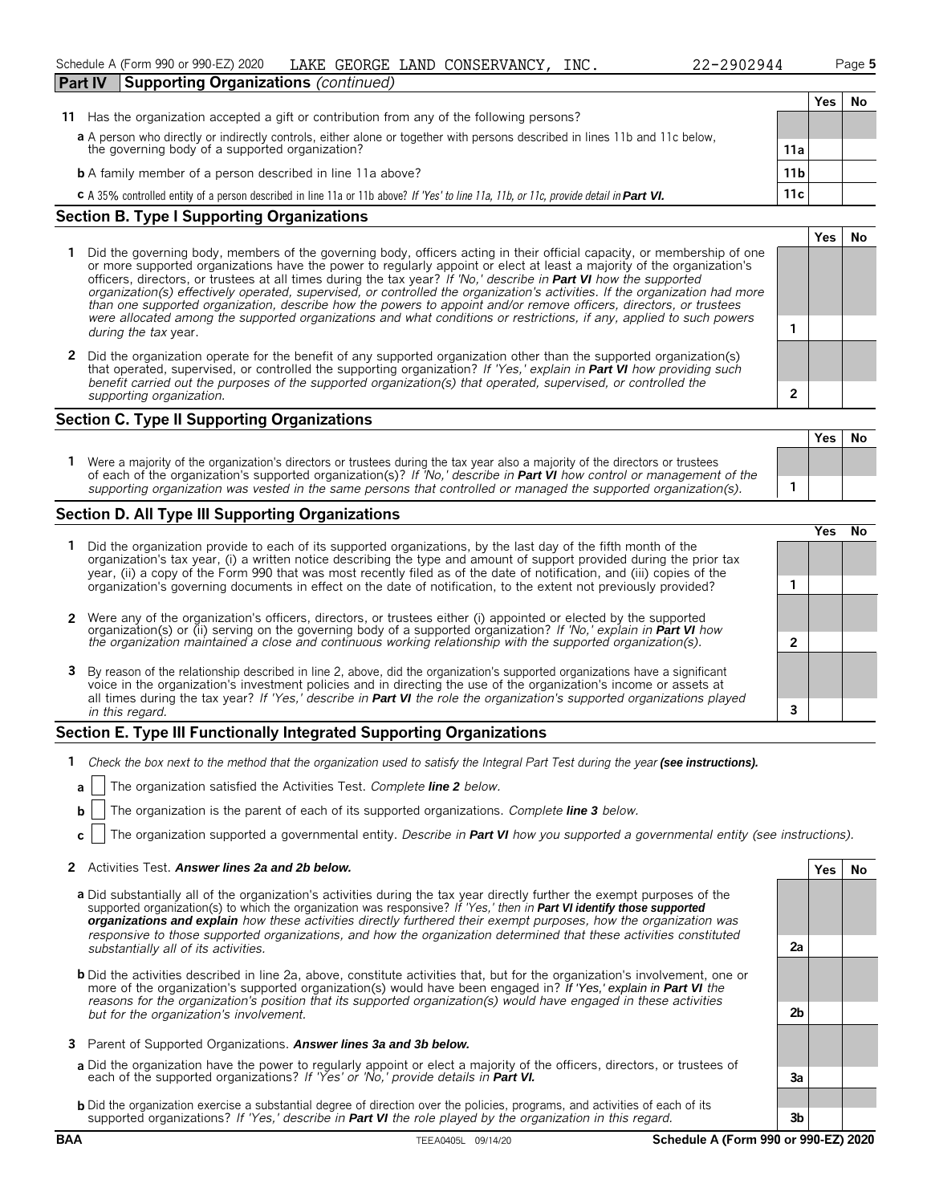Schedule A (Form 990 or 990-EZ) 2020 LAKE GEORGE LAND CONSERVANCY, INC. 22-2902944 Page 5

## Part IV Supporting Organizations *(continued)*

| | | Yes | No |
|---|---|---|---|
| **11** Has the organization accepted a gift or contribution from any of the following persons? | | | |
| **a** A person who directly or indirectly controls, either alone or together with persons described in lines 11b and 11c below, the governing body of a supported organization? | 11a | | |
| **b** A family member of a person described in line 11a above? | 11b | | |
| **c** A 35% controlled entity of a person described in line 11a or 11b above? *If 'Yes' to line 11a, 11b, or 11c, provide detail in* ***Part VI.*** | 11c | | |

### Section B. Type I Supporting Organizations

| | | Yes | No |
|---|---|---|---|
| **1** Did the governing body, members of the governing body, officers acting in their official capacity, or membership of one or more supported organizations have the power to regularly appoint or elect at least a majority of the organization's officers, directors, or trustees at all times during the tax year? *If 'No,' describe in* ***Part VI*** *how the supported organization(s) effectively operated, supervised, or controlled the organization's activities. If the organization had more than one supported organization, describe how the powers to appoint and/or remove officers, directors, or trustees were allocated among the supported organizations and what conditions or restrictions, if any, applied to such powers during the tax* year. | 1 | | |
| **2** Did the organization operate for the benefit of any supported organization other than the supported organization(s) that operated, supervised, or controlled the supporting organization? *If 'Yes,' explain in* ***Part VI*** *how providing such benefit carried out the purposes of the supported organization(s) that operated, supervised, or controlled the supporting organization.* | 2 | | |

### Section C. Type II Supporting Organizations

| | | Yes | No |
|---|---|---|---|
| **1** Were a majority of the organization's directors or trustees during the tax year also a majority of the directors or trustees of each of the organization's supported organization(s)? *If 'No,' describe in* ***Part VI*** *how control or management of the supporting organization was vested in the same persons that controlled or managed the supported organization(s).* | 1 | | |

### Section D. All Type III Supporting Organizations

| | | Yes | No |
|---|---|---|---|
| **1** Did the organization provide to each of its supported organizations, by the last day of the fifth month of the organization's tax year, (i) a written notice describing the type and amount of support provided during the prior tax year, (ii) a copy of the Form 990 that was most recently filed as of the date of notification, and (iii) copies of the organization's governing documents in effect on the date of notification, to the extent not previously provided? | 1 | | |
| **2** Were any of the organization's officers, directors, or trustees either (i) appointed or elected by the supported organization(s) or (ii) serving on the governing body of a supported organization? *If 'No,' explain in* ***Part VI*** *how the organization maintained a close and continuous working relationship with the supported organization(s).* | 2 | | |
| **3** By reason of the relationship described in line 2, above, did the organization's supported organizations have a significant voice in the organization's investment policies and in directing the use of the organization's income or assets at all times during the tax year? *If 'Yes,' describe in* ***Part VI*** *the role the organization's supported organizations played in this regard.* | 3 | | |

### Section E. Type III Functionally Integrated Supporting Organizations

**1** *Check the box next to the method that the organization used to satisfy the Integral Part Test during the year* ***(see instructions).***

**a** ☐ The organization satisfied the Activities Test. *Complete* ***line 2*** *below.*

**b** ☐ The organization is the parent of each of its supported organizations. *Complete* ***line 3*** *below.*

**c** ☐ The organization supported a governmental entity. *Describe in* ***Part VI*** *how you supported a governmental entity (see instructions).*

| | | Yes | No |
|---|---|---|---|
| **2** Activities Test. ***Answer lines 2a and 2b below.*** | | | |
| **a** Did substantially all of the organization's activities during the tax year directly further the exempt purposes of the supported organization(s) to which the organization was responsive? *If 'Yes,' then in* ***Part VI identify those supported organizations and explain*** *how these activities directly furthered their exempt purposes, how the organization was responsive to those supported organizations, and how the organization determined that these activities constituted substantially all of its activities.* | 2a | | |
| **b** Did the activities described in line 2a, above, constitute activities that, but for the organization's involvement, one or more of the organization's supported organization(s) would have been engaged in? *If 'Yes,' explain in* ***Part VI*** *the reasons for the organization's position that its supported organization(s) would have engaged in these activities but for the organization's involvement.* | 2b | | |
| **3** Parent of Supported Organizations. ***Answer lines 3a and 3b below.*** | | | |
| **a** Did the organization have the power to regularly appoint or elect a majority of the officers, directors, or trustees of each of the supported organizations? *If 'Yes' or 'No,' provide details in* ***Part VI.*** | 3a | | |
| **b** Did the organization exercise a substantial degree of direction over the policies, programs, and activities of each of its supported organizations? *If 'Yes,' describe in* ***Part VI*** *the role played by the organization in this regard.* | 3b | | |

BAA TEEA0405L 09/14/20 **Schedule A (Form 990 or 990-EZ) 2020**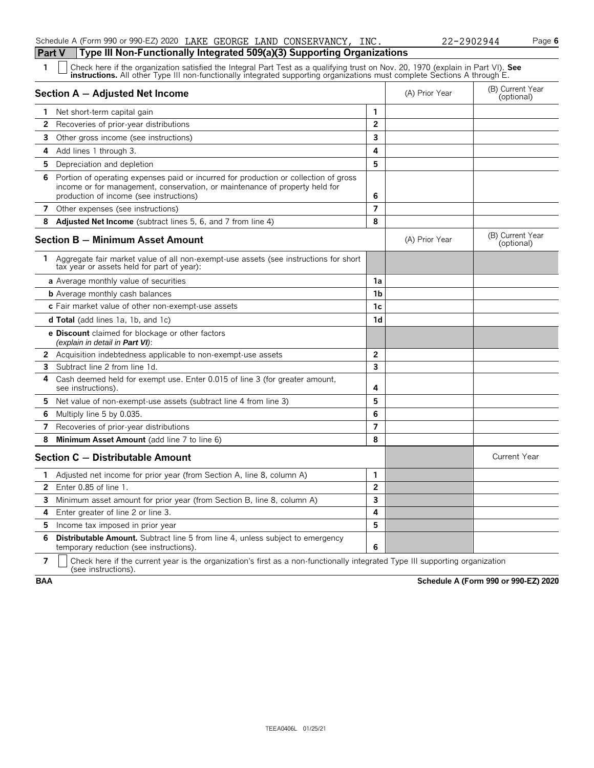Schedule A (Form 990 or 990-EZ) 2020 LAKE GEORGE LAND CONSERVANCY, INC. 22-2902944 Page 6

## Part V Type III Non-Functionally Integrated 509(a)(3) Supporting Organizations

1 ☐ Check here if the organization satisfied the Integral Part Test as a qualifying trust on Nov. 20, 1970 (explain in Part VI). **See instructions.** All other Type III non-functionally integrated supporting organizations must complete Sections A through E.

| **Section A — Adjusted Net Income** | | (A) Prior Year | (B) Current Year (optional) |
|---|---|---|---|
| 1 Net short-term capital gain | 1 | | |
| 2 Recoveries of prior-year distributions | 2 | | |
| 3 Other gross income (see instructions) | 3 | | |
| 4 Add lines 1 through 3. | 4 | | |
| 5 Depreciation and depletion | 5 | | |
| 6 Portion of operating expenses paid or incurred for production or collection of gross income or for management, conservation, or maintenance of property held for production of income (see instructions) | 6 | | |
| 7 Other expenses (see instructions) | 7 | | |
| 8 **Adjusted Net Income** (subtract lines 5, 6, and 7 from line 4) | 8 | | |

| **Section B — Minimum Asset Amount** | | (A) Prior Year | (B) Current Year (optional) |
|---|---|---|---|
| 1 Aggregate fair market value of all non-exempt-use assets (see instructions for short tax year or assets held for part of year): | | | |
| **a** Average monthly value of securities | 1a | | |
| **b** Average monthly cash balances | 1b | | |
| **c** Fair market value of other non-exempt-use assets | 1c | | |
| **d Total** (add lines 1a, 1b, and 1c) | 1d | | |
| **e Discount** claimed for blockage or other factors *(explain in detail in **Part VI**)*: | | | |
| 2 Acquisition indebtedness applicable to non-exempt-use assets | 2 | | |
| 3 Subtract line 2 from line 1d. | 3 | | |
| 4 Cash deemed held for exempt use. Enter 0.015 of line 3 (for greater amount, see instructions). | 4 | | |
| 5 Net value of non-exempt-use assets (subtract line 4 from line 3) | 5 | | |
| 6 Multiply line 5 by 0.035. | 6 | | |
| 7 Recoveries of prior-year distributions | 7 | | |
| 8 **Minimum Asset Amount** (add line 7 to line 6) | 8 | | |

| **Section C — Distributable Amount** | | | Current Year |
|---|---|---|---|
| 1 Adjusted net income for prior year (from Section A, line 8, column A) | 1 | | |
| 2 Enter 0.85 of line 1. | 2 | | |
| 3 Minimum asset amount for prior year (from Section B, line 8, column A) | 3 | | |
| 4 Enter greater of line 2 or line 3. | 4 | | |
| 5 Income tax imposed in prior year | 5 | | |
| 6 **Distributable Amount.** Subtract line 5 from line 4, unless subject to emergency temporary reduction (see instructions). | 6 | | |

7 ☐ Check here if the current year is the organization's first as a non-functionally integrated Type III supporting organization (see instructions).

BAA Schedule A (Form 990 or 990-EZ) 2020

TEEA0406L 01/25/21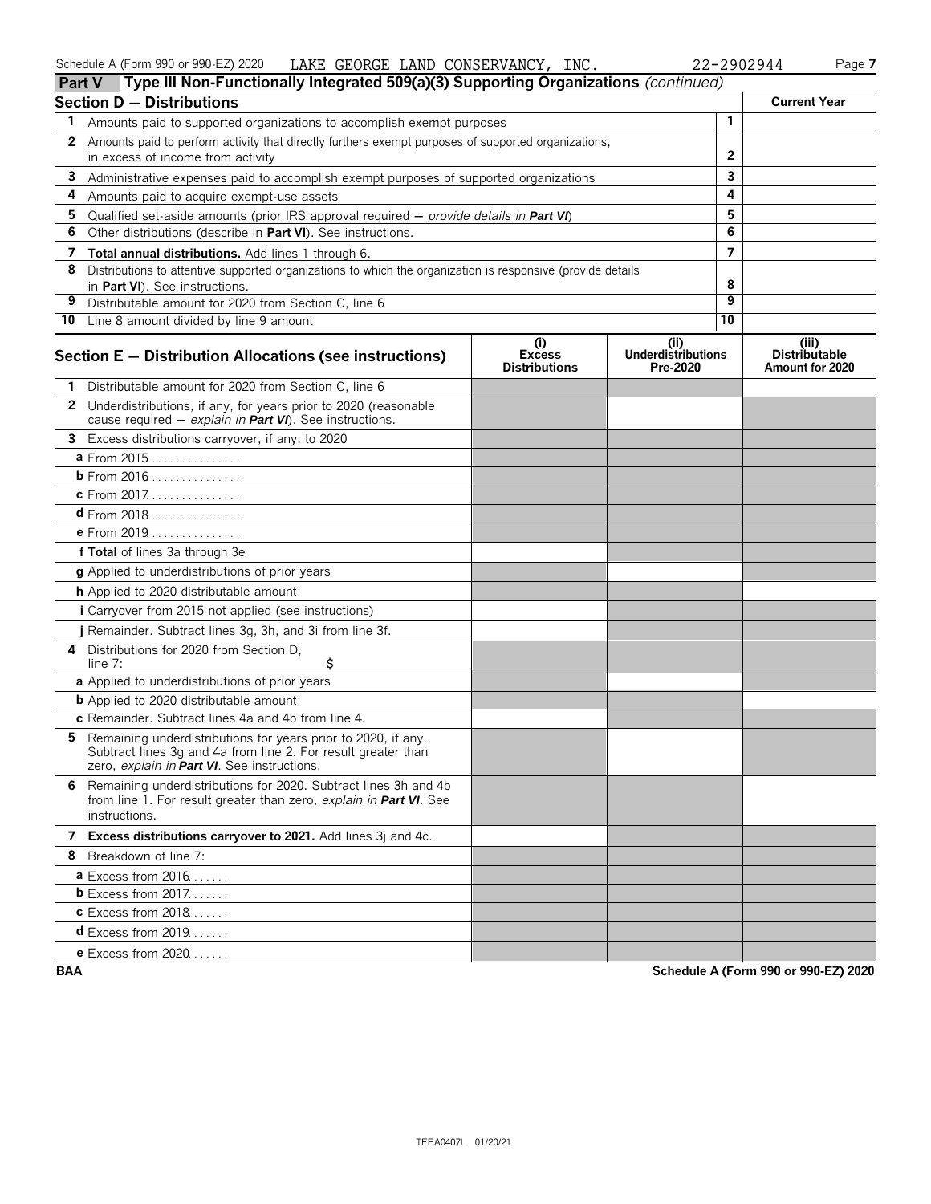Schedule A (Form 990 or 990-EZ) 2020 LAKE GEORGE LAND CONSERVANCY, INC. 22-2902944 Page 7

## Part V Type III Non-Functionally Integrated 509(a)(3) Supporting Organizations *(continued)*

| Section D — Distributions | | Current Year |
|---|---|---|
| 1 Amounts paid to supported organizations to accomplish exempt purposes | 1 | |
| 2 Amounts paid to perform activity that directly furthers exempt purposes of supported organizations, in excess of income from activity | 2 | |
| 3 Administrative expenses paid to accomplish exempt purposes of supported organizations | 3 | |
| 4 Amounts paid to acquire exempt-use assets | 4 | |
| 5 Qualified set-aside amounts (prior IRS approval required — *provide details in* **Part VI**) | 5 | |
| 6 Other distributions (describe in **Part VI**). See instructions. | 6 | |
| 7 **Total annual distributions.** Add lines 1 through 6. | 7 | |
| 8 Distributions to attentive supported organizations to which the organization is responsive (provide details in **Part VI**). See instructions. | 8 | |
| 9 Distributable amount for 2020 from Section C, line 6 | 9 | |
| 10 Line 8 amount divided by line 9 amount | 10 | |

| Section E — Distribution Allocations (see instructions) | (i) Excess Distributions | (ii) Underdistributions Pre-2020 | (iii) Distributable Amount for 2020 |
|---|---|---|---|
| 1 Distributable amount for 2020 from Section C, line 6 | | | |
| 2 Underdistributions, if any, for years prior to 2020 (reasonable cause required — *explain in* **Part VI**). See instructions. | | | |
| 3 Excess distributions carryover, if any, to 2020 | | | |
| a From 2015 | | | |
| b From 2016 | | | |
| c From 2017 | | | |
| d From 2018 | | | |
| e From 2019 | | | |
| f **Total** of lines 3a through 3e | | | |
| g Applied to underdistributions of prior years | | | |
| h Applied to 2020 distributable amount | | | |
| i Carryover from 2015 not applied (see instructions) | | | |
| j Remainder. Subtract lines 3g, 3h, and 3i from line 3f. | | | |
| 4 Distributions for 2020 from Section D, line 7: $ | | | |
| a Applied to underdistributions of prior years | | | |
| b Applied to 2020 distributable amount | | | |
| c Remainder. Subtract lines 4a and 4b from line 4. | | | |
| 5 Remaining underdistributions for years prior to 2020, if any. Subtract lines 3g and 4a from line 2. For result greater than zero, *explain in* **Part VI**. See instructions. | | | |
| 6 Remaining underdistributions for 2020. Subtract lines 3h and 4b from line 1. For result greater than zero, *explain in* **Part VI**. See instructions. | | | |
| 7 **Excess distributions carryover to 2021.** Add lines 3j and 4c. | | | |
| 8 Breakdown of line 7: | | | |
| a Excess from 2016 | | | |
| b Excess from 2017 | | | |
| c Excess from 2018 | | | |
| d Excess from 2019 | | | |
| e Excess from 2020 | | | |

BAA Schedule A (Form 990 or 990-EZ) 2020

TEEA0407L 01/20/21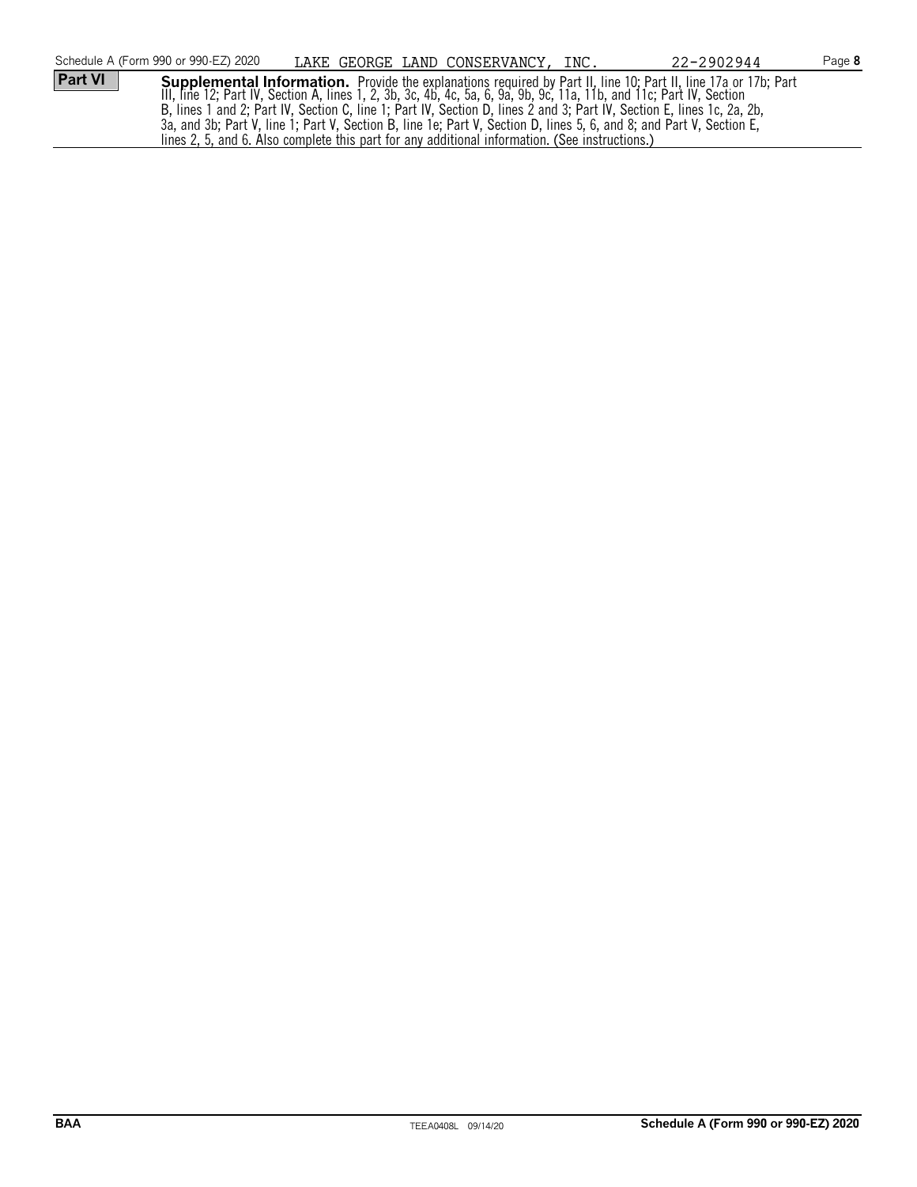**Part VI** **Supplemental Information.** Provide the explanations required by Part II, line 10; Part II, line 17a or 17b; Part III, line 12; Part IV, Section A, lines 1, 2, 3b, 3c, 4b, 4c, 5a, 6, 9a, 9b, 9c, 11a, 11b, and 11c; Part IV, Section B, lines 1 and 2; Part IV, Section C, line 1; Part IV, Section D, lines 2 and 3; Part IV, Section E, lines 1c, 2a, 2b, 3a, and 3b; Part V, line 1; Part V, Section B, line 1e; Part V, Section D, lines 5, 6, and 8; and Part V, Section E, lines 2, 5, and 6. Also complete this part for any additional information. (See instructions.)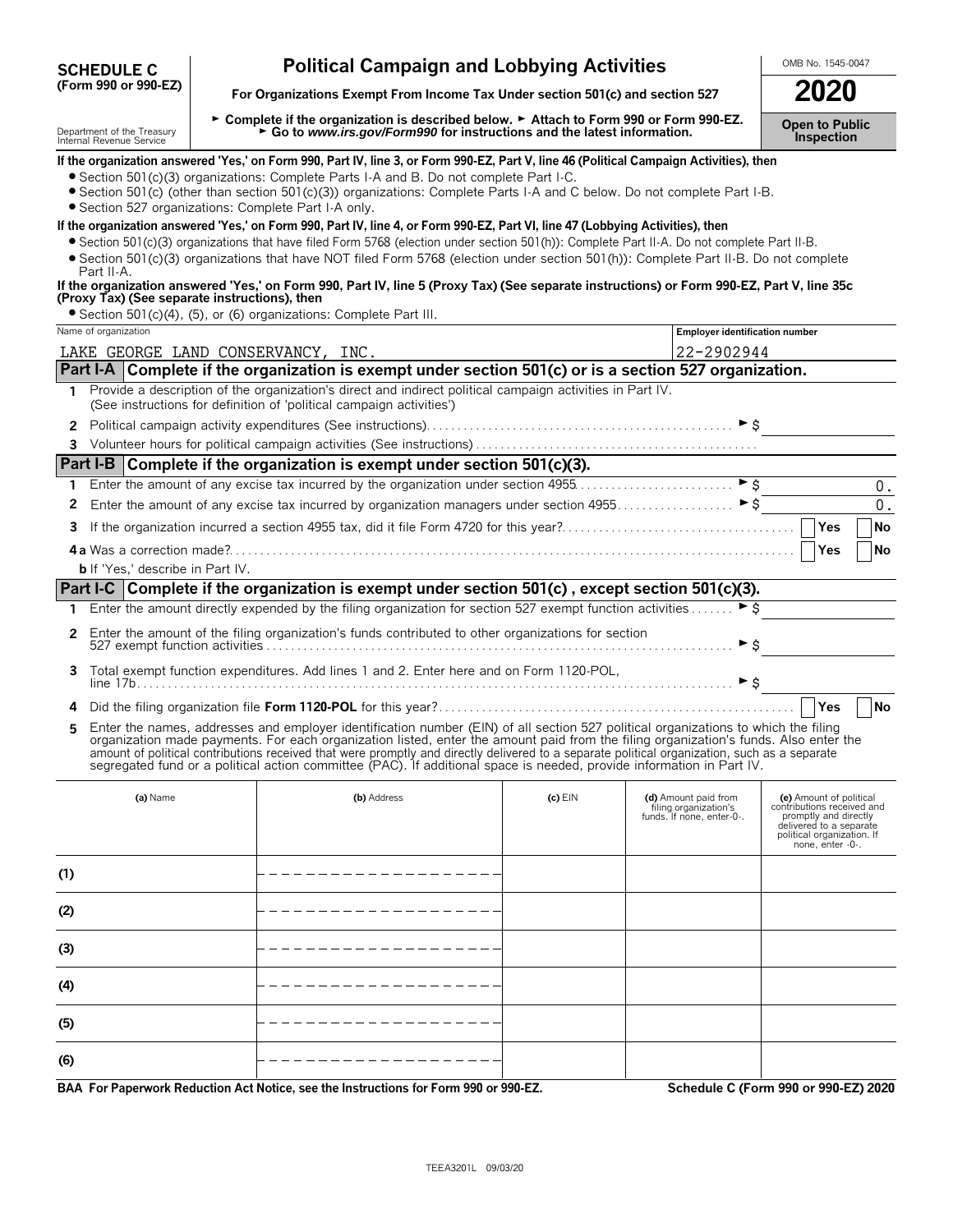**SCHEDULE C (Form 990 or 990-EZ)**

# Political Campaign and Lobbying Activities

**For Organizations Exempt From Income Tax Under section 501(c) and section 527**

► **Complete if the organization is described below.** ► **Attach to Form 990 or Form 990-EZ.**
► **Go to *www.irs.gov/Form990* for instructions and the latest information.**

Department of the Treasury
Internal Revenue Service

OMB No. 1545-0047

**2020**

**Open to Public Inspection**

**If the organization answered 'Yes,' on Form 990, Part IV, line 3, or Form 990-EZ, Part V, line 46 (Political Campaign Activities), then**

- Section 501(c)(3) organizations: Complete Parts I-A and B. Do not complete Part I-C.
- Section 501(c) (other than section 501(c)(3)) organizations: Complete Parts I-A and C below. Do not complete Part I-B.
- Section 527 organizations: Complete Part I-A only.

**If the organization answered 'Yes,' on Form 990, Part IV, line 4, or Form 990-EZ, Part VI, line 47 (Lobbying Activities), then**

- Section 501(c)(3) organizations that have filed Form 5768 (election under section 501(h)): Complete Part II-A. Do not complete Part II-B.
- Section 501(c)(3) organizations that have NOT filed Form 5768 (election under section 501(h)): Complete Part II-B. Do not complete Part II-A.

**If the organization answered 'Yes,' on Form 990, Part IV, line 5 (Proxy Tax) (See separate instructions) or Form 990-EZ, Part V, line 35c (Proxy Tax) (See separate instructions), then**

- Section 501(c)(4), (5), or (6) organizations: Complete Part III.

| Name of organization | Employer identification number |
|---|---|
| LAKE GEORGE LAND CONSERVANCY, INC. | 22-2902944 |

## Part I-A Complete if the organization is exempt under section 501(c) or is a section 527 organization.

**1** Provide a description of the organization's direct and indirect political campaign activities in Part IV. (See instructions for definition of 'political campaign activities')

**2** Political campaign activity expenditures (See instructions) ► $

**3** Volunteer hours for political campaign activities (See instructions)

## Part I-B Complete if the organization is exempt under section 501(c)(3).

**1** Enter the amount of any excise tax incurred by the organization under section 4955 ► $ 0.

**2** Enter the amount of any excise tax incurred by organization managers under section 4955 ► $ 0.

**3** If the organization incurred a section 4955 tax, did it file Form 4720 for this year? ☐ Yes ☐ No

**4a** Was a correction made? ☐ Yes ☐ No

**b** If 'Yes,' describe in Part IV.

## Part I-C Complete if the organization is exempt under section 501(c), except section 501(c)(3).

**1** Enter the amount directly expended by the filing organization for section 527 exempt function activities ► $

**2** Enter the amount of the filing organization's funds contributed to other organizations for section 527 exempt function activities ► $

**3** Total exempt function expenditures. Add lines 1 and 2. Enter here and on Form 1120-POL, line 17b ► $

**4** Did the filing organization file **Form 1120-POL** for this year? ☐ Yes ☐ No

**5** Enter the names, addresses and employer identification number (EIN) of all section 527 political organizations to which the filing organization made payments. For each organization listed, enter the amount paid from the filing organization's funds. Also enter the amount of political contributions received that were promptly and directly delivered to a separate political organization, such as a separate segregated fund or a political action committee (PAC). If additional space is needed, provide information in Part IV.

| | (a) Name | (b) Address | (c) EIN | (d) Amount paid from filing organization's funds. If none, enter -0-. | (e) Amount of political contributions received and promptly and directly delivered to a separate political organization. If none, enter -0-. |
|---|---|---|---|---|---|
| (1) | | | | | |
| (2) | | | | | |
| (3) | | | | | |
| (4) | | | | | |
| (5) | | | | | |
| (6) | | | | | |

**BAA For Paperwork Reduction Act Notice, see the Instructions for Form 990 or 990-EZ.** **Schedule C (Form 990 or 990-EZ) 2020**

TEEA3201L 09/03/20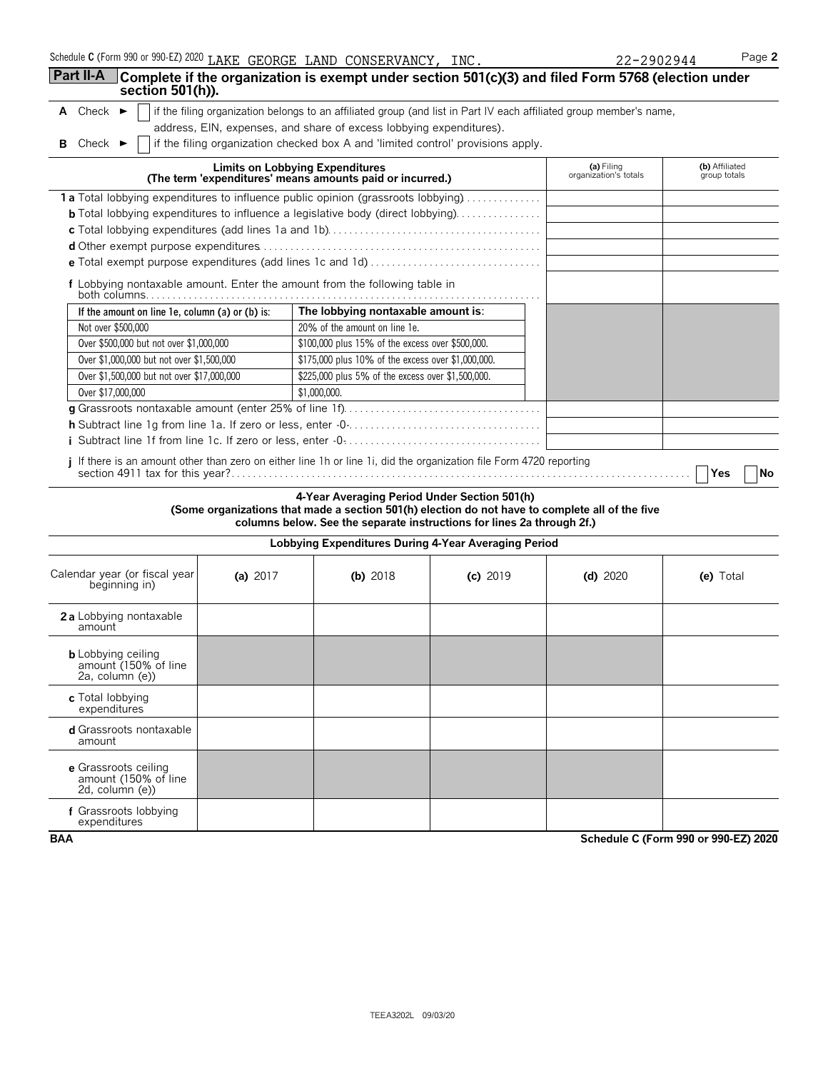Schedule C (Form 990 or 990-EZ) 2020 LAKE GEORGE LAND CONSERVANCY, INC. 22-2902944

## Part II-A Complete if the organization is exempt under section 501(c)(3) and filed Form 5768 (election under section 501(h)).

**A** Check ► ☐ if the filing organization belongs to an affiliated group (and list in Part IV each affiliated group member's name, address, EIN, expenses, and share of excess lobbying expenditures).

**B** Check ► ☐ if the filing organization checked box A and 'limited control' provisions apply.

| **Limits on Lobbying Expenditures** (The term 'expenditures' means amounts paid or incurred.) | (a) Filing organization's totals | (b) Affiliated group totals |
|---|---|---|
| **1a** Total lobbying expenditures to influence public opinion (grassroots lobbying) | | |
| **b** Total lobbying expenditures to influence a legislative body (direct lobbying) | | |
| **c** Total lobbying expenditures (add lines 1a and 1b) | | |
| **d** Other exempt purpose expenditures | | |
| **e** Total exempt purpose expenditures (add lines 1c and 1d) | | |
| **f** Lobbying nontaxable amount. Enter the amount from the following table in both columns | | |

| If the amount on line 1e, column (a) or (b) is: | The lobbying nontaxable amount is: |
|---|---|
| Not over $500,000 | 20% of the amount on line 1e. |
| Over $500,000 but not over $1,000,000 | $100,000 plus 15% of the excess over $500,000. |
| Over $1,000,000 but not over $1,500,000 | $175,000 plus 10% of the excess over $1,000,000. |
| Over $1,500,000 but not over $17,000,000 | $225,000 plus 5% of the excess over $1,500,000. |
| Over $17,000,000 | $1,000,000. |

| | (a) | (b) |
|---|---|---|
| **g** Grassroots nontaxable amount (enter 25% of line 1f) | | |
| **h** Subtract line 1g from line 1a. If zero or less, enter -0- | | |
| **i** Subtract line 1f from line 1c. If zero or less, enter -0- | | |

**j** If there is an amount other than zero on either line 1h or line 1i, did the organization file Form 4720 reporting section 4911 tax for this year? ☐ Yes ☐ No

**4-Year Averaging Period Under Section 501(h)**
**(Some organizations that made a section 501(h) election do not have to complete all of the five columns below. See the separate instructions for lines 2a through 2f.)**

**Lobbying Expenditures During 4-Year Averaging Period**

| Calendar year (or fiscal year beginning in) | (a) 2017 | (b) 2018 | (c) 2019 | (d) 2020 | (e) Total |
|---|---|---|---|---|---|
| **2a** Lobbying nontaxable amount | | | | | |
| **b** Lobbying ceiling amount (150% of line 2a, column (e)) | | | | | |
| **c** Total lobbying expenditures | | | | | |
| **d** Grassroots nontaxable amount | | | | | |
| **e** Grassroots ceiling amount (150% of line 2d, column (e)) | | | | | |
| **f** Grassroots lobbying expenditures | | | | | |

BAA Schedule C (Form 990 or 990-EZ) 2020

TEEA3202L 09/03/20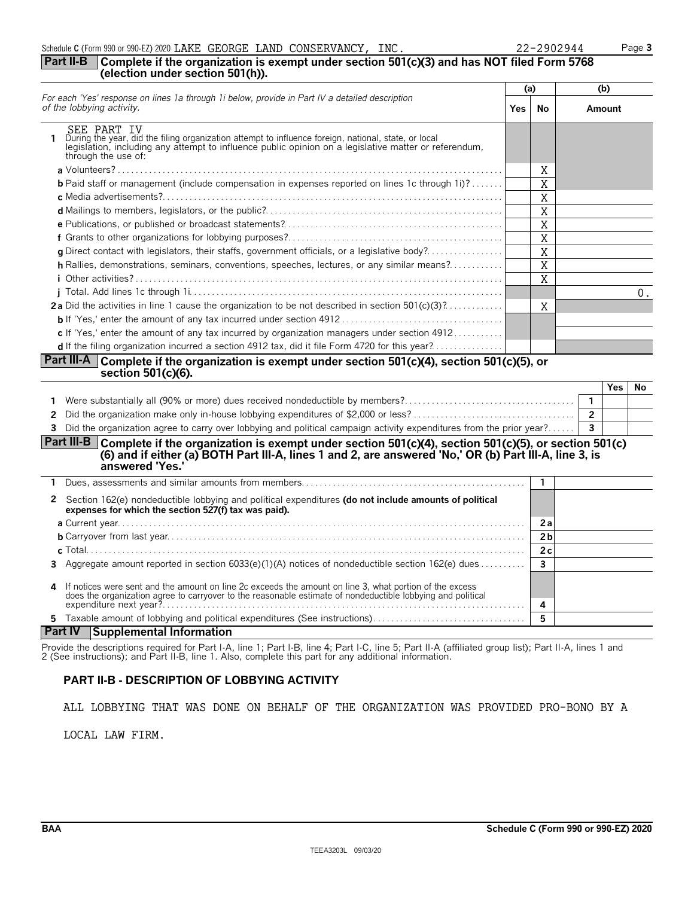Schedule C (Form 990 or 990-EZ) 2020 LAKE GEORGE LAND CONSERVANCY, INC. 22-2902944

## Part II-B Complete if the organization is exempt under section 501(c)(3) and has NOT filed Form 5768 (election under section 501(h)).

| For each 'Yes' response on lines 1a through 1i below, provide in Part IV a detailed description of the lobbying activity. | (a) Yes | (a) No | (b) Amount |
|---|---|---|---|
| SEE PART IV<br>**1** During the year, did the filing organization attempt to influence foreign, national, state, or local legislation, including any attempt to influence public opinion on a legislative matter or referendum, through the use of: | | | |
| **a** Volunteers? | | X | |
| **b** Paid staff or management (include compensation in expenses reported on lines 1c through 1i)? | | X | |
| **c** Media advertisements? | | X | |
| **d** Mailings to members, legislators, or the public? | | X | |
| **e** Publications, or published or broadcast statements? | | X | |
| **f** Grants to other organizations for lobbying purposes? | | X | |
| **g** Direct contact with legislators, their staffs, government officials, or a legislative body? | | X | |
| **h** Rallies, demonstrations, seminars, conventions, speeches, lectures, or any similar means? | | X | |
| **i** Other activities? | | X | |
| **j** Total. Add lines 1c through 1i | | | 0. |
| **2a** Did the activities in line 1 cause the organization to be not described in section 501(c)(3)? | | X | |
| **b** If 'Yes,' enter the amount of any tax incurred under section 4912 | | | |
| **c** If 'Yes,' enter the amount of any tax incurred by organization managers under section 4912 | | | |
| **d** If the filing organization incurred a section 4912 tax, did it file Form 4720 for this year? | | | |

## Part III-A Complete if the organization is exempt under section 501(c)(4), section 501(c)(5), or section 501(c)(6).

| | | | Yes | No |
|---|---|---|---|---|
| **1** | Were substantially all (90% or more) dues received nondeductible by members? | 1 | | |
| **2** | Did the organization make only in-house lobbying expenditures of $2,000 or less? | 2 | | |
| **3** | Did the organization agree to carry over lobbying and political campaign activity expenditures from the prior year? | 3 | | |

## Part III-B Complete if the organization is exempt under section 501(c)(4), section 501(c)(5), or section 501(c)(6) and if either (a) BOTH Part III-A, lines 1 and 2, are answered 'No,' OR (b) Part III-A, line 3, is answered 'Yes.'

| | | | |
|---|---|---|---|
| **1** | Dues, assessments and similar amounts from members | 1 | |
| **2** | Section 162(e) nondeductible lobbying and political expenditures **(do not include amounts of political expenses for which the section 527(f) tax was paid).** | | |
| | **a** Current year | 2a | |
| | **b** Carryover from last year | 2b | |
| | **c** Total | 2c | |
| **3** | Aggregate amount reported in section 6033(e)(1)(A) notices of nondeductible section 162(e) dues | 3 | |
| **4** | If notices were sent and the amount on line 2c exceeds the amount on line 3, what portion of the excess does the organization agree to carryover to the reasonable estimate of nondeductible lobbying and political expenditure next year? | 4 | |
| **5** | Taxable amount of lobbying and political expenditures (See instructions) | 5 | |

## Part IV Supplemental Information

Provide the descriptions required for Part I-A, line 1; Part I-B, line 4; Part I-C, line 5; Part II-A (affiliated group list); Part II-A, lines 1 and 2 (See instructions); and Part II-B, line 1. Also, complete this part for any additional information.

### PART II-B - DESCRIPTION OF LOBBYING ACTIVITY

ALL LOBBYING THAT WAS DONE ON BEHALF OF THE ORGANIZATION WAS PROVIDED PRO-BONO BY A LOCAL LAW FIRM.

BAA Schedule C (Form 990 or 990-EZ) 2020

TEEA3203L 09/03/20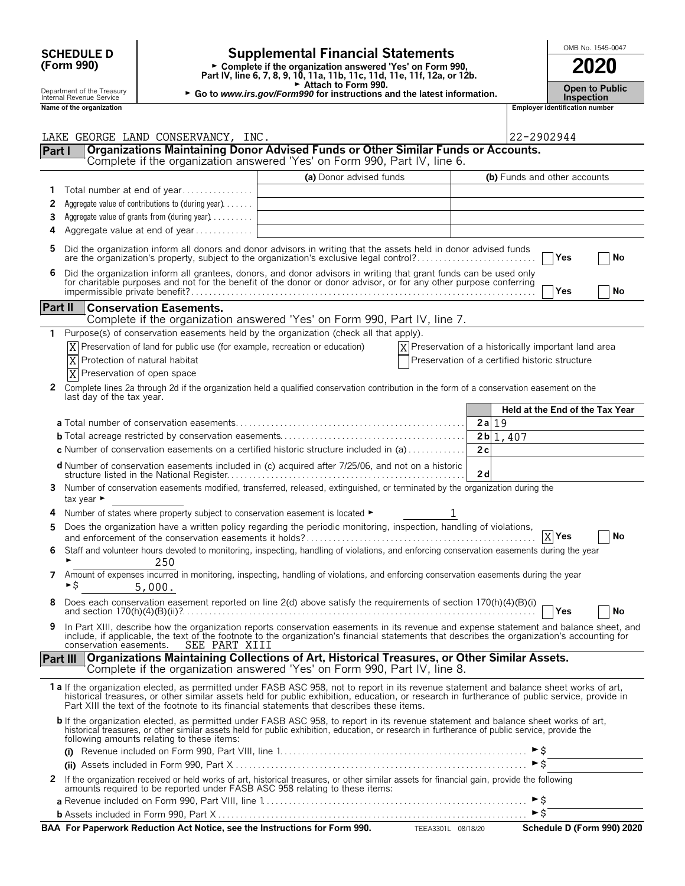**SCHEDULE D (Form 990)**

Department of the Treasury
Internal Revenue Service

# Supplemental Financial Statements

► Complete if the organization answered 'Yes' on Form 990, Part IV, line 6, 7, 8, 9, 10, 11a, 11b, 11c, 11d, 11e, 11f, 12a, or 12b.
► Attach to Form 990.
► Go to *www.irs.gov/Form990* for instructions and the latest information.

OMB No. 1545-0047

**2020**

**Open to Public Inspection**

| Name of the organization | Employer identification number |
|---|---|
| LAKE GEORGE LAND CONSERVANCY, INC. | 22-2902944 |

## Part I — Organizations Maintaining Donor Advised Funds or Other Similar Funds or Accounts.
Complete if the organization answered 'Yes' on Form 990, Part IV, line 6.

| | | (a) Donor advised funds | (b) Funds and other accounts |
|---|---|---|---|
| 1 | Total number at end of year | | |
| 2 | Aggregate value of contributions to (during year) | | |
| 3 | Aggregate value of grants from (during year) | | |
| 4 | Aggregate value at end of year | | |

5 Did the organization inform all donors and donor advisors in writing that the assets held in donor advised funds are the organization's property, subject to the organization's exclusive legal control? ☐ Yes ☐ No

6 Did the organization inform all grantees, donors, and donor advisors in writing that grant funds can be used only for charitable purposes and not for the benefit of the donor or donor advisor, or for any other purpose conferring impermissible private benefit? ☐ Yes ☐ No

## Part II — Conservation Easements.
Complete if the organization answered 'Yes' on Form 990, Part IV, line 7.

1 Purpose(s) of conservation easements held by the organization (check all that apply).

- [X] Preservation of land for public use (for example, recreation or education)
- [X] Protection of natural habitat
- [X] Preservation of open space
- [X] Preservation of a historically important land area
- [ ] Preservation of a certified historic structure

2 Complete lines 2a through 2d if the organization held a qualified conservation contribution in the form of a conservation easement on the last day of the tax year.

| | | Held at the End of the Tax Year |
|---|---|---|
| **a** Total number of conservation easements | 2a | 19 |
| **b** Total acreage restricted by conservation easements | 2b | 1,407 |
| **c** Number of conservation easements on a certified historic structure included in (a) | 2c | |
| **d** Number of conservation easements included in (c) acquired after 7/25/06, and not on a historic structure listed in the National Register | 2d | |

3 Number of conservation easements modified, transferred, released, extinguished, or terminated by the organization during the tax year ►

4 Number of states where property subject to conservation easement is located ► 1

5 Does the organization have a written policy regarding the periodic monitoring, inspection, handling of violations, and enforcement of the conservation easements it holds? [X] Yes ☐ No

6 Staff and volunteer hours devoted to monitoring, inspecting, handling of violations, and enforcing conservation easements during the year ► 250

7 Amount of expenses incurred in monitoring, inspecting, handling of violations, and enforcing conservation easements during the year ►$ 5,000.

8 Does each conservation easement reported on line 2(d) above satisfy the requirements of section 170(h)(4)(B)(i) and section 170(h)(4)(B)(ii)? ☐ Yes ☐ No

9 In Part XIII, describe how the organization reports conservation easements in its revenue and expense statement and balance sheet, and include, if applicable, the text of the footnote to the organization's financial statements that describes the organization's accounting for conservation easements. SEE PART XIII

## Part III — Organizations Maintaining Collections of Art, Historical Treasures, or Other Similar Assets.
Complete if the organization answered 'Yes' on Form 990, Part IV, line 8.

**1a** If the organization elected, as permitted under FASB ASC 958, not to report in its revenue statement and balance sheet works of art, historical treasures, or other similar assets held for public exhibition, education, or research in furtherance of public service, provide in Part XIII the text of the footnote to its financial statements that describes these items.

**b** If the organization elected, as permitted under FASB ASC 958, to report in its revenue statement and balance sheet works of art, historical treasures, or other similar assets held for public exhibition, education, or research in furtherance of public service, provide the following amounts relating to these items:

(i) Revenue included on Form 990, Part VIII, line 1 ►$

(ii) Assets included in Form 990, Part X ►$

2 If the organization received or held works of art, historical treasures, or other similar assets for financial gain, provide the following amounts required to be reported under FASB ASC 958 relating to these items:

**a** Revenue included on Form 990, Part VIII, line 1 ►$

**b** Assets included in Form 990, Part X ►$

**BAA For Paperwork Reduction Act Notice, see the Instructions for Form 990.** TEEA3301L 08/18/20 **Schedule D (Form 990) 2020**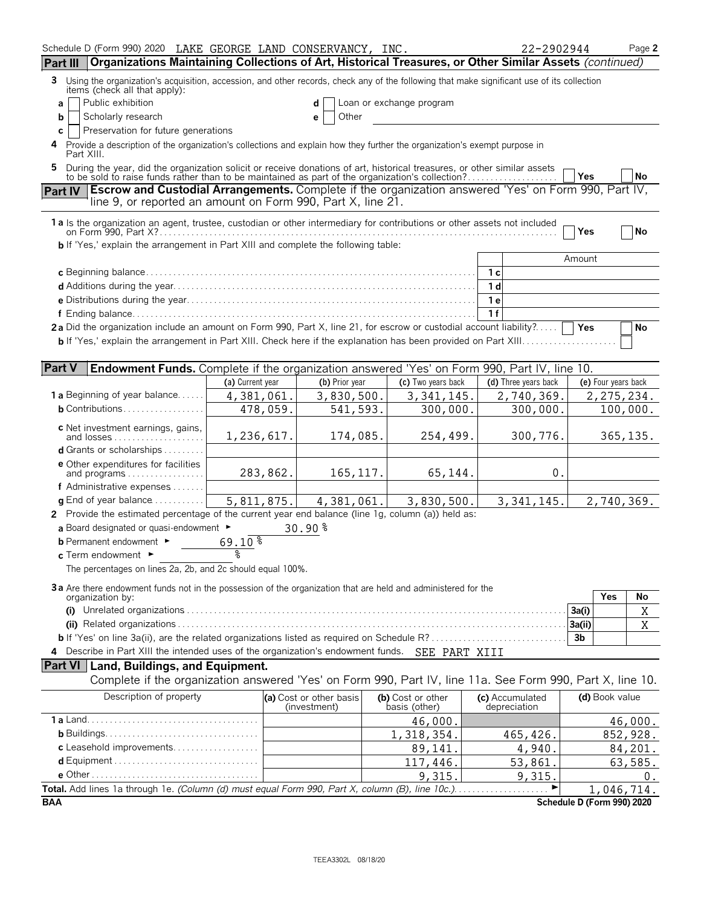Schedule D (Form 990) 2020 LAKE GEORGE LAND CONSERVANCY, INC. 22-2902944 Page 2

## Part III Organizations Maintaining Collections of Art, Historical Treasures, or Other Similar Assets *(continued)*

**3** Using the organization's acquisition, accession, and other records, check any of the following that make significant use of its collection items (check all that apply):

- **a** ☐ Public exhibition
- **b** ☐ Scholarly research
- **c** ☐ Preservation for future generations
- **d** ☐ Loan or exchange program
- **e** ☐ Other

**4** Provide a description of the organization's collections and explain how they further the organization's exempt purpose in Part XIII.

**5** During the year, did the organization solicit or receive donations of art, historical treasures, or other similar assets to be sold to raise funds rather than to be maintained as part of the organization's collection? ☐ Yes ☐ No

## Part IV Escrow and Custodial Arrangements. Complete if the organization answered 'Yes' on Form 990, Part IV, line 9, or reported an amount on Form 990, Part X, line 21.

**1a** Is the organization an agent, trustee, custodian or other intermediary for contributions or other assets not included on Form 990, Part X? ☐ Yes ☐ No

**b** If 'Yes,' explain the arrangement in Part XIII and complete the following table:

| | | Amount |
|---|---|---|
| **c** Beginning balance | 1c | |
| **d** Additions during the year | 1d | |
| **e** Distributions during the year | 1e | |
| **f** Ending balance | 1f | |

**2a** Did the organization include an amount on Form 990, Part X, line 21, for escrow or custodial account liability? ☐ Yes ☐ No

**b** If 'Yes,' explain the arrangement in Part XIII. Check here if the explanation has been provided on Part XIII ☐

## Part V Endowment Funds. Complete if the organization answered 'Yes' on Form 990, Part IV, line 10.

| | (a) Current year | (b) Prior year | (c) Two years back | (d) Three years back | (e) Four years back |
|---|---|---|---|---|---|
| **1a** Beginning of year balance | 4,381,061. | 3,830,500. | 3,341,145. | 2,740,369. | 2,275,234. |
| **b** Contributions | 478,059. | 541,593. | 300,000. | 300,000. | 100,000. |
| **c** Net investment earnings, gains, and losses | 1,236,617. | 174,085. | 254,499. | 300,776. | 365,135. |
| **d** Grants or scholarships | | | | | |
| **e** Other expenditures for facilities and programs | 283,862. | 165,117. | 65,144. | 0. | |
| **f** Administrative expenses | | | | | |
| **g** End of year balance | 5,811,875. | 4,381,061. | 3,830,500. | 3,341,145. | 2,740,369. |

**2** Provide the estimated percentage of the current year end balance (line 1g, column (a)) held as:

- **a** Board designated or quasi-endowment ► 30.90 %
- **b** Permanent endowment ► 69.10 %
- **c** Term endowment ► %

The percentages on lines 2a, 2b, and 2c should equal 100%.

**3a** Are there endowment funds not in the possession of the organization that are held and administered for the organization by:

| | | Yes | No |
|---|---|---|---|
| **(i)** Unrelated organizations | 3a(i) | | X |
| **(ii)** Related organizations | 3a(ii) | | X |
| **b** If 'Yes' on line 3a(ii), are the related organizations listed as required on Schedule R? | 3b | | |

**4** Describe in Part XIII the intended uses of the organization's endowment funds. SEE PART XIII

## Part VI Land, Buildings, and Equipment.

Complete if the organization answered 'Yes' on Form 990, Part IV, line 11a. See Form 990, Part X, line 10.

| Description of property | (a) Cost or other basis (investment) | (b) Cost or other basis (other) | (c) Accumulated depreciation | (d) Book value |
|---|---|---|---|---|
| **1a** Land | | 46,000. | | 46,000. |
| **b** Buildings | | 1,318,354. | 465,426. | 852,928. |
| **c** Leasehold improvements | | 89,141. | 4,940. | 84,201. |
| **d** Equipment | | 117,446. | 53,861. | 63,585. |
| **e** Other | | 9,315. | 9,315. | 0. |
| **Total.** Add lines 1a through 1e. *(Column (d) must equal Form 990, Part X, column (B), line 10c.)* ► | | | | 1,046,714. |

BAA Schedule D (Form 990) 2020

TEEA3302L 08/18/20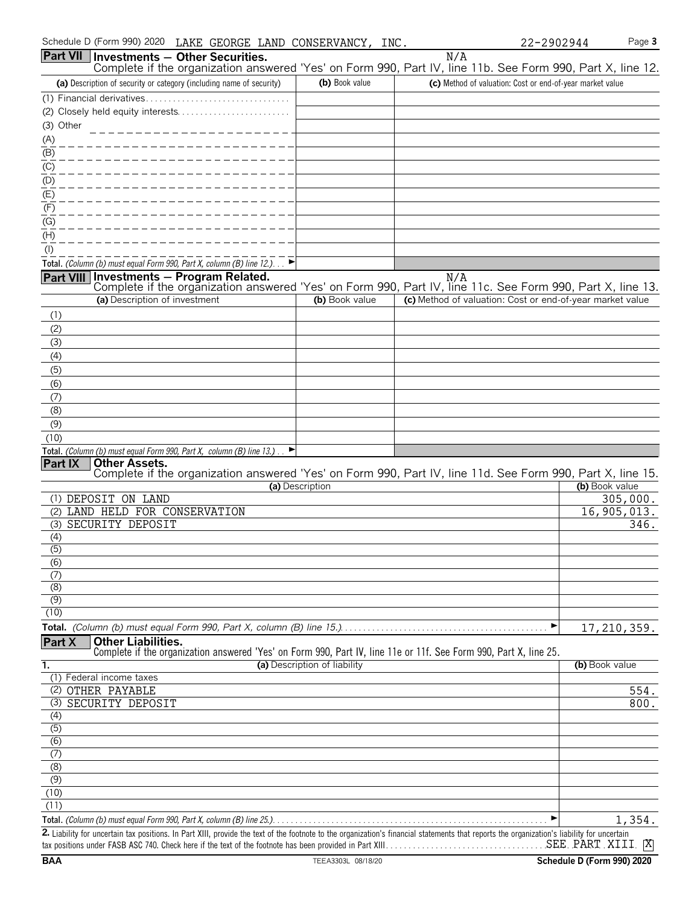Schedule D (Form 990) 2020 LAKE GEORGE LAND CONSERVANCY, INC. 22-2902944

## Part VII Investments — Other Securities.

N/A

Complete if the organization answered 'Yes' on Form 990, Part IV, line 11b. See Form 990, Part X, line 12.

| (a) Description of security or category (including name of security) | (b) Book value | (c) Method of valuation: Cost or end-of-year market value |
|---|---|---|
| (1) Financial derivatives | | |
| (2) Closely held equity interests | | |
| (3) Other | | |
| (A) | | |
| (B) | | |
| (C) | | |
| (D) | | |
| (E) | | |
| (F) | | |
| (G) | | |
| (H) | | |
| (I) | | |
| **Total.** *(Column (b) must equal Form 990, Part X, column (B) line 12.)* ► | | |

## Part VIII Investments — Program Related.

N/A

Complete if the organization answered 'Yes' on Form 990, Part IV, line 11c. See Form 990, Part X, line 13.

| (a) Description of investment | (b) Book value | (c) Method of valuation: Cost or end-of-year market value |
|---|---|---|
| (1) | | |
| (2) | | |
| (3) | | |
| (4) | | |
| (5) | | |
| (6) | | |
| (7) | | |
| (8) | | |
| (9) | | |
| (10) | | |
| **Total.** *(Column (b) must equal Form 990, Part X, column (B) line 13.)* ► | | |

## Part IX Other Assets.

Complete if the organization answered 'Yes' on Form 990, Part IV, line 11d. See Form 990, Part X, line 15.

| (a) Description | (b) Book value |
|---|---|
| (1) DEPOSIT ON LAND | 305,000. |
| (2) LAND HELD FOR CONSERVATION | 16,905,013. |
| (3) SECURITY DEPOSIT | 346. |
| (4) | |
| (5) | |
| (6) | |
| (7) | |
| (8) | |
| (9) | |
| (10) | |
| **Total.** *(Column (b) must equal Form 990, Part X, column (B) line 15.)* ► | 17,210,359. |

## Part X Other Liabilities.

Complete if the organization answered 'Yes' on Form 990, Part IV, line 11e or 11f. See Form 990, Part X, line 25.

| 1. (a) Description of liability | (b) Book value |
|---|---|
| (1) Federal income taxes | |
| (2) OTHER PAYABLE | 554. |
| (3) SECURITY DEPOSIT | 800. |
| (4) | |
| (5) | |
| (6) | |
| (7) | |
| (8) | |
| (9) | |
| (10) | |
| (11) | |
| **Total.** *(Column (b) must equal Form 990, Part X, column (B) line 25.)* ► | 1,354. |

**2.** Liability for uncertain tax positions. In Part XIII, provide the text of the footnote to the organization's financial statements that reports the organization's liability for uncertain tax positions under FASB ASC 740. Check here if the text of the footnote has been provided in Part XIII. SEE PART XIII [X]

BAA TEEA3303L 08/18/20 **Schedule D (Form 990) 2020**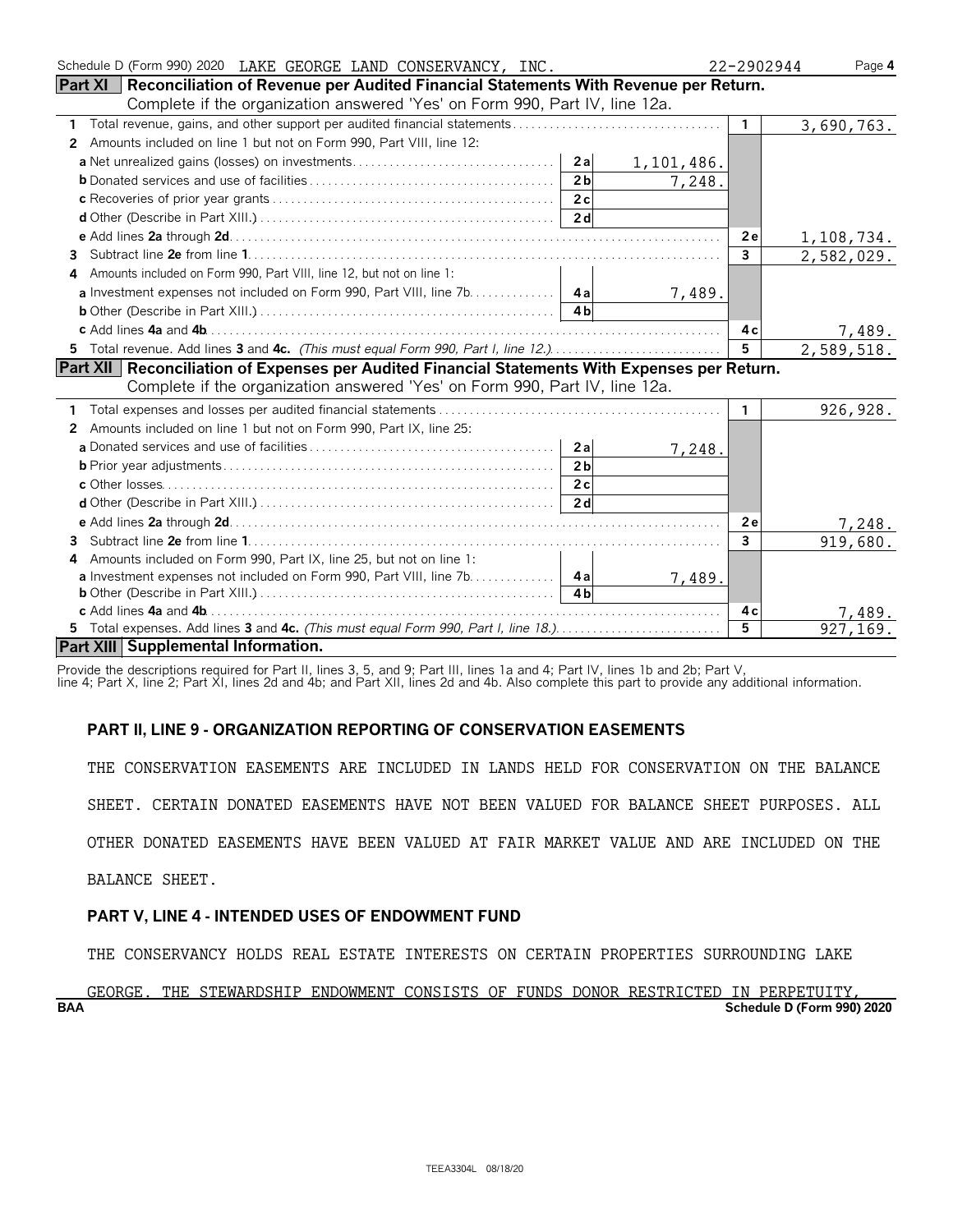Schedule D (Form 990) 2020 LAKE GEORGE LAND CONSERVANCY, INC. 22-2902944 Page 4

**Part XI Reconciliation of Revenue per Audited Financial Statements With Revenue per Return.**
Complete if the organization answered 'Yes' on Form 990, Part IV, line 12a.

| | | | | |
|---|---|---|---|---|
| 1 Total revenue, gains, and other support per audited financial statements | | | 1 | 3,690,763. |
| 2 Amounts included on line 1 but not on Form 990, Part VIII, line 12: | | | | |
| a Net unrealized gains (losses) on investments | 2a | 1,101,486. | | |
| b Donated services and use of facilities | 2b | 7,248. | | |
| c Recoveries of prior year grants | 2c | | | |
| d Other (Describe in Part XIII.) | 2d | | | |
| e Add lines 2a through 2d | | | 2e | 1,108,734. |
| 3 Subtract line 2e from line 1 | | | 3 | 2,582,029. |
| 4 Amounts included on Form 990, Part VIII, line 12, but not on line 1: | | | | |
| a Investment expenses not included on Form 990, Part VIII, line 7b | 4a | 7,489. | | |
| b Other (Describe in Part XIII.) | 4b | | | |
| c Add lines 4a and 4b | | | 4c | 7,489. |
| 5 Total revenue. Add lines 3 and 4c. *(This must equal Form 990, Part I, line 12.)* | | | 5 | 2,589,518. |

**Part XII Reconciliation of Expenses per Audited Financial Statements With Expenses per Return.**
Complete if the organization answered 'Yes' on Form 990, Part IV, line 12a.

| | | | | |
|---|---|---|---|---|
| 1 Total expenses and losses per audited financial statements | | | 1 | 926,928. |
| 2 Amounts included on line 1 but not on Form 990, Part IX, line 25: | | | | |
| a Donated services and use of facilities | 2a | 7,248. | | |
| b Prior year adjustments | 2b | | | |
| c Other losses | 2c | | | |
| d Other (Describe in Part XIII.) | 2d | | | |
| e Add lines 2a through 2d | | | 2e | 7,248. |
| 3 Subtract line 2e from line 1 | | | 3 | 919,680. |
| 4 Amounts included on Form 990, Part IX, line 25, but not on line 1: | | | | |
| a Investment expenses not included on Form 990, Part VIII, line 7b | 4a | 7,489. | | |
| b Other (Describe in Part XIII.) | 4b | | | |
| c Add lines 4a and 4b | | | 4c | 7,489. |
| 5 Total expenses. Add lines 3 and 4c. *(This must equal Form 990, Part I, line 18.)* | | | 5 | 927,169. |

**Part XIII Supplemental Information.**

Provide the descriptions required for Part II, lines 3, 5, and 9; Part III, lines 1a and 4; Part IV, lines 1b and 2b; Part V, line 4; Part X, line 2; Part XI, lines 2d and 4b; and Part XII, lines 2d and 4b. Also complete this part to provide any additional information.

**PART II, LINE 9 - ORGANIZATION REPORTING OF CONSERVATION EASEMENTS**

THE CONSERVATION EASEMENTS ARE INCLUDED IN LANDS HELD FOR CONSERVATION ON THE BALANCE SHEET. CERTAIN DONATED EASEMENTS HAVE NOT BEEN VALUED FOR BALANCE SHEET PURPOSES. ALL OTHER DONATED EASEMENTS HAVE BEEN VALUED AT FAIR MARKET VALUE AND ARE INCLUDED ON THE BALANCE SHEET.

**PART V, LINE 4 - INTENDED USES OF ENDOWMENT FUND**

THE CONSERVANCY HOLDS REAL ESTATE INTERESTS ON CERTAIN PROPERTIES SURROUNDING LAKE GEORGE. THE STEWARDSHIP ENDOWMENT CONSISTS OF FUNDS DONOR RESTRICTED IN PERPETUITY,

BAA Schedule D (Form 990) 2020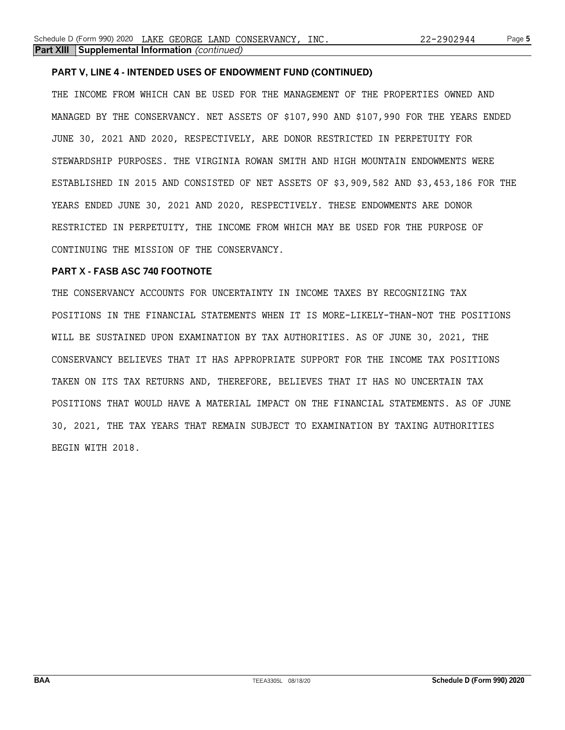**Part XIII Supplemental Information** *(continued)*

**PART V, LINE 4 - INTENDED USES OF ENDOWMENT FUND (CONTINUED)**

THE INCOME FROM WHICH CAN BE USED FOR THE MANAGEMENT OF THE PROPERTIES OWNED AND MANAGED BY THE CONSERVANCY. NET ASSETS OF $107,990 AND $107,990 FOR THE YEARS ENDED JUNE 30, 2021 AND 2020, RESPECTIVELY, ARE DONOR RESTRICTED IN PERPETUITY FOR STEWARDSHIP PURPOSES. THE VIRGINIA ROWAN SMITH AND HIGH MOUNTAIN ENDOWMENTS WERE ESTABLISHED IN 2015 AND CONSISTED OF NET ASSETS OF $3,909,582 AND $3,453,186 FOR THE YEARS ENDED JUNE 30, 2021 AND 2020, RESPECTIVELY. THESE ENDOWMENTS ARE DONOR RESTRICTED IN PERPETUITY, THE INCOME FROM WHICH MAY BE USED FOR THE PURPOSE OF CONTINUING THE MISSION OF THE CONSERVANCY.

**PART X - FASB ASC 740 FOOTNOTE**

THE CONSERVANCY ACCOUNTS FOR UNCERTAINTY IN INCOME TAXES BY RECOGNIZING TAX POSITIONS IN THE FINANCIAL STATEMENTS WHEN IT IS MORE-LIKELY-THAN-NOT THE POSITIONS WILL BE SUSTAINED UPON EXAMINATION BY TAX AUTHORITIES. AS OF JUNE 30, 2021, THE CONSERVANCY BELIEVES THAT IT HAS APPROPRIATE SUPPORT FOR THE INCOME TAX POSITIONS TAKEN ON ITS TAX RETURNS AND, THEREFORE, BELIEVES THAT IT HAS NO UNCERTAIN TAX POSITIONS THAT WOULD HAVE A MATERIAL IMPACT ON THE FINANCIAL STATEMENTS. AS OF JUNE 30, 2021, THE TAX YEARS THAT REMAIN SUBJECT TO EXAMINATION BY TAXING AUTHORITIES BEGIN WITH 2018.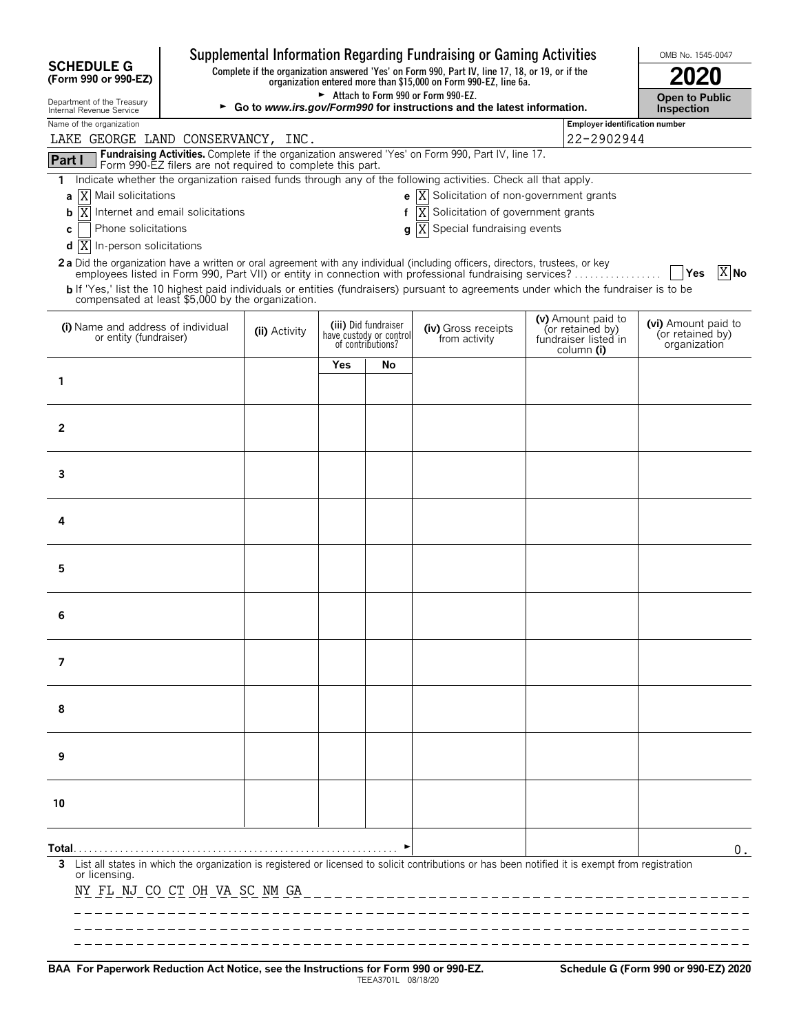# SCHEDULE G (Form 990 or 990-EZ)

Department of the Treasury
Internal Revenue Service

## Supplemental Information Regarding Fundraising or Gaming Activities

**Complete if the organization answered 'Yes' on Form 990, Part IV, line 17, 18, or 19, or if the organization entered more than $15,000 on Form 990-EZ, line 6a.**

► Attach to Form 990 or Form 990-EZ.

► **Go to www.irs.gov/Form990 for instructions and the latest information.**

OMB No. 1545-0047

**2020**

**Open to Public Inspection**

Name of the organization: LAKE GEORGE LAND CONSERVANCY, INC.

Employer identification number: 22-2902944

**Part I** **Fundraising Activities.** Complete if the organization answered 'Yes' on Form 990, Part IV, line 17. Form 990-EZ filers are not required to complete this part.

1 Indicate whether the organization raised funds through any of the following activities. Check all that apply.

- a [X] Mail solicitations
- b [X] Internet and email solicitations
- c [ ] Phone solicitations
- d [X] In-person solicitations
- e [X] Solicitation of non-government grants
- f [X] Solicitation of government grants
- g [X] Special fundraising events

**2a** Did the organization have a written or oral agreement with any individual (including officers, directors, trustees, or key employees listed in Form 990, Part VII) or entity in connection with professional fundraising services? [ ] Yes [X] No

**b** If 'Yes,' list the 10 highest paid individuals or entities (fundraisers) pursuant to agreements under which the fundraiser is to be compensated at least $5,000 by the organization.

| (i) Name and address of individual or entity (fundraiser) | (ii) Activity | (iii) Did fundraiser have custody or control of contributions? | | (iv) Gross receipts from activity | (v) Amount paid to (or retained by) fundraiser listed in column (i) | (vi) Amount paid to (or retained by) organization |
|---|---|---|---|---|---|---|
| | | Yes | No | | | |
| 1 | | | | | | |
| 2 | | | | | | |
| 3 | | | | | | |
| 4 | | | | | | |
| 5 | | | | | | |
| 6 | | | | | | |
| 7 | | | | | | |
| 8 | | | | | | |
| 9 | | | | | | |
| 10 | | | | | | |
| **Total** ► | | | | | | 0. |

3 List all states in which the organization is registered or licensed to solicit contributions or has been notified it is exempt from registration or licensing.

NY FL NJ CO CT OH VA SC NM GA

**BAA For Paperwork Reduction Act Notice, see the Instructions for Form 990 or 990-EZ.** TEEA3701L 08/18/20 **Schedule G (Form 990 or 990-EZ) 2020**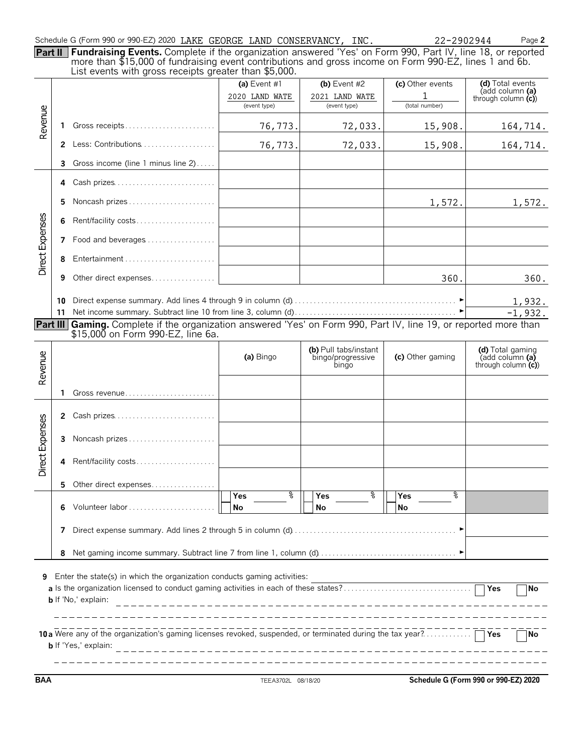Schedule G (Form 990 or 990-EZ) 2020 LAKE GEORGE LAND CONSERVANCY, INC. 22-2902944 Page **2**

**Part II** **Fundraising Events.** Complete if the organization answered 'Yes' on Form 990, Part IV, line 18, or reported more than $15,000 of fundraising event contributions and gross income on Form 990-EZ, lines 1 and 6b. List events with gross receipts greater than $5,000.

| | | | (a) Event #1<br>2020 LAND WATE<br>(event type) | (b) Event #2<br>2021 LAND WATE<br>(event type) | (c) Other events<br>1<br>(total number) | (d) Total events (add column (a) through column (c)) |
|---|---|---|---|---|---|---|
| Revenue | 1 | Gross receipts | 76,773. | 72,033. | 15,908. | 164,714. |
| | 2 | Less: Contributions | 76,773. | 72,033. | 15,908. | 164,714. |
| | 3 | Gross income (line 1 minus line 2) | | | | |
| Direct Expenses | 4 | Cash prizes | | | | |
| | 5 | Noncash prizes | | | 1,572. | 1,572. |
| | 6 | Rent/facility costs | | | | |
| | 7 | Food and beverages | | | | |
| | 8 | Entertainment | | | | |
| | 9 | Other direct expenses | | | 360. | 360. |
| | 10 | Direct expense summary. Add lines 4 through 9 in column (d) | | | | 1,932. |
| | 11 | Net income summary. Subtract line 10 from line 3, column (d) | | | | -1,932. |

**Part III** **Gaming.** Complete if the organization answered 'Yes' on Form 990, Part IV, line 19, or reported more than $15,000 on Form 990-EZ, line 6a.

| | | | (a) Bingo | (b) Pull tabs/instant bingo/progressive bingo | (c) Other gaming | (d) Total gaming (add column (a) through column (c)) |
|---|---|---|---|---|---|---|
| Revenue | 1 | Gross revenue | | | | |
| Direct Expenses | 2 | Cash prizes | | | | |
| | 3 | Noncash prizes | | | | |
| | 4 | Rent/facility costs | | | | |
| | 5 | Other direct expenses | | | | |
| | 6 | Volunteer labor | Yes ___ %<br>No | Yes ___ %<br>No | Yes ___ %<br>No | |
| | 7 | Direct expense summary. Add lines 2 through 5 in column (d) | | | | |
| | 8 | Net gaming income summary. Subtract line 7 from line 1, column (d) | | | | |

**9** Enter the state(s) in which the organization conducts gaming activities:

**a** Is the organization licensed to conduct gaming activities in each of these states? Yes No

**b** If 'No,' explain:

**10a** Were any of the organization's gaming licenses revoked, suspended, or terminated during the tax year? Yes No

**b** If 'Yes,' explain:

BAA TEEA3702L 08/18/20 **Schedule G (Form 990 or 990-EZ) 2020**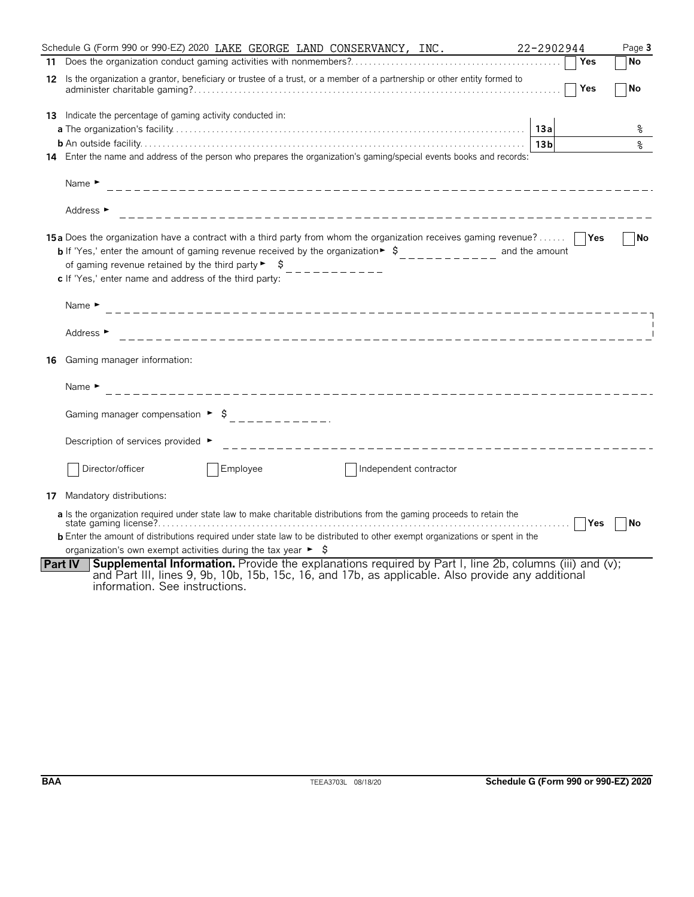Schedule G (Form 990 or 990-EZ) 2020 LAKE GEORGE LAND CONSERVANCY, INC. 22-2902944 Page **3**

**11** Does the organization conduct gaming activities with nonmembers? ☐ Yes ☐ No

**12** Is the organization a grantor, beneficiary or trustee of a trust, or a member of a partnership or other entity formed to administer charitable gaming? ☐ Yes ☐ No

**13** Indicate the percentage of gaming activity conducted in:

**a** The organization's facility **13a** %

**b** An outside facility **13b** %

**14** Enter the name and address of the person who prepares the organization's gaming/special events books and records:

Name ►

Address ►

**15a** Does the organization have a contract with a third party from whom the organization receives gaming revenue? ☐ Yes ☐ No

**b** If 'Yes,' enter the amount of gaming revenue received by the organization ► $ and the amount of gaming revenue retained by the third party ► $

**c** If 'Yes,' enter name and address of the third party:

Name ►

Address ►

**16** Gaming manager information:

Name ►

Gaming manager compensation ► $

Description of services provided ►

☐ Director/officer ☐ Employee ☐ Independent contractor

**17** Mandatory distributions:

**a** Is the organization required under state law to make charitable distributions from the gaming proceeds to retain the state gaming license? ☐ Yes ☐ No

**b** Enter the amount of distributions required under state law to be distributed to other exempt organizations or spent in the organization's own exempt activities during the tax year ► $

**Part IV** **Supplemental Information.** Provide the explanations required by Part I, line 2b, columns (iii) and (v); and Part III, lines 9, 9b, 10b, 15b, 15c, 16, and 17b, as applicable. Also provide any additional information. See instructions.

**BAA** TEEA3703L 08/18/20 **Schedule G (Form 990 or 990-EZ) 2020**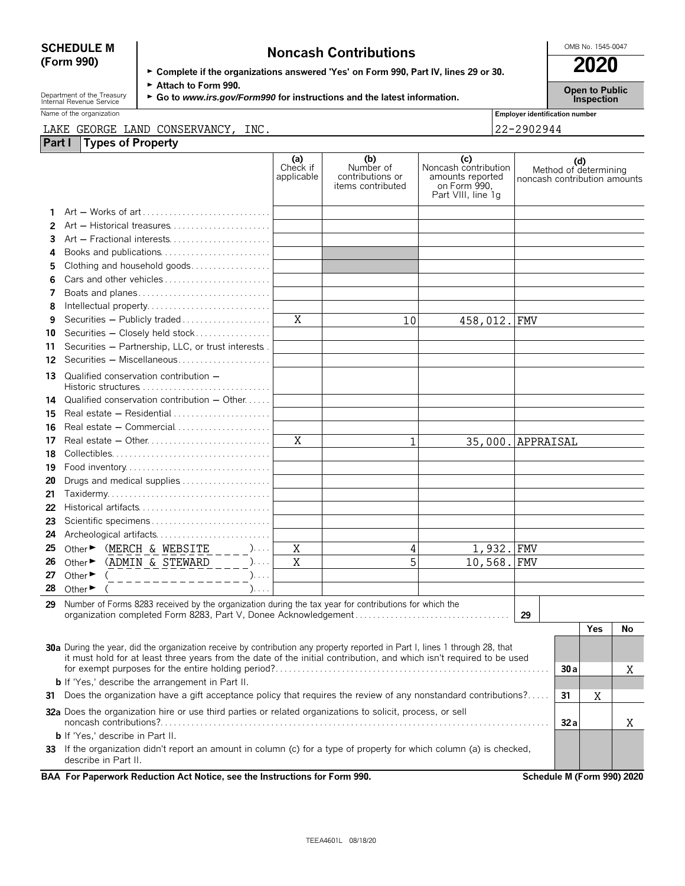**SCHEDULE M (Form 990)**

# Noncash Contributions

OMB No. 1545-0047

**2020**

**Open to Public Inspection**

- ► **Complete if the organizations answered 'Yes' on Form 990, Part IV, lines 29 or 30.**
- ► **Attach to Form 990.**
- ► **Go to *www.irs.gov/Form990* for instructions and the latest information.**

Department of the Treasury
Internal Revenue Service

Name of the organization: LAKE GEORGE LAND CONSERVANCY, INC.

Employer identification number: 22-2902944

## Part I Types of Property

| | | (a) Check if applicable | (b) Number of contributions or items contributed | (c) Noncash contribution amounts reported on Form 990, Part VIII, line 1g | (d) Method of determining noncash contribution amounts |
|---|---|---|---|---|---|
| 1 | Art — Works of art | | | | |
| 2 | Art — Historical treasures | | | | |
| 3 | Art — Fractional interests | | | | |
| 4 | Books and publications | | | | |
| 5 | Clothing and household goods | | | | |
| 6 | Cars and other vehicles | | | | |
| 7 | Boats and planes | | | | |
| 8 | Intellectual property | | | | |
| 9 | Securities — Publicly traded | X | 10 | 458,012. | FMV |
| 10 | Securities — Closely held stock | | | | |
| 11 | Securities — Partnership, LLC, or trust interests | | | | |
| 12 | Securities — Miscellaneous | | | | |
| 13 | Qualified conservation contribution — Historic structures | | | | |
| 14 | Qualified conservation contribution — Other | | | | |
| 15 | Real estate — Residential | | | | |
| 16 | Real estate — Commercial | | | | |
| 17 | Real estate — Other | X | 1 | 35,000. | APPRAISAL |
| 18 | Collectibles | | | | |
| 19 | Food inventory | | | | |
| 20 | Drugs and medical supplies | | | | |
| 21 | Taxidermy | | | | |
| 22 | Historical artifacts | | | | |
| 23 | Scientific specimens | | | | |
| 24 | Archeological artifacts | | | | |
| 25 | Other ► (MERCH & WEBSITE) | X | 4 | 1,932. | FMV |
| 26 | Other ► (ADMIN & STEWARD) | X | 5 | 10,568. | FMV |
| 27 | Other ► ( ) | | | | |
| 28 | Other ► ( ) | | | | |

29 Number of Forms 8283 received by the organization during the tax year for contributions for which the organization completed Form 8283, Part V, Donee Acknowledgement — **29**

| | | | Yes | No |
|---|---|---|---|---|
| **30a** | During the year, did the organization receive by contribution any property reported in Part I, lines 1 through 28, that it must hold for at least three years from the date of the initial contribution, and which isn't required to be used for exempt purposes for the entire holding period? | 30a | | X |
| **b** | If 'Yes,' describe the arrangement in Part II. | | | |
| **31** | Does the organization have a gift acceptance policy that requires the review of any nonstandard contributions? | 31 | X | |
| **32a** | Does the organization hire or use third parties or related organizations to solicit, process, or sell noncash contributions? | 32a | | X |
| **b** | If 'Yes,' describe in Part II. | | | |
| **33** | If the organization didn't report an amount in column (c) for a type of property for which column (a) is checked, describe in Part II. | | | |

**BAA For Paperwork Reduction Act Notice, see the Instructions for Form 990.** **Schedule M (Form 990) 2020**

TEEA4601L 08/18/20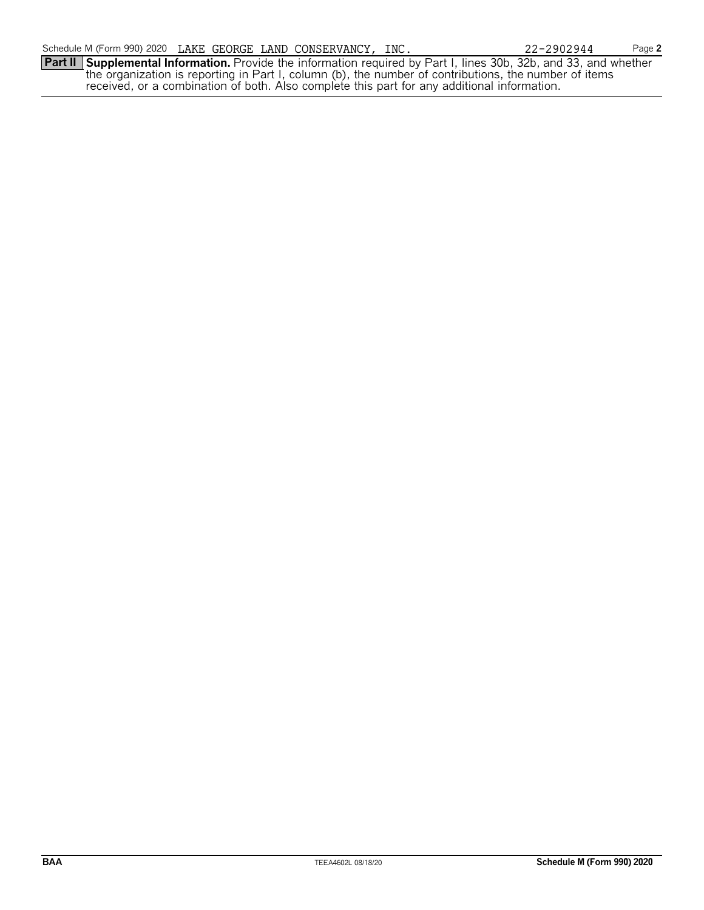Schedule M (Form 990) 2020 LAKE GEORGE LAND CONSERVANCY, INC. 22-2902944 Page **2**

**Part II** **Supplemental Information.** Provide the information required by Part I, lines 30b, 32b, and 33, and whether the organization is reporting in Part I, column (b), the number of contributions, the number of items received, or a combination of both. Also complete this part for any additional information.

**BAA** TEEA4602L 08/18/20 **Schedule M (Form 990) 2020**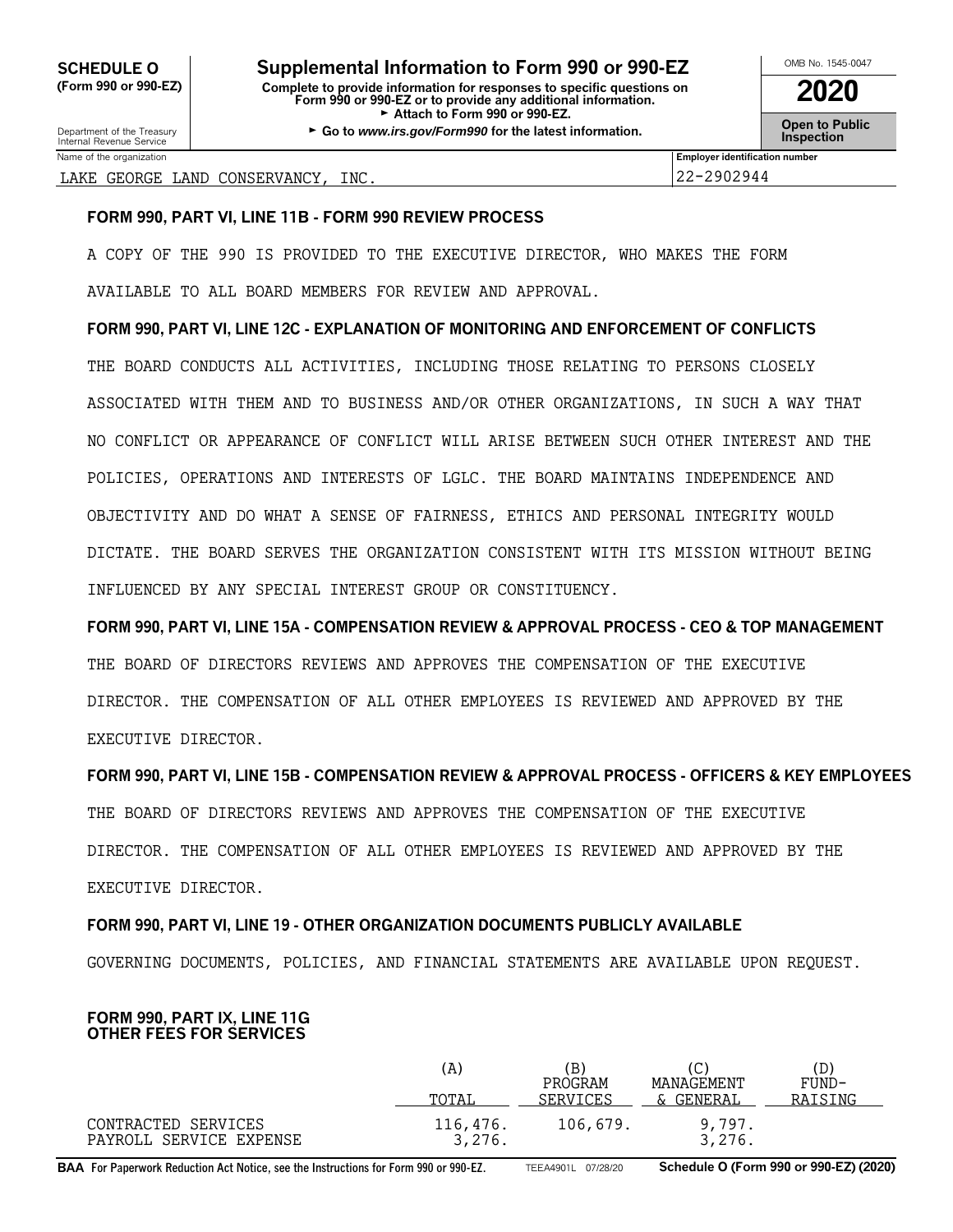**SCHEDULE O (Form 990 or 990-EZ)**

Department of the Treasury
Internal Revenue Service

# Supplemental Information to Form 990 or 990-EZ

**Complete to provide information for responses to specific questions on Form 990 or 990-EZ or to provide any additional information.**
► **Attach to Form 990 or 990-EZ.**
► **Go to *www.irs.gov/Form990* for the latest information.**

OMB No. 1545-0047

**2020**

**Open to Public Inspection**

Name of the organization: LAKE GEORGE LAND CONSERVANCY, INC.

Employer identification number: 22-2902944

**FORM 990, PART VI, LINE 11B - FORM 990 REVIEW PROCESS**

A COPY OF THE 990 IS PROVIDED TO THE EXECUTIVE DIRECTOR, WHO MAKES THE FORM AVAILABLE TO ALL BOARD MEMBERS FOR REVIEW AND APPROVAL.

**FORM 990, PART VI, LINE 12C - EXPLANATION OF MONITORING AND ENFORCEMENT OF CONFLICTS**

THE BOARD CONDUCTS ALL ACTIVITIES, INCLUDING THOSE RELATING TO PERSONS CLOSELY ASSOCIATED WITH THEM AND TO BUSINESS AND/OR OTHER ORGANIZATIONS, IN SUCH A WAY THAT NO CONFLICT OR APPEARANCE OF CONFLICT WILL ARISE BETWEEN SUCH OTHER INTEREST AND THE POLICIES, OPERATIONS AND INTERESTS OF LGLC. THE BOARD MAINTAINS INDEPENDENCE AND OBJECTIVITY AND DO WHAT A SENSE OF FAIRNESS, ETHICS AND PERSONAL INTEGRITY WOULD DICTATE. THE BOARD SERVES THE ORGANIZATION CONSISTENT WITH ITS MISSION WITHOUT BEING INFLUENCED BY ANY SPECIAL INTEREST GROUP OR CONSTITUENCY.

**FORM 990, PART VI, LINE 15A - COMPENSATION REVIEW & APPROVAL PROCESS - CEO & TOP MANAGEMENT**

THE BOARD OF DIRECTORS REVIEWS AND APPROVES THE COMPENSATION OF THE EXECUTIVE DIRECTOR. THE COMPENSATION OF ALL OTHER EMPLOYEES IS REVIEWED AND APPROVED BY THE EXECUTIVE DIRECTOR.

**FORM 990, PART VI, LINE 15B - COMPENSATION REVIEW & APPROVAL PROCESS - OFFICERS & KEY EMPLOYEES**

THE BOARD OF DIRECTORS REVIEWS AND APPROVES THE COMPENSATION OF THE EXECUTIVE DIRECTOR. THE COMPENSATION OF ALL OTHER EMPLOYEES IS REVIEWED AND APPROVED BY THE EXECUTIVE DIRECTOR.

**FORM 990, PART VI, LINE 19 - OTHER ORGANIZATION DOCUMENTS PUBLICLY AVAILABLE**

GOVERNING DOCUMENTS, POLICIES, AND FINANCIAL STATEMENTS ARE AVAILABLE UPON REQUEST.

**FORM 990, PART IX, LINE 11G**
**OTHER FEES FOR SERVICES**

| | (A) TOTAL | (B) PROGRAM SERVICES | (C) MANAGEMENT & GENERAL | (D) FUND-RAISING |
|---|---|---|---|---|
| CONTRACTED SERVICES | 116,476. | 106,679. | 9,797. | |
| PAYROLL SERVICE EXPENSE | 3,276. | | 3,276. | |

**BAA** For Paperwork Reduction Act Notice, see the Instructions for Form 990 or 990-EZ. TEEA4901L 07/28/20 **Schedule O (Form 990 or 990-EZ) (2020)**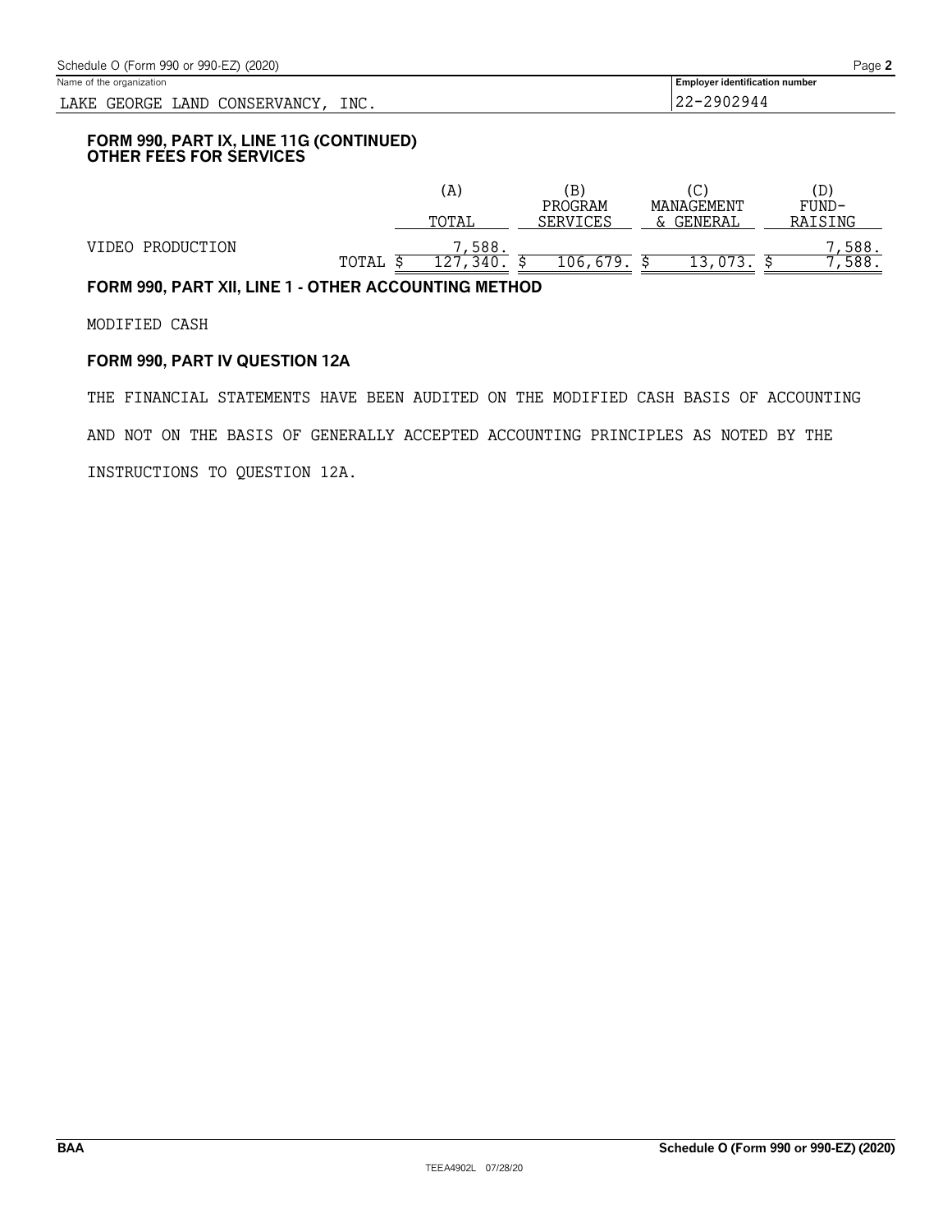Name of the organization: LAKE GEORGE LAND CONSERVANCY, INC.

Employer identification number: 22-2902944

## FORM 990, PART IX, LINE 11G (CONTINUED) OTHER FEES FOR SERVICES

| | (A) TOTAL | (B) PROGRAM SERVICES | (C) MANAGEMENT & GENERAL | (D) FUND-RAISING |
|---|---|---|---|---|
| VIDEO PRODUCTION | 7,588. | | | 7,588. |
| TOTAL | $ 127,340. | $ 106,679. | $ 13,073. | $ 7,588. |

## FORM 990, PART XII, LINE 1 - OTHER ACCOUNTING METHOD

MODIFIED CASH

## FORM 990, PART IV QUESTION 12A

THE FINANCIAL STATEMENTS HAVE BEEN AUDITED ON THE MODIFIED CASH BASIS OF ACCOUNTING AND NOT ON THE BASIS OF GENERALLY ACCEPTED ACCOUNTING PRINCIPLES AS NOTED BY THE INSTRUCTIONS TO QUESTION 12A.